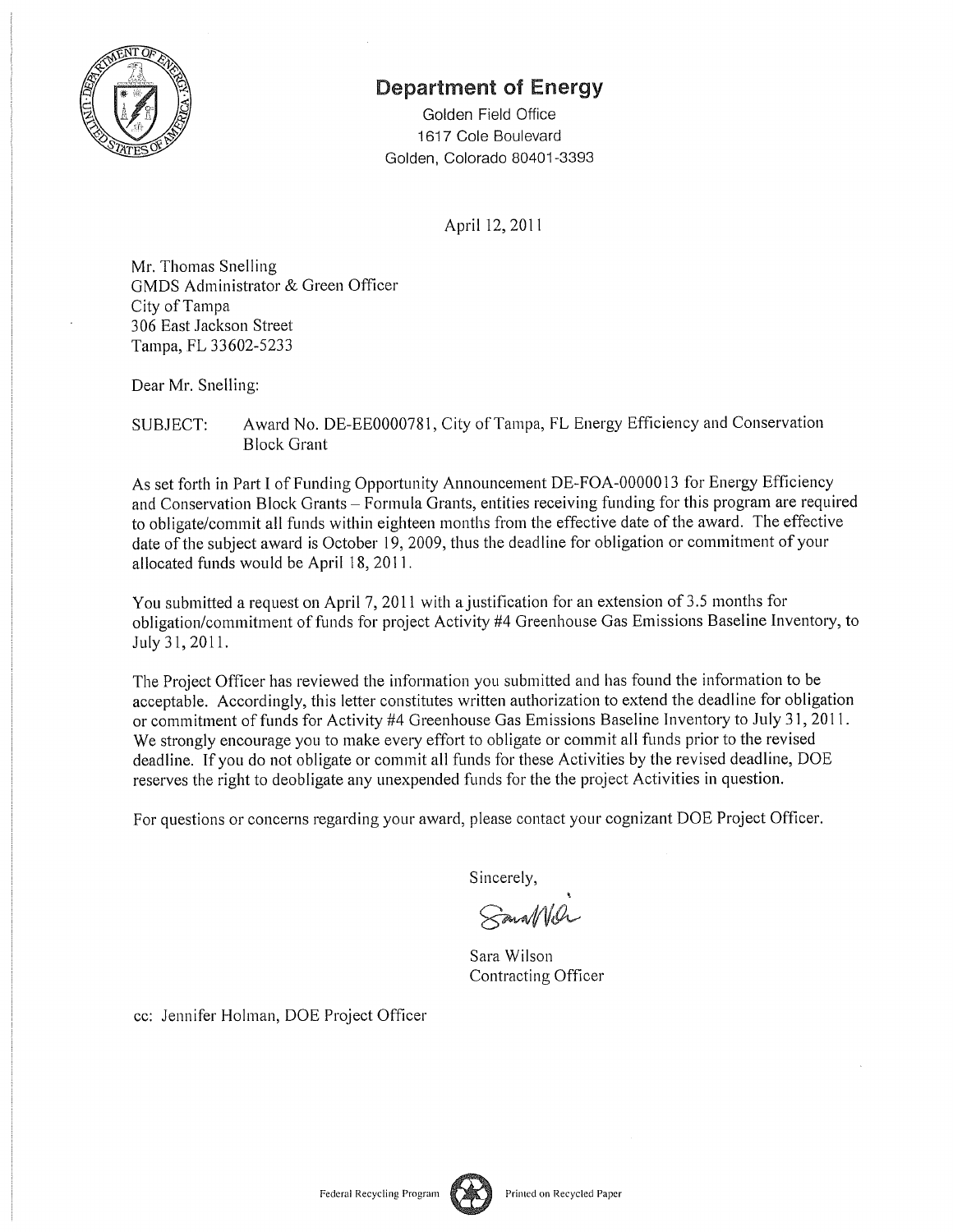# Department of Energy

Golden Field Office
1617 Cole Boulevard
Golden, Colorado 80401-3393

April 12, 2011

Mr. Thomas Snelling
GMDS Administrator & Green Officer
City of Tampa
306 East Jackson Street
Tampa, FL 33602-5233

Dear Mr. Snelling:

SUBJECT: Award No. DE-EE0000781, City of Tampa, FL Energy Efficiency and Conservation Block Grant

As set forth in Part I of Funding Opportunity Announcement DE-FOA-0000013 for Energy Efficiency and Conservation Block Grants – Formula Grants, entities receiving funding for this program are required to obligate/commit all funds within eighteen months from the effective date of the award. The effective date of the subject award is October 19, 2009, thus the deadline for obligation or commitment of your allocated funds would be April 18, 2011.

You submitted a request on April 7, 2011 with a justification for an extension of 3.5 months for obligation/commitment of funds for project Activity #4 Greenhouse Gas Emissions Baseline Inventory, to July 31, 2011.

The Project Officer has reviewed the information you submitted and has found the information to be acceptable. Accordingly, this letter constitutes written authorization to extend the deadline for obligation or commitment of funds for Activity #4 Greenhouse Gas Emissions Baseline Inventory to July 31, 2011. We strongly encourage you to make every effort to obligate or commit all funds prior to the revised deadline. If you do not obligate or commit all funds for these Activities by the revised deadline, DOE reserves the right to deobligate any unexpended funds for the the project Activities in question.

For questions or concerns regarding your award, please contact your cognizant DOE Project Officer.

Sincerely,

Sara Wilson
Contracting Officer

cc: Jennifer Holman, DOE Project Officer

Federal Recycling Program Printed on Recycled Paper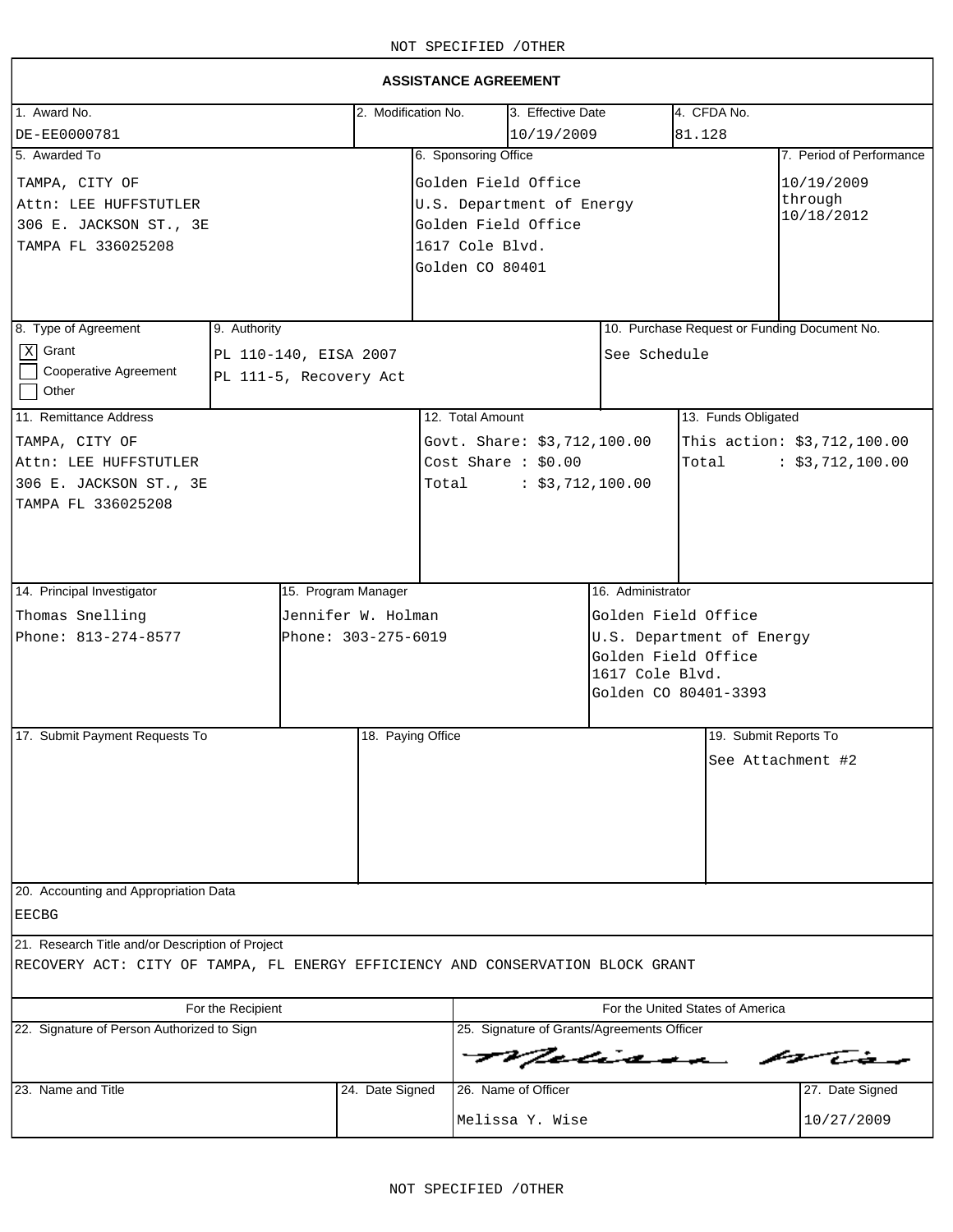NOT SPECIFIED /OTHER

# ASSISTANCE AGREEMENT

| 1. Award No. | 2. Modification No. | 3. Effective Date | 4. CFDA No. |
|---|---|---|---|
| DE-EE0000781 | | 10/19/2009 | 81.128 |

| 5. Awarded To | 6. Sponsoring Office | 7. Period of Performance |
|---|---|---|
| TAMPA, CITY OF<br>Attn: LEE HUFFSTUTLER<br>306 E. JACKSON ST., 3E<br>TAMPA FL 336025208 | Golden Field Office<br>U.S. Department of Energy<br>Golden Field Office<br>1617 Cole Blvd.<br>Golden CO 80401 | 10/19/2009<br>through<br>10/18/2012 |

| 8. Type of Agreement | 9. Authority | 10. Purchase Request or Funding Document No. |
|---|---|---|
| [X] Grant<br>[ ] Cooperative Agreement<br>[ ] Other | PL 110-140, EISA 2007<br>PL 111-5, Recovery Act | See Schedule |

| 11. Remittance Address | 12. Total Amount | 13. Funds Obligated |
|---|---|---|
| TAMPA, CITY OF<br>Attn: LEE HUFFSTUTLER<br>306 E. JACKSON ST., 3E<br>TAMPA FL 336025208 | Govt. Share: $3,712,100.00<br>Cost Share : $0.00<br>Total : $3,712,100.00 | This action: $3,712,100.00<br>Total : $3,712,100.00 |

| 14. Principal Investigator | 15. Program Manager | 16. Administrator |
|---|---|---|
| Thomas Snelling<br>Phone: 813-274-8577 | Jennifer W. Holman<br>Phone: 303-275-6019 | Golden Field Office<br>U.S. Department of Energy<br>Golden Field Office<br>1617 Cole Blvd.<br>Golden CO 80401-3393 |

| 17. Submit Payment Requests To | 18. Paying Office | 19. Submit Reports To |
|---|---|---|
| | | See Attachment #2 |

**20. Accounting and Appropriation Data**

EECBG

**21. Research Title and/or Description of Project**

RECOVERY ACT: CITY OF TAMPA, FL ENERGY EFFICIENCY AND CONSERVATION BLOCK GRANT

| For the Recipient | | For the United States of America | |
|---|---|---|---|
| 22. Signature of Person Authorized to Sign | | 25. Signature of Grants/Agreements Officer | |
| | | Melissa Wise | |
| 23. Name and Title | 24. Date Signed | 26. Name of Officer | 27. Date Signed |
| | | Melissa Y. Wise | 10/27/2009 |

NOT SPECIFIED /OTHER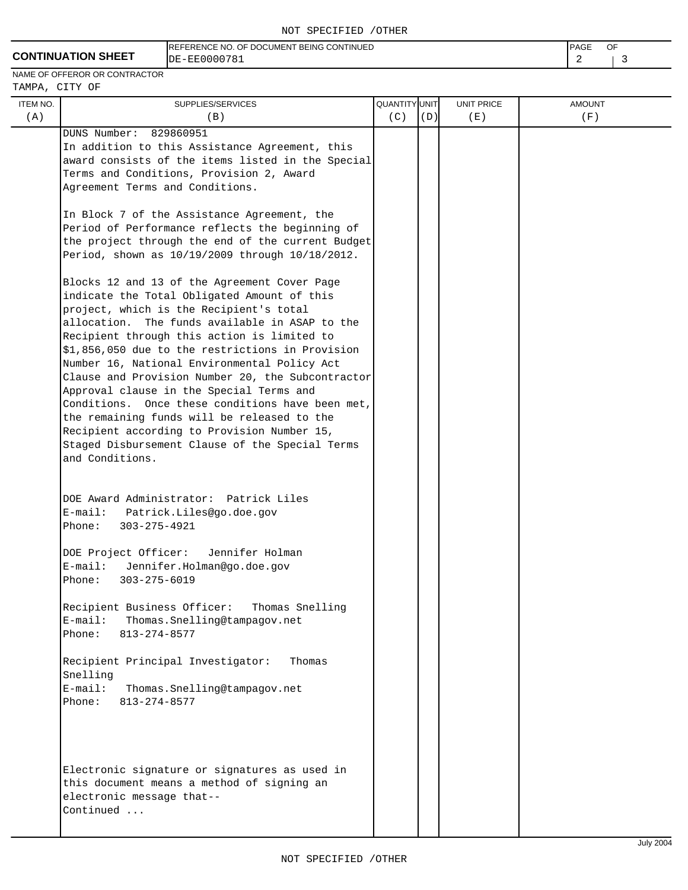**CONTINUATION SHEET**

REFERENCE NO. OF DOCUMENT BEING CONTINUED: DE-EE0000781

NAME OF OFFEROR OR CONTRACTOR: TAMPA, CITY OF

| ITEM NO. (A) | SUPPLIES/SERVICES (B) | QUANTITY (C) | UNIT (D) | UNIT PRICE (E) | AMOUNT (F) |
|---|---|---|---|---|---|

DUNS Number: 829860951

In addition to this Assistance Agreement, this award consists of the items listed in the Special Terms and Conditions, Provision 2, Award Agreement Terms and Conditions.

In Block 7 of the Assistance Agreement, the Period of Performance reflects the beginning of the project through the end of the current Budget Period, shown as 10/19/2009 through 10/18/2012.

Blocks 12 and 13 of the Agreement Cover Page indicate the Total Obligated Amount of this project, which is the Recipient's total allocation. The funds available in ASAP to the Recipient through this action is limited to $1,856,050 due to the restrictions in Provision Number 16, National Environmental Policy Act Clause and Provision Number 20, the Subcontractor Approval clause in the Special Terms and Conditions. Once these conditions have been met, the remaining funds will be released to the Recipient according to Provision Number 15, Staged Disbursement Clause of the Special Terms and Conditions.

DOE Award Administrator: Patrick Liles
E-mail: Patrick.Liles@go.doe.gov
Phone: 303-275-4921

DOE Project Officer: Jennifer Holman
E-mail: Jennifer.Holman@go.doe.gov
Phone: 303-275-6019

Recipient Business Officer: Thomas Snelling
E-mail: Thomas.Snelling@tampagov.net
Phone: 813-274-8577

Recipient Principal Investigator: Thomas Snelling
E-mail: Thomas.Snelling@tampagov.net
Phone: 813-274-8577

Electronic signature or signatures as used in this document means a method of signing an electronic message that--
Continued ...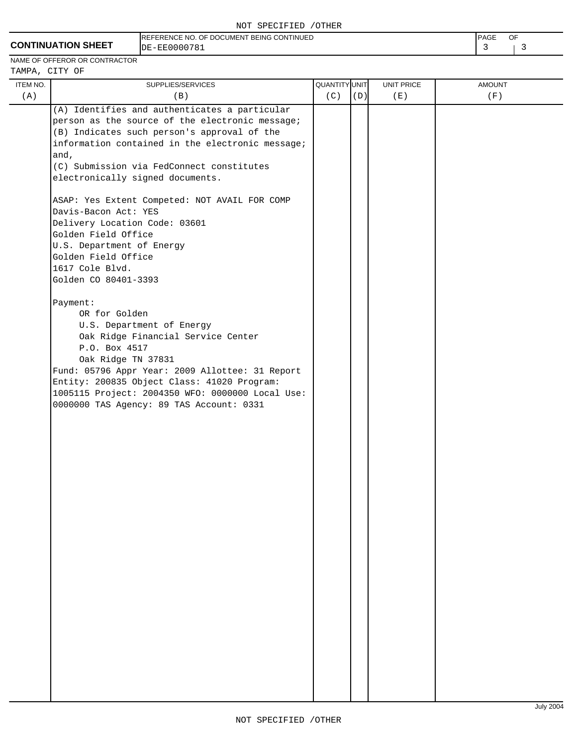**CONTINUATION SHEET**

REFERENCE NO. OF DOCUMENT BEING CONTINUED: DE-EE0000781

NAME OF OFFEROR OR CONTRACTOR: TAMPA, CITY OF

| ITEM NO. (A) | SUPPLIES/SERVICES (B) | QUANTITY (C) | UNIT (D) | UNIT PRICE (E) | AMOUNT (F) |
|---|---|---|---|---|---|
| | (A) Identifies and authenticates a particular person as the source of the electronic message;<br>(B) Indicates such person's approval of the information contained in the electronic message; and,<br>(C) Submission via FedConnect constitutes electronically signed documents.<br><br>ASAP: Yes Extent Competed: NOT AVAIL FOR COMP<br>Davis-Bacon Act: YES<br>Delivery Location Code: 03601<br>Golden Field Office<br>U.S. Department of Energy<br>Golden Field Office<br>1617 Cole Blvd.<br>Golden CO 80401-3393<br><br>Payment:<br>OR for Golden<br>U.S. Department of Energy<br>Oak Ridge Financial Service Center<br>P.O. Box 4517<br>Oak Ridge TN 37831<br>Fund: 05796 Appr Year: 2009 Allottee: 31 Report Entity: 200835 Object Class: 41020 Program: 1005115 Project: 2004350 WFO: 0000000 Local Use: 0000000 TAS Agency: 89 TAS Account: 0331 | | | | |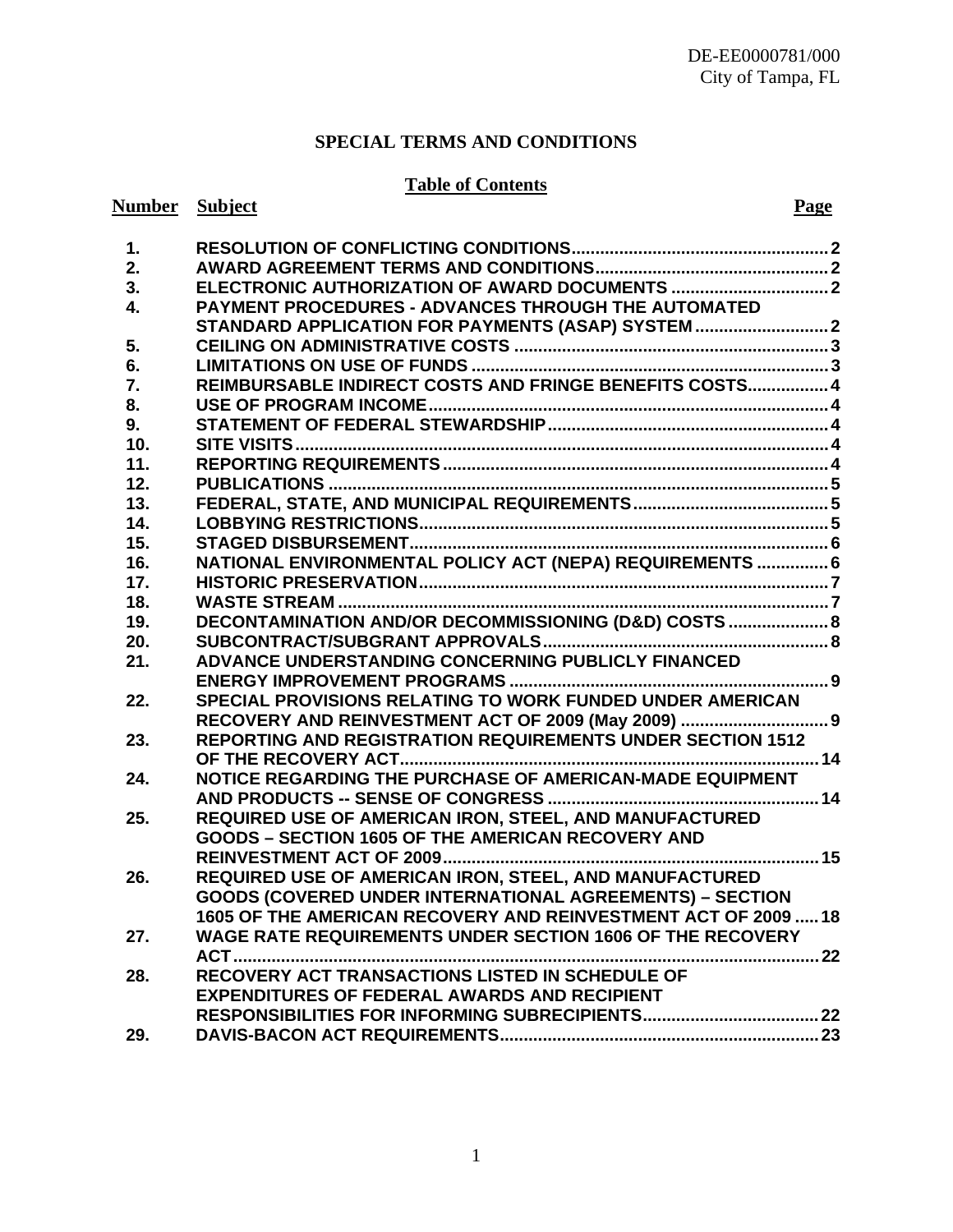DE-EE0000781/000
City of Tampa, FL

## SPECIAL TERMS AND CONDITIONS

### Table of Contents

| Number | Subject | Page |
|---|---|---|
| 1. | RESOLUTION OF CONFLICTING CONDITIONS | 2 |
| 2. | AWARD AGREEMENT TERMS AND CONDITIONS | 2 |
| 3. | ELECTRONIC AUTHORIZATION OF AWARD DOCUMENTS | 2 |
| 4. | PAYMENT PROCEDURES - ADVANCES THROUGH THE AUTOMATED STANDARD APPLICATION FOR PAYMENTS (ASAP) SYSTEM | 2 |
| 5. | CEILING ON ADMINISTRATIVE COSTS | 3 |
| 6. | LIMITATIONS ON USE OF FUNDS | 3 |
| 7. | REIMBURSABLE INDIRECT COSTS AND FRINGE BENEFITS COSTS | 4 |
| 8. | USE OF PROGRAM INCOME | 4 |
| 9. | STATEMENT OF FEDERAL STEWARDSHIP | 4 |
| 10. | SITE VISITS | 4 |
| 11. | REPORTING REQUIREMENTS | 4 |
| 12. | PUBLICATIONS | 5 |
| 13. | FEDERAL, STATE, AND MUNICIPAL REQUIREMENTS | 5 |
| 14. | LOBBYING RESTRICTIONS | 5 |
| 15. | STAGED DISBURSEMENT | 6 |
| 16. | NATIONAL ENVIRONMENTAL POLICY ACT (NEPA) REQUIREMENTS | 6 |
| 17. | HISTORIC PRESERVATION | 7 |
| 18. | WASTE STREAM | 7 |
| 19. | DECONTAMINATION AND/OR DECOMMISSIONING (D&D) COSTS | 8 |
| 20. | SUBCONTRACT/SUBGRANT APPROVALS | 8 |
| 21. | ADVANCE UNDERSTANDING CONCERNING PUBLICLY FINANCED ENERGY IMPROVEMENT PROGRAMS | 9 |
| 22. | SPECIAL PROVISIONS RELATING TO WORK FUNDED UNDER AMERICAN RECOVERY AND REINVESTMENT ACT OF 2009 (May 2009) | 9 |
| 23. | REPORTING AND REGISTRATION REQUIREMENTS UNDER SECTION 1512 OF THE RECOVERY ACT | 14 |
| 24. | NOTICE REGARDING THE PURCHASE OF AMERICAN-MADE EQUIPMENT AND PRODUCTS -- SENSE OF CONGRESS | 14 |
| 25. | REQUIRED USE OF AMERICAN IRON, STEEL, AND MANUFACTURED GOODS – SECTION 1605 OF THE AMERICAN RECOVERY AND REINVESTMENT ACT OF 2009 | 15 |
| 26. | REQUIRED USE OF AMERICAN IRON, STEEL, AND MANUFACTURED GOODS (COVERED UNDER INTERNATIONAL AGREEMENTS) – SECTION 1605 OF THE AMERICAN RECOVERY AND REINVESTMENT ACT OF 2009 | 18 |
| 27. | WAGE RATE REQUIREMENTS UNDER SECTION 1606 OF THE RECOVERY ACT | 22 |
| 28. | RECOVERY ACT TRANSACTIONS LISTED IN SCHEDULE OF EXPENDITURES OF FEDERAL AWARDS AND RECIPIENT RESPONSIBILITIES FOR INFORMING SUBRECIPIENTS | 22 |
| 29. | DAVIS-BACON ACT REQUIREMENTS | 23 |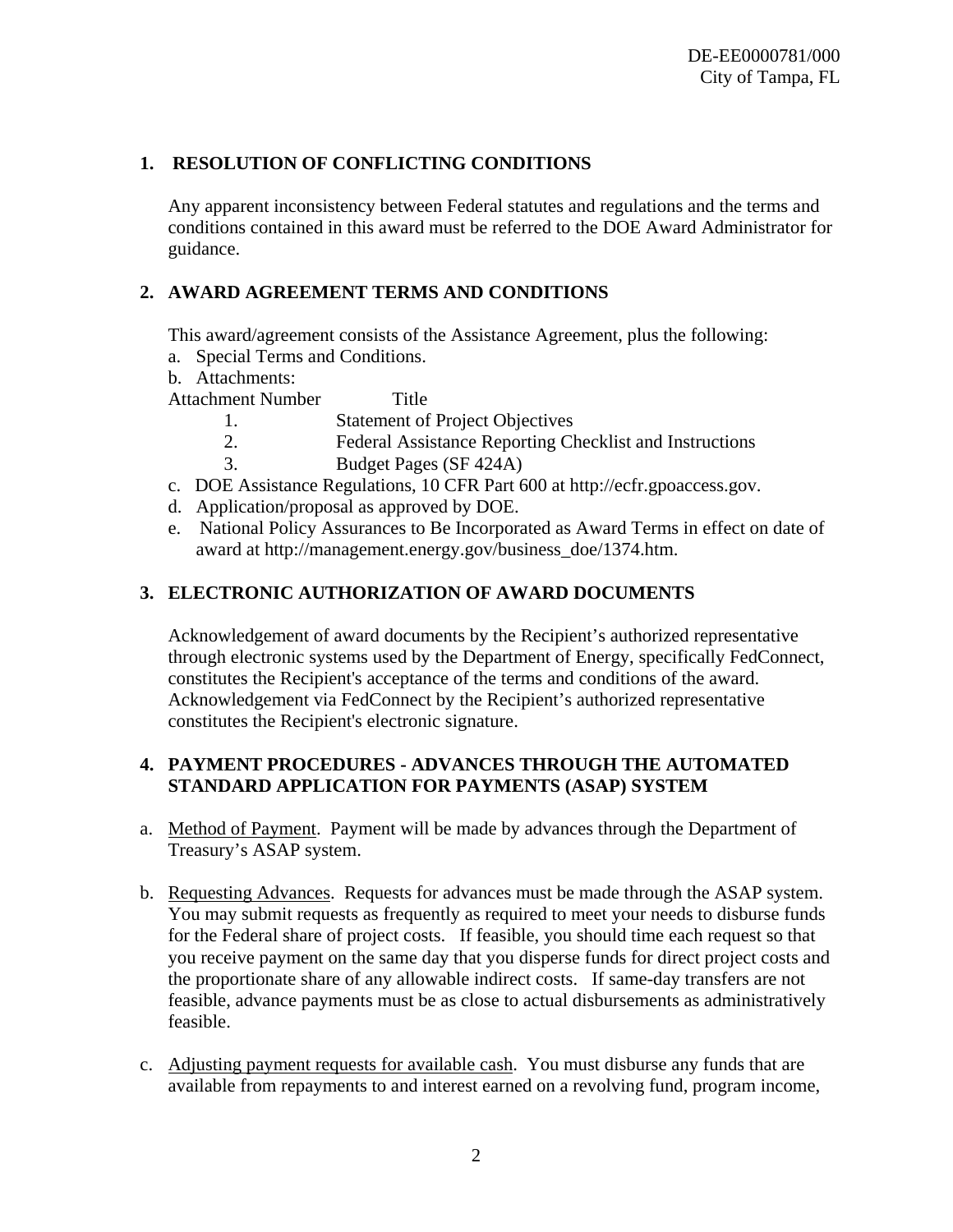## 1. RESOLUTION OF CONFLICTING CONDITIONS

Any apparent inconsistency between Federal statutes and regulations and the terms and conditions contained in this award must be referred to the DOE Award Administrator for guidance.

## 2. AWARD AGREEMENT TERMS AND CONDITIONS

This award/agreement consists of the Assistance Agreement, plus the following:

a. Special Terms and Conditions.

b. Attachments:

| Attachment Number | Title |
|---|---|
| 1. | Statement of Project Objectives |
| 2. | Federal Assistance Reporting Checklist and Instructions |
| 3. | Budget Pages (SF 424A) |

c. DOE Assistance Regulations, 10 CFR Part 600 at http://ecfr.gpoaccess.gov.

d. Application/proposal as approved by DOE.

e. National Policy Assurances to Be Incorporated as Award Terms in effect on date of award at http://management.energy.gov/business_doe/1374.htm.

## 3. ELECTRONIC AUTHORIZATION OF AWARD DOCUMENTS

Acknowledgement of award documents by the Recipient's authorized representative through electronic systems used by the Department of Energy, specifically FedConnect, constitutes the Recipient's acceptance of the terms and conditions of the award. Acknowledgement via FedConnect by the Recipient's authorized representative constitutes the Recipient's electronic signature.

## 4. PAYMENT PROCEDURES - ADVANCES THROUGH THE AUTOMATED STANDARD APPLICATION FOR PAYMENTS (ASAP) SYSTEM

a. Method of Payment. Payment will be made by advances through the Department of Treasury's ASAP system.

b. Requesting Advances. Requests for advances must be made through the ASAP system. You may submit requests as frequently as required to meet your needs to disburse funds for the Federal share of project costs. If feasible, you should time each request so that you receive payment on the same day that you disperse funds for direct project costs and the proportionate share of any allowable indirect costs. If same-day transfers are not feasible, advance payments must be as close to actual disbursements as administratively feasible.

c. Adjusting payment requests for available cash. You must disburse any funds that are available from repayments to and interest earned on a revolving fund, program income,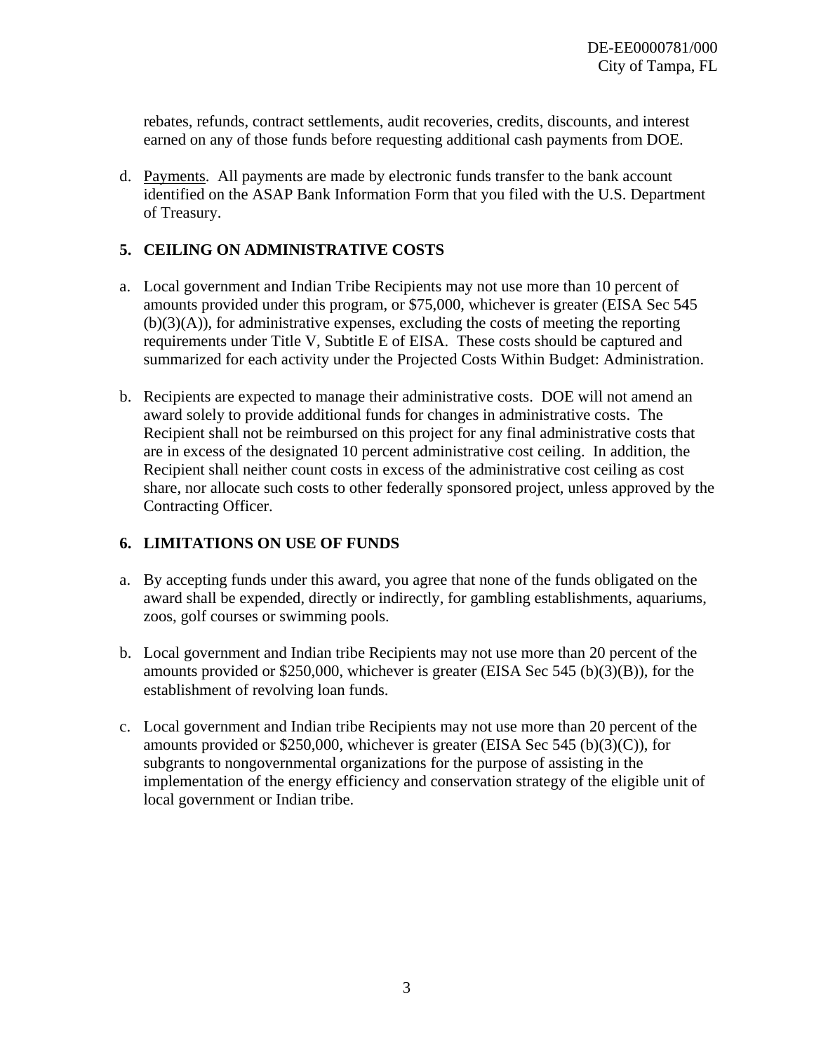rebates, refunds, contract settlements, audit recoveries, credits, discounts, and interest earned on any of those funds before requesting additional cash payments from DOE.

d. Payments. All payments are made by electronic funds transfer to the bank account identified on the ASAP Bank Information Form that you filed with the U.S. Department of Treasury.

## 5. CEILING ON ADMINISTRATIVE COSTS

a. Local government and Indian Tribe Recipients may not use more than 10 percent of amounts provided under this program, or $75,000, whichever is greater (EISA Sec 545 (b)(3)(A)), for administrative expenses, excluding the costs of meeting the reporting requirements under Title V, Subtitle E of EISA. These costs should be captured and summarized for each activity under the Projected Costs Within Budget: Administration.

b. Recipients are expected to manage their administrative costs. DOE will not amend an award solely to provide additional funds for changes in administrative costs. The Recipient shall not be reimbursed on this project for any final administrative costs that are in excess of the designated 10 percent administrative cost ceiling. In addition, the Recipient shall neither count costs in excess of the administrative cost ceiling as cost share, nor allocate such costs to other federally sponsored project, unless approved by the Contracting Officer.

## 6. LIMITATIONS ON USE OF FUNDS

a. By accepting funds under this award, you agree that none of the funds obligated on the award shall be expended, directly or indirectly, for gambling establishments, aquariums, zoos, golf courses or swimming pools.

b. Local government and Indian tribe Recipients may not use more than 20 percent of the amounts provided or $250,000, whichever is greater (EISA Sec 545 (b)(3)(B)), for the establishment of revolving loan funds.

c. Local government and Indian tribe Recipients may not use more than 20 percent of the amounts provided or $250,000, whichever is greater (EISA Sec 545 (b)(3)(C)), for subgrants to nongovernmental organizations for the purpose of assisting in the implementation of the energy efficiency and conservation strategy of the eligible unit of local government or Indian tribe.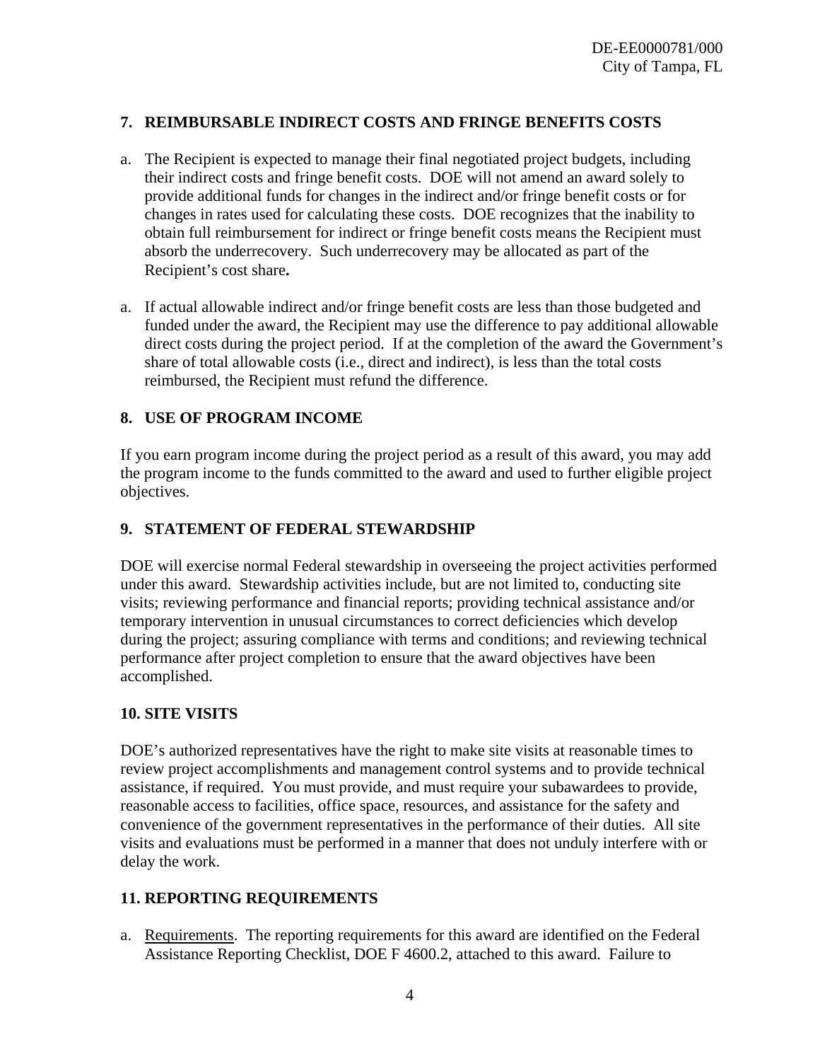## 7. REIMBURSABLE INDIRECT COSTS AND FRINGE BENEFITS COSTS

a. The Recipient is expected to manage their final negotiated project budgets, including their indirect costs and fringe benefit costs. DOE will not amend an award solely to provide additional funds for changes in the indirect and/or fringe benefit costs or for changes in rates used for calculating these costs. DOE recognizes that the inability to obtain full reimbursement for indirect or fringe benefit costs means the Recipient must absorb the underrecovery. Such underrecovery may be allocated as part of the Recipient's cost share**.**

a. If actual allowable indirect and/or fringe benefit costs are less than those budgeted and funded under the award, the Recipient may use the difference to pay additional allowable direct costs during the project period. If at the completion of the award the Government's share of total allowable costs (i.e., direct and indirect), is less than the total costs reimbursed, the Recipient must refund the difference.

## 8. USE OF PROGRAM INCOME

If you earn program income during the project period as a result of this award, you may add the program income to the funds committed to the award and used to further eligible project objectives.

## 9. STATEMENT OF FEDERAL STEWARDSHIP

DOE will exercise normal Federal stewardship in overseeing the project activities performed under this award. Stewardship activities include, but are not limited to, conducting site visits; reviewing performance and financial reports; providing technical assistance and/or temporary intervention in unusual circumstances to correct deficiencies which develop during the project; assuring compliance with terms and conditions; and reviewing technical performance after project completion to ensure that the award objectives have been accomplished.

## 10. SITE VISITS

DOE's authorized representatives have the right to make site visits at reasonable times to review project accomplishments and management control systems and to provide technical assistance, if required. You must provide, and must require your subawardees to provide, reasonable access to facilities, office space, resources, and assistance for the safety and convenience of the government representatives in the performance of their duties. All site visits and evaluations must be performed in a manner that does not unduly interfere with or delay the work.

## 11. REPORTING REQUIREMENTS

a. Requirements. The reporting requirements for this award are identified on the Federal Assistance Reporting Checklist, DOE F 4600.2, attached to this award. Failure to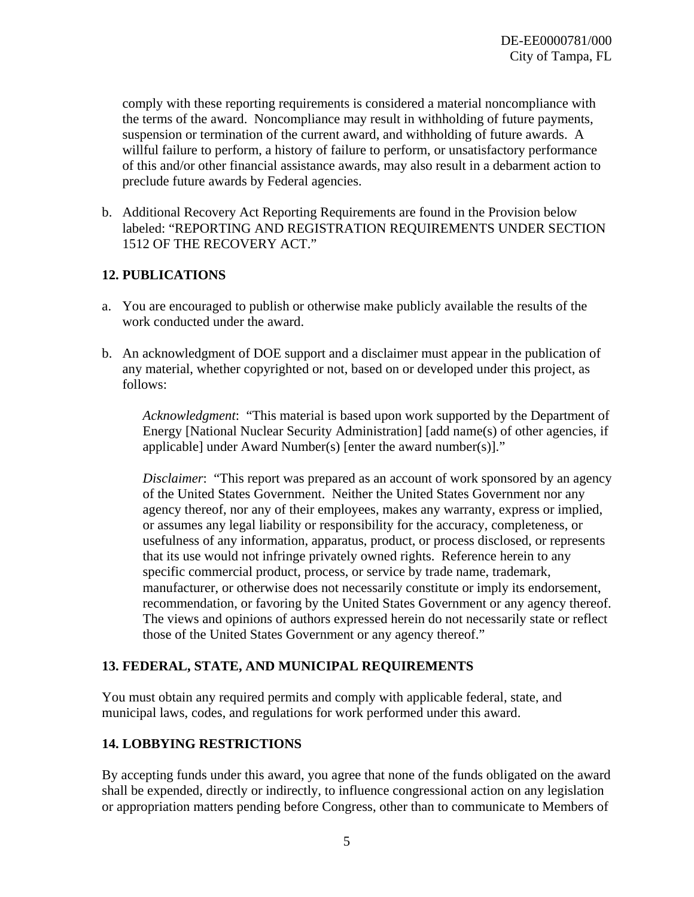comply with these reporting requirements is considered a material noncompliance with the terms of the award. Noncompliance may result in withholding of future payments, suspension or termination of the current award, and withholding of future awards. A willful failure to perform, a history of failure to perform, or unsatisfactory performance of this and/or other financial assistance awards, may also result in a debarment action to preclude future awards by Federal agencies.

b. Additional Recovery Act Reporting Requirements are found in the Provision below labeled: "REPORTING AND REGISTRATION REQUIREMENTS UNDER SECTION 1512 OF THE RECOVERY ACT."

## 12. PUBLICATIONS

a. You are encouraged to publish or otherwise make publicly available the results of the work conducted under the award.

b. An acknowledgment of DOE support and a disclaimer must appear in the publication of any material, whether copyrighted or not, based on or developed under this project, as follows:

> *Acknowledgment*: "This material is based upon work supported by the Department of Energy [National Nuclear Security Administration] [add name(s) of other agencies, if applicable] under Award Number(s) [enter the award number(s)]."
>
> *Disclaimer*: "This report was prepared as an account of work sponsored by an agency of the United States Government. Neither the United States Government nor any agency thereof, nor any of their employees, makes any warranty, express or implied, or assumes any legal liability or responsibility for the accuracy, completeness, or usefulness of any information, apparatus, product, or process disclosed, or represents that its use would not infringe privately owned rights. Reference herein to any specific commercial product, process, or service by trade name, trademark, manufacturer, or otherwise does not necessarily constitute or imply its endorsement, recommendation, or favoring by the United States Government or any agency thereof. The views and opinions of authors expressed herein do not necessarily state or reflect those of the United States Government or any agency thereof."

## 13. FEDERAL, STATE, AND MUNICIPAL REQUIREMENTS

You must obtain any required permits and comply with applicable federal, state, and municipal laws, codes, and regulations for work performed under this award.

## 14. LOBBYING RESTRICTIONS

By accepting funds under this award, you agree that none of the funds obligated on the award shall be expended, directly or indirectly, to influence congressional action on any legislation or appropriation matters pending before Congress, other than to communicate to Members of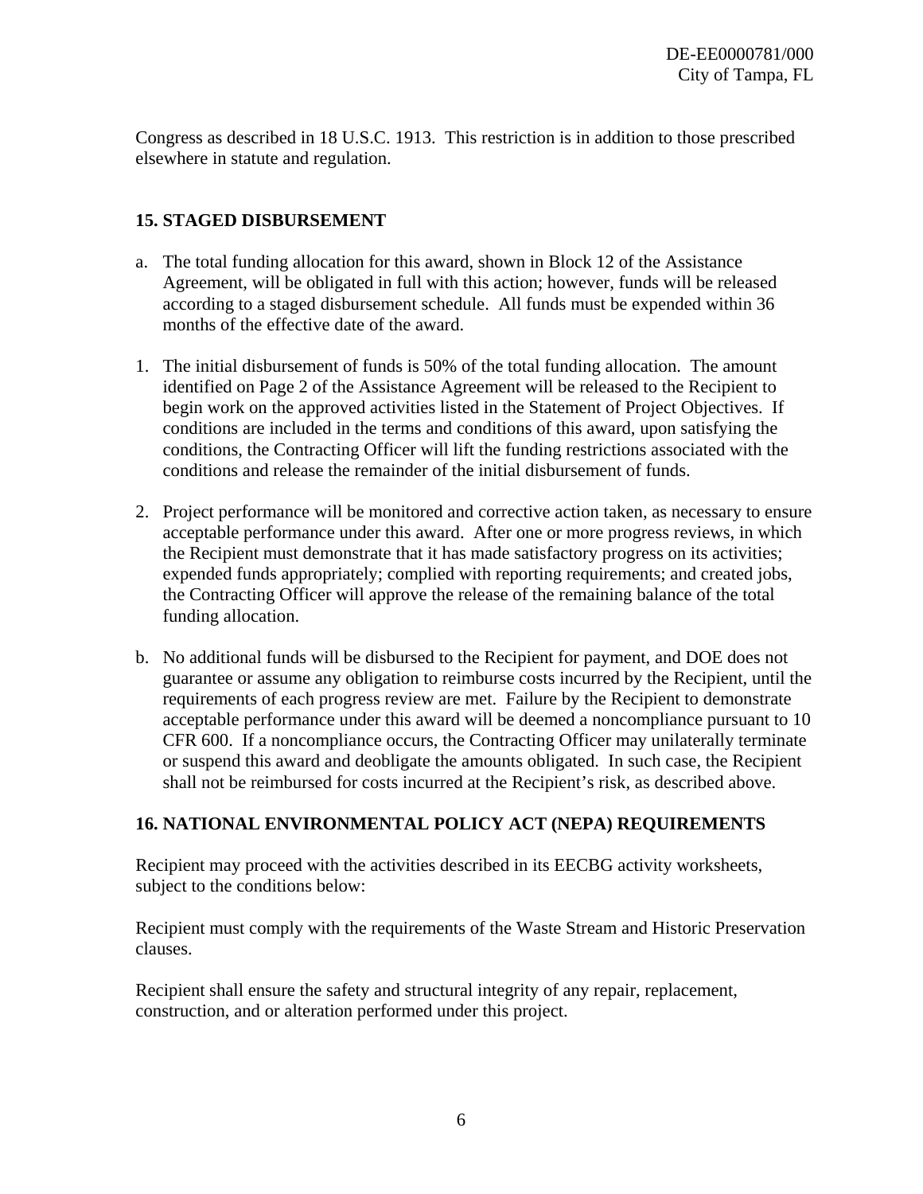Congress as described in 18 U.S.C. 1913. This restriction is in addition to those prescribed elsewhere in statute and regulation.

## 15. STAGED DISBURSEMENT

a. The total funding allocation for this award, shown in Block 12 of the Assistance Agreement, will be obligated in full with this action; however, funds will be released according to a staged disbursement schedule. All funds must be expended within 36 months of the effective date of the award.

1. The initial disbursement of funds is 50% of the total funding allocation. The amount identified on Page 2 of the Assistance Agreement will be released to the Recipient to begin work on the approved activities listed in the Statement of Project Objectives. If conditions are included in the terms and conditions of this award, upon satisfying the conditions, the Contracting Officer will lift the funding restrictions associated with the conditions and release the remainder of the initial disbursement of funds.

2. Project performance will be monitored and corrective action taken, as necessary to ensure acceptable performance under this award. After one or more progress reviews, in which the Recipient must demonstrate that it has made satisfactory progress on its activities; expended funds appropriately; complied with reporting requirements; and created jobs, the Contracting Officer will approve the release of the remaining balance of the total funding allocation.

b. No additional funds will be disbursed to the Recipient for payment, and DOE does not guarantee or assume any obligation to reimburse costs incurred by the Recipient, until the requirements of each progress review are met. Failure by the Recipient to demonstrate acceptable performance under this award will be deemed a noncompliance pursuant to 10 CFR 600. If a noncompliance occurs, the Contracting Officer may unilaterally terminate or suspend this award and deobligate the amounts obligated. In such case, the Recipient shall not be reimbursed for costs incurred at the Recipient's risk, as described above.

## 16. NATIONAL ENVIRONMENTAL POLICY ACT (NEPA) REQUIREMENTS

Recipient may proceed with the activities described in its EECBG activity worksheets, subject to the conditions below:

Recipient must comply with the requirements of the Waste Stream and Historic Preservation clauses.

Recipient shall ensure the safety and structural integrity of any repair, replacement, construction, and or alteration performed under this project.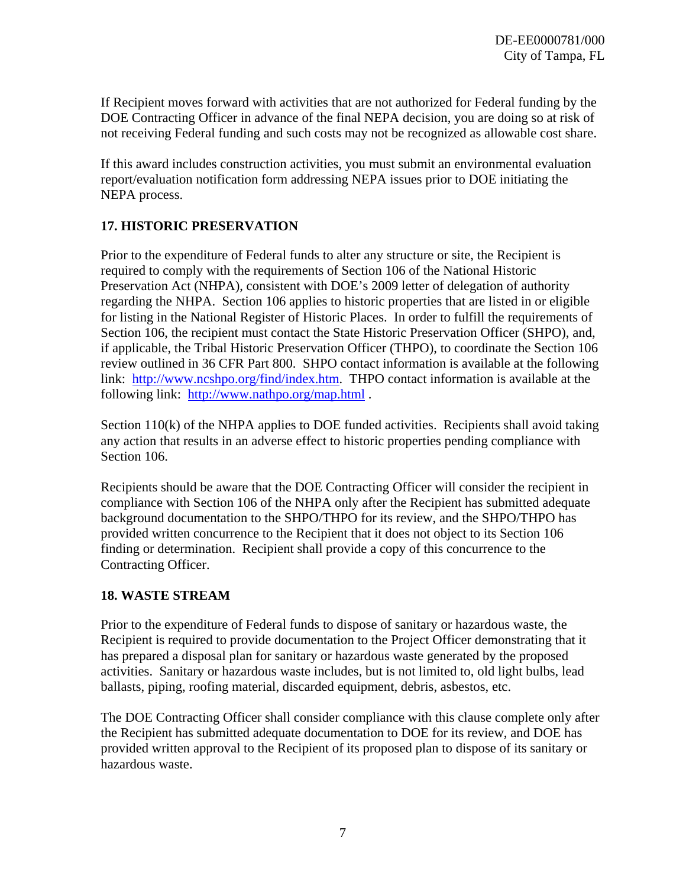If Recipient moves forward with activities that are not authorized for Federal funding by the DOE Contracting Officer in advance of the final NEPA decision, you are doing so at risk of not receiving Federal funding and such costs may not be recognized as allowable cost share.

If this award includes construction activities, you must submit an environmental evaluation report/evaluation notification form addressing NEPA issues prior to DOE initiating the NEPA process.

**17. HISTORIC PRESERVATION**

Prior to the expenditure of Federal funds to alter any structure or site, the Recipient is required to comply with the requirements of Section 106 of the National Historic Preservation Act (NHPA), consistent with DOE's 2009 letter of delegation of authority regarding the NHPA. Section 106 applies to historic properties that are listed in or eligible for listing in the National Register of Historic Places. In order to fulfill the requirements of Section 106, the recipient must contact the State Historic Preservation Officer (SHPO), and, if applicable, the Tribal Historic Preservation Officer (THPO), to coordinate the Section 106 review outlined in 36 CFR Part 800. SHPO contact information is available at the following link: http://www.ncshpo.org/find/index.htm. THPO contact information is available at the following link: http://www.nathpo.org/map.html .

Section 110(k) of the NHPA applies to DOE funded activities. Recipients shall avoid taking any action that results in an adverse effect to historic properties pending compliance with Section 106.

Recipients should be aware that the DOE Contracting Officer will consider the recipient in compliance with Section 106 of the NHPA only after the Recipient has submitted adequate background documentation to the SHPO/THPO for its review, and the SHPO/THPO has provided written concurrence to the Recipient that it does not object to its Section 106 finding or determination. Recipient shall provide a copy of this concurrence to the Contracting Officer.

**18. WASTE STREAM**

Prior to the expenditure of Federal funds to dispose of sanitary or hazardous waste, the Recipient is required to provide documentation to the Project Officer demonstrating that it has prepared a disposal plan for sanitary or hazardous waste generated by the proposed activities. Sanitary or hazardous waste includes, but is not limited to, old light bulbs, lead ballasts, piping, roofing material, discarded equipment, debris, asbestos, etc.

The DOE Contracting Officer shall consider compliance with this clause complete only after the Recipient has submitted adequate documentation to DOE for its review, and DOE has provided written approval to the Recipient of its proposed plan to dispose of its sanitary or hazardous waste.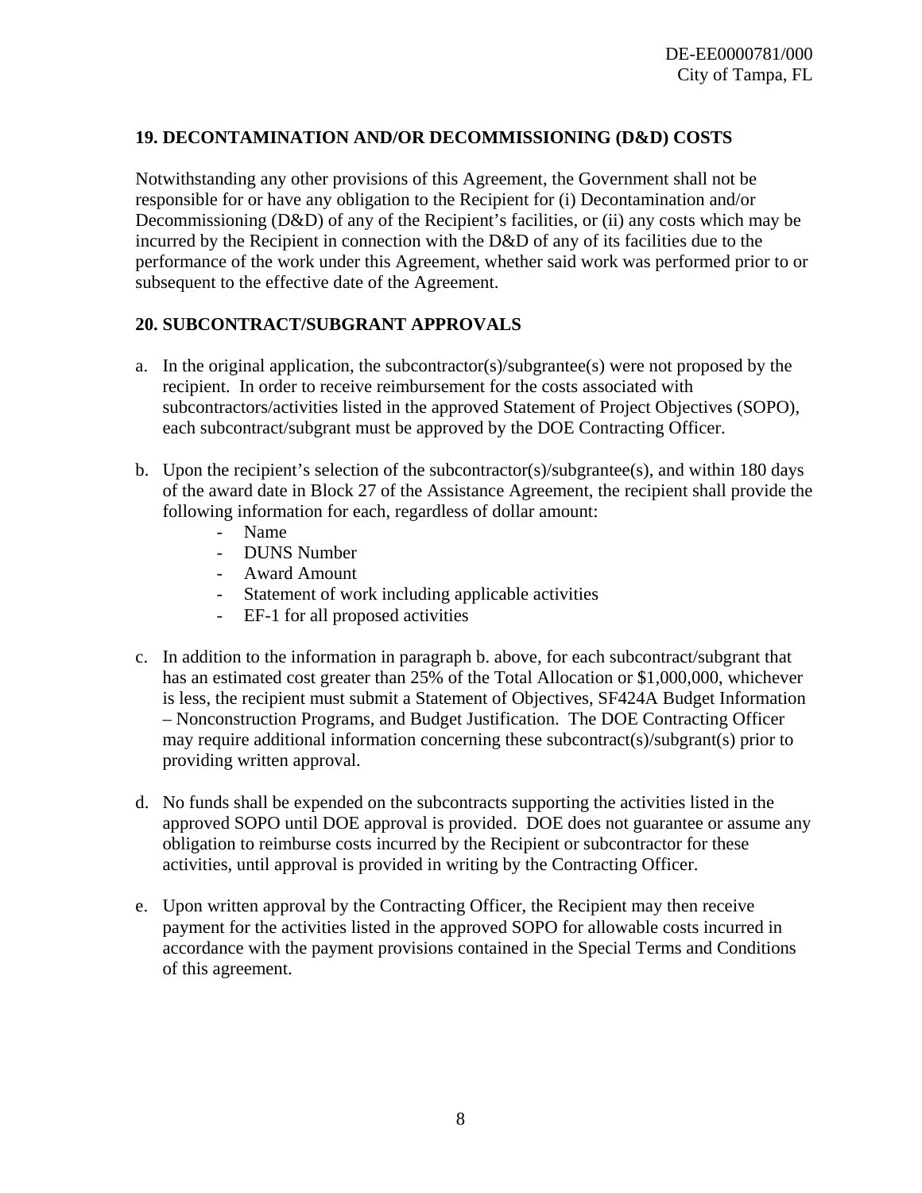## 19. DECONTAMINATION AND/OR DECOMMISSIONING (D&D) COSTS

Notwithstanding any other provisions of this Agreement, the Government shall not be responsible for or have any obligation to the Recipient for (i) Decontamination and/or Decommissioning (D&D) of any of the Recipient's facilities, or (ii) any costs which may be incurred by the Recipient in connection with the D&D of any of its facilities due to the performance of the work under this Agreement, whether said work was performed prior to or subsequent to the effective date of the Agreement.

## 20. SUBCONTRACT/SUBGRANT APPROVALS

a. In the original application, the subcontractor(s)/subgrantee(s) were not proposed by the recipient. In order to receive reimbursement for the costs associated with subcontractors/activities listed in the approved Statement of Project Objectives (SOPO), each subcontract/subgrant must be approved by the DOE Contracting Officer.

b. Upon the recipient's selection of the subcontractor(s)/subgrantee(s), and within 180 days of the award date in Block 27 of the Assistance Agreement, the recipient shall provide the following information for each, regardless of dollar amount:
   - Name
   - DUNS Number
   - Award Amount
   - Statement of work including applicable activities
   - EF-1 for all proposed activities

c. In addition to the information in paragraph b. above, for each subcontract/subgrant that has an estimated cost greater than 25% of the Total Allocation or $1,000,000, whichever is less, the recipient must submit a Statement of Objectives, SF424A Budget Information – Nonconstruction Programs, and Budget Justification. The DOE Contracting Officer may require additional information concerning these subcontract(s)/subgrant(s) prior to providing written approval.

d. No funds shall be expended on the subcontracts supporting the activities listed in the approved SOPO until DOE approval is provided. DOE does not guarantee or assume any obligation to reimburse costs incurred by the Recipient or subcontractor for these activities, until approval is provided in writing by the Contracting Officer.

e. Upon written approval by the Contracting Officer, the Recipient may then receive payment for the activities listed in the approved SOPO for allowable costs incurred in accordance with the payment provisions contained in the Special Terms and Conditions of this agreement.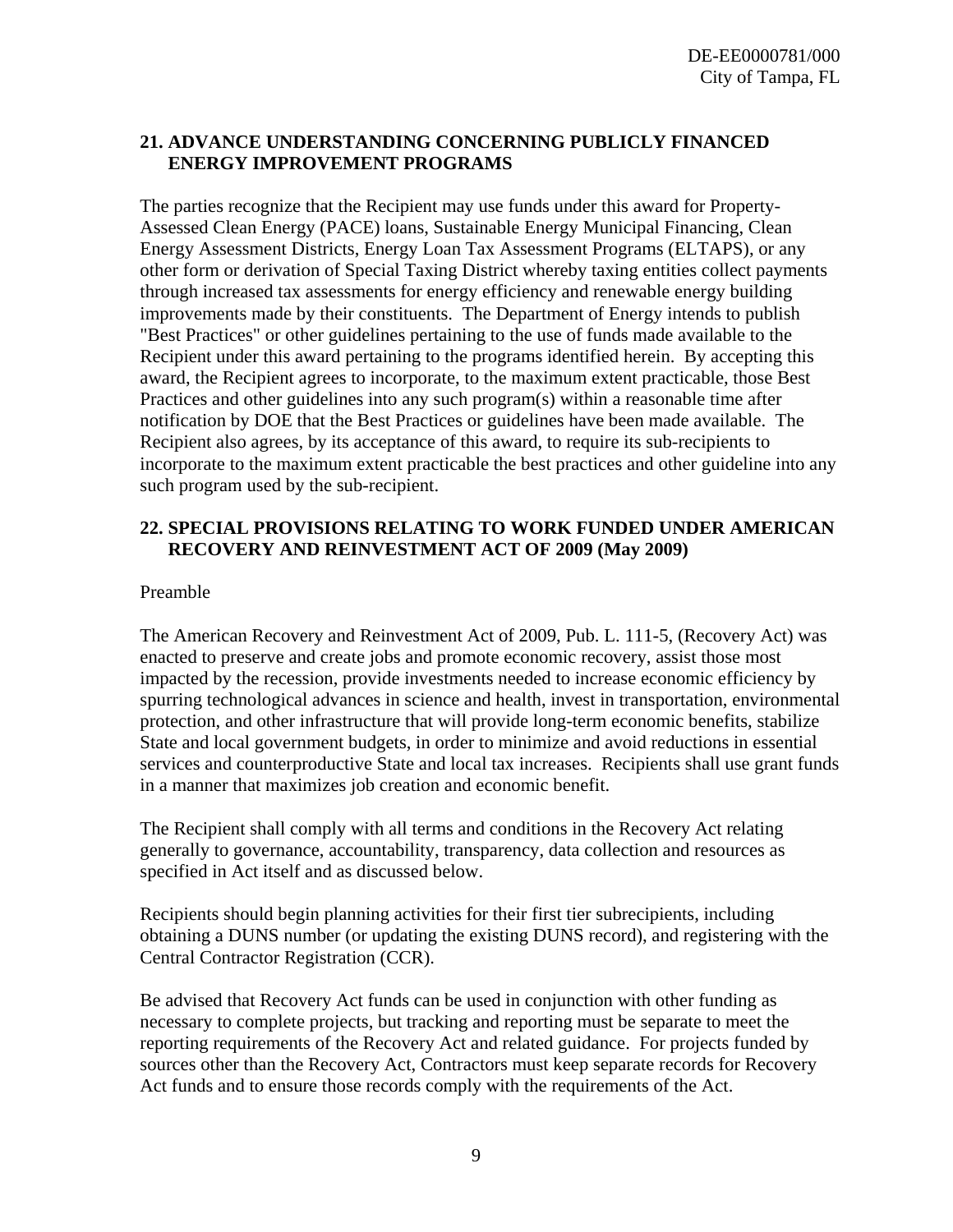## 21. ADVANCE UNDERSTANDING CONCERNING PUBLICLY FINANCED ENERGY IMPROVEMENT PROGRAMS

The parties recognize that the Recipient may use funds under this award for Property-Assessed Clean Energy (PACE) loans, Sustainable Energy Municipal Financing, Clean Energy Assessment Districts, Energy Loan Tax Assessment Programs (ELTAPS), or any other form or derivation of Special Taxing District whereby taxing entities collect payments through increased tax assessments for energy efficiency and renewable energy building improvements made by their constituents. The Department of Energy intends to publish "Best Practices" or other guidelines pertaining to the use of funds made available to the Recipient under this award pertaining to the programs identified herein. By accepting this award, the Recipient agrees to incorporate, to the maximum extent practicable, those Best Practices and other guidelines into any such program(s) within a reasonable time after notification by DOE that the Best Practices or guidelines have been made available. The Recipient also agrees, by its acceptance of this award, to require its sub-recipients to incorporate to the maximum extent practicable the best practices and other guideline into any such program used by the sub-recipient.

## 22. SPECIAL PROVISIONS RELATING TO WORK FUNDED UNDER AMERICAN RECOVERY AND REINVESTMENT ACT OF 2009 (May 2009)

Preamble

The American Recovery and Reinvestment Act of 2009, Pub. L. 111-5, (Recovery Act) was enacted to preserve and create jobs and promote economic recovery, assist those most impacted by the recession, provide investments needed to increase economic efficiency by spurring technological advances in science and health, invest in transportation, environmental protection, and other infrastructure that will provide long-term economic benefits, stabilize State and local government budgets, in order to minimize and avoid reductions in essential services and counterproductive State and local tax increases. Recipients shall use grant funds in a manner that maximizes job creation and economic benefit.

The Recipient shall comply with all terms and conditions in the Recovery Act relating generally to governance, accountability, transparency, data collection and resources as specified in Act itself and as discussed below.

Recipients should begin planning activities for their first tier subrecipients, including obtaining a DUNS number (or updating the existing DUNS record), and registering with the Central Contractor Registration (CCR).

Be advised that Recovery Act funds can be used in conjunction with other funding as necessary to complete projects, but tracking and reporting must be separate to meet the reporting requirements of the Recovery Act and related guidance. For projects funded by sources other than the Recovery Act, Contractors must keep separate records for Recovery Act funds and to ensure those records comply with the requirements of the Act.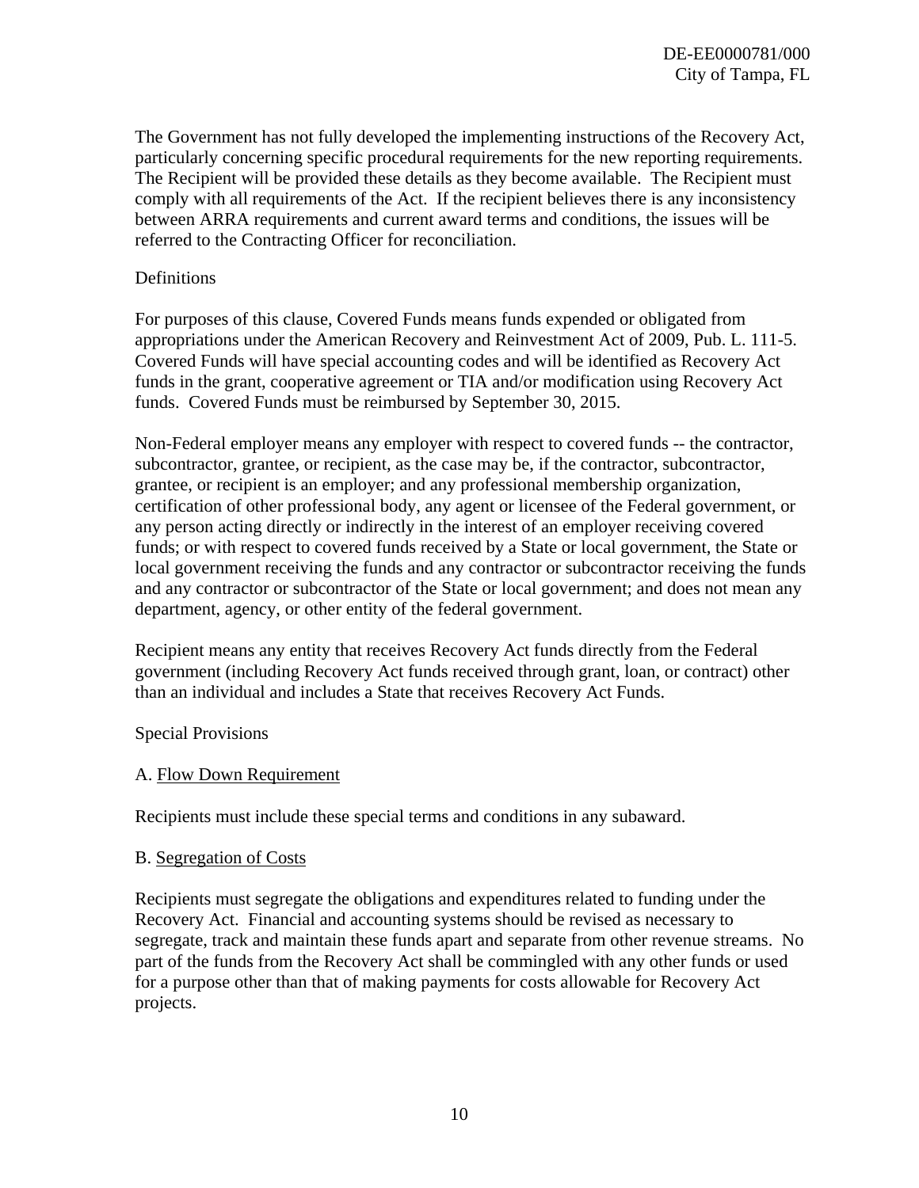The Government has not fully developed the implementing instructions of the Recovery Act, particularly concerning specific procedural requirements for the new reporting requirements. The Recipient will be provided these details as they become available. The Recipient must comply with all requirements of the Act. If the recipient believes there is any inconsistency between ARRA requirements and current award terms and conditions, the issues will be referred to the Contracting Officer for reconciliation.

Definitions

For purposes of this clause, Covered Funds means funds expended or obligated from appropriations under the American Recovery and Reinvestment Act of 2009, Pub. L. 111-5. Covered Funds will have special accounting codes and will be identified as Recovery Act funds in the grant, cooperative agreement or TIA and/or modification using Recovery Act funds. Covered Funds must be reimbursed by September 30, 2015.

Non-Federal employer means any employer with respect to covered funds -- the contractor, subcontractor, grantee, or recipient, as the case may be, if the contractor, subcontractor, grantee, or recipient is an employer; and any professional membership organization, certification of other professional body, any agent or licensee of the Federal government, or any person acting directly or indirectly in the interest of an employer receiving covered funds; or with respect to covered funds received by a State or local government, the State or local government receiving the funds and any contractor or subcontractor receiving the funds and any contractor or subcontractor of the State or local government; and does not mean any department, agency, or other entity of the federal government.

Recipient means any entity that receives Recovery Act funds directly from the Federal government (including Recovery Act funds received through grant, loan, or contract) other than an individual and includes a State that receives Recovery Act Funds.

Special Provisions

A. Flow Down Requirement

Recipients must include these special terms and conditions in any subaward.

B. Segregation of Costs

Recipients must segregate the obligations and expenditures related to funding under the Recovery Act. Financial and accounting systems should be revised as necessary to segregate, track and maintain these funds apart and separate from other revenue streams. No part of the funds from the Recovery Act shall be commingled with any other funds or used for a purpose other than that of making payments for costs allowable for Recovery Act projects.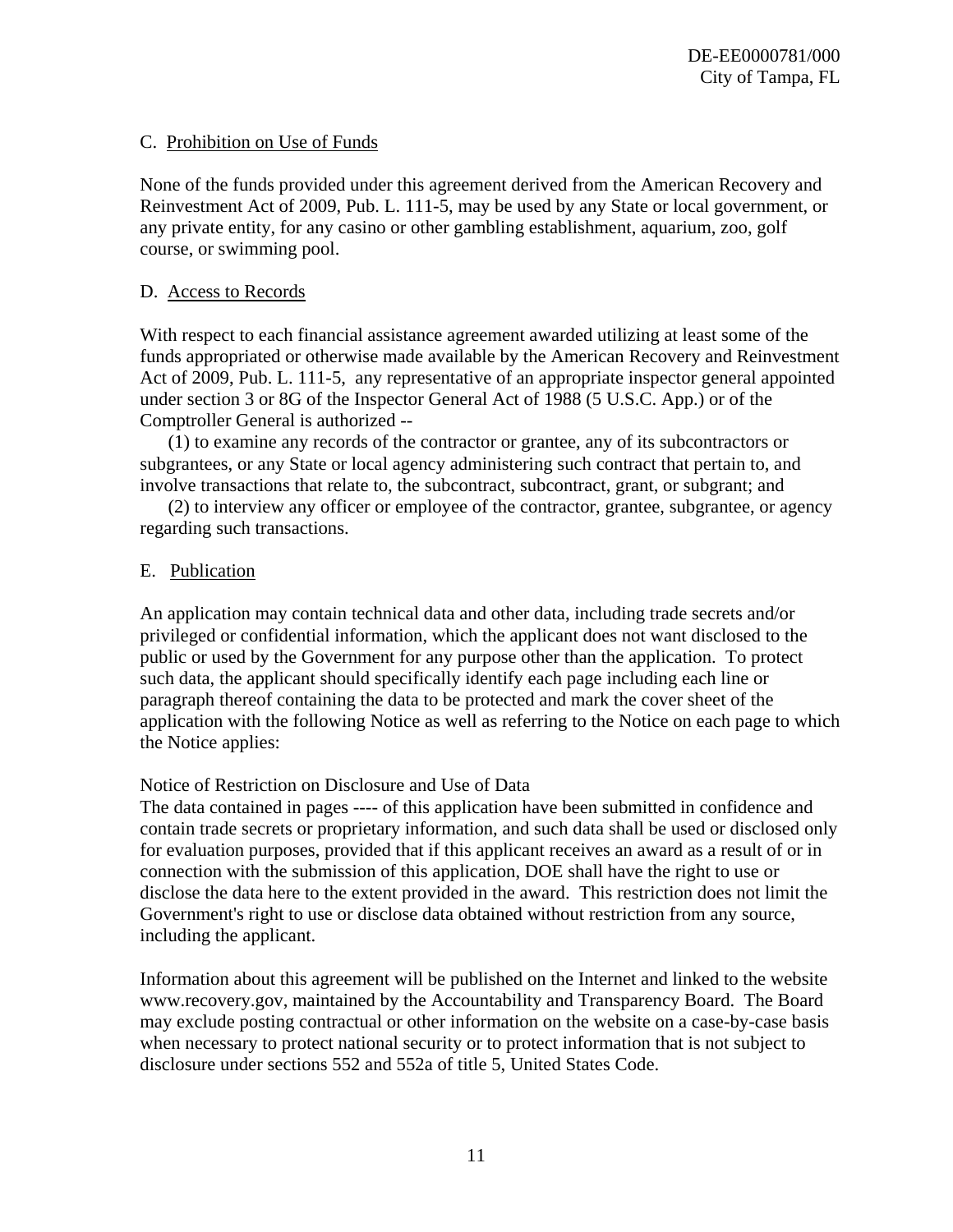C. Prohibition on Use of Funds

None of the funds provided under this agreement derived from the American Recovery and Reinvestment Act of 2009, Pub. L. 111-5, may be used by any State or local government, or any private entity, for any casino or other gambling establishment, aquarium, zoo, golf course, or swimming pool.

D. Access to Records

With respect to each financial assistance agreement awarded utilizing at least some of the funds appropriated or otherwise made available by the American Recovery and Reinvestment Act of 2009, Pub. L. 111-5, any representative of an appropriate inspector general appointed under section 3 or 8G of the Inspector General Act of 1988 (5 U.S.C. App.) or of the Comptroller General is authorized --

(1) to examine any records of the contractor or grantee, any of its subcontractors or subgrantees, or any State or local agency administering such contract that pertain to, and involve transactions that relate to, the subcontract, subcontract, grant, or subgrant; and

(2) to interview any officer or employee of the contractor, grantee, subgrantee, or agency regarding such transactions.

E. Publication

An application may contain technical data and other data, including trade secrets and/or privileged or confidential information, which the applicant does not want disclosed to the public or used by the Government for any purpose other than the application. To protect such data, the applicant should specifically identify each page including each line or paragraph thereof containing the data to be protected and mark the cover sheet of the application with the following Notice as well as referring to the Notice on each page to which the Notice applies:

Notice of Restriction on Disclosure and Use of Data
The data contained in pages ---- of this application have been submitted in confidence and contain trade secrets or proprietary information, and such data shall be used or disclosed only for evaluation purposes, provided that if this applicant receives an award as a result of or in connection with the submission of this application, DOE shall have the right to use or disclose the data here to the extent provided in the award. This restriction does not limit the Government's right to use or disclose data obtained without restriction from any source, including the applicant.

Information about this agreement will be published on the Internet and linked to the website www.recovery.gov, maintained by the Accountability and Transparency Board. The Board may exclude posting contractual or other information on the website on a case-by-case basis when necessary to protect national security or to protect information that is not subject to disclosure under sections 552 and 552a of title 5, United States Code.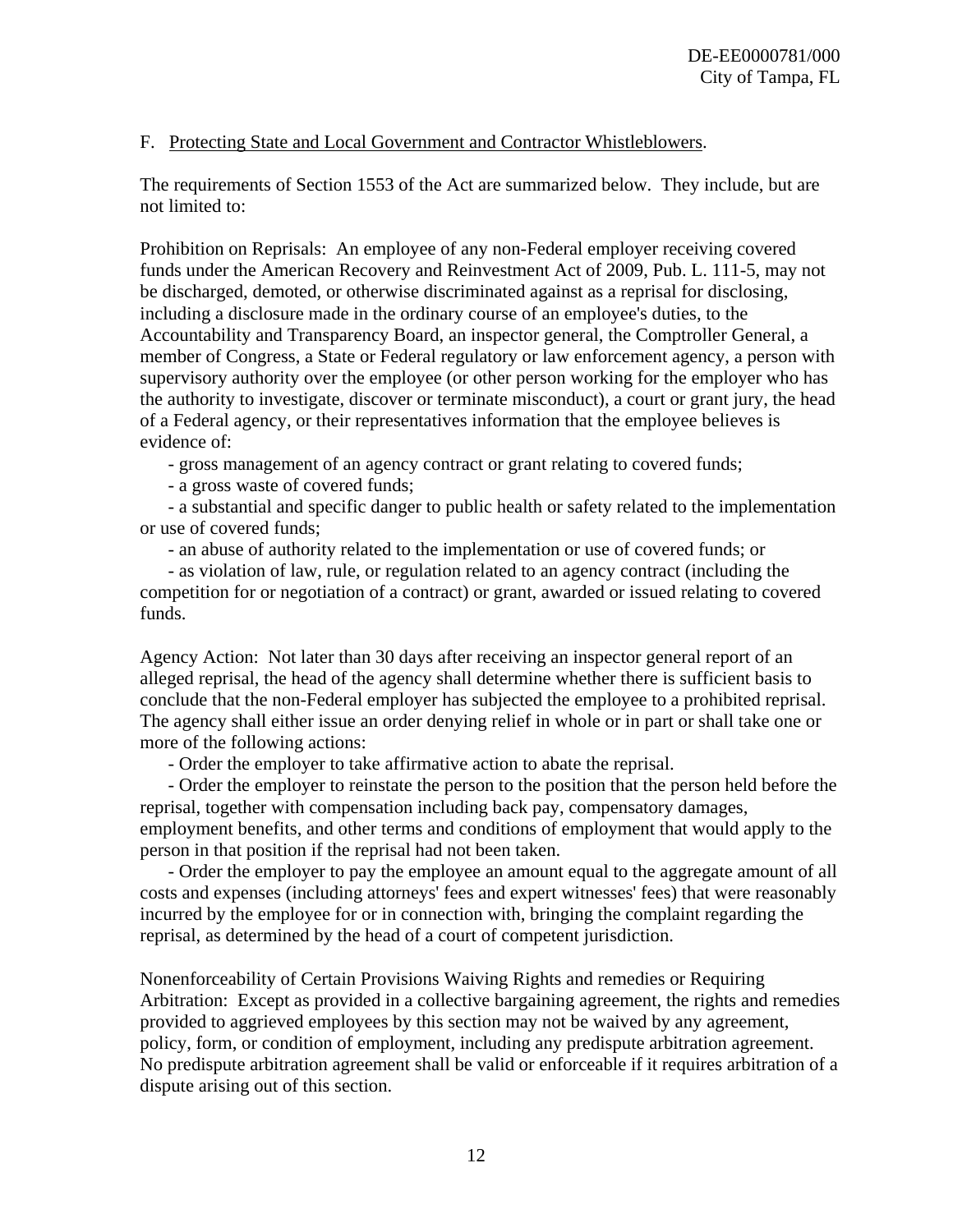F. Protecting State and Local Government and Contractor Whistleblowers.

The requirements of Section 1553 of the Act are summarized below. They include, but are not limited to:

Prohibition on Reprisals: An employee of any non-Federal employer receiving covered funds under the American Recovery and Reinvestment Act of 2009, Pub. L. 111-5, may not be discharged, demoted, or otherwise discriminated against as a reprisal for disclosing, including a disclosure made in the ordinary course of an employee's duties, to the Accountability and Transparency Board, an inspector general, the Comptroller General, a member of Congress, a State or Federal regulatory or law enforcement agency, a person with supervisory authority over the employee (or other person working for the employer who has the authority to investigate, discover or terminate misconduct), a court or grant jury, the head of a Federal agency, or their representatives information that the employee believes is evidence of:

- gross management of an agency contract or grant relating to covered funds;
- a gross waste of covered funds;
- a substantial and specific danger to public health or safety related to the implementation or use of covered funds;
- an abuse of authority related to the implementation or use of covered funds; or
- as violation of law, rule, or regulation related to an agency contract (including the competition for or negotiation of a contract) or grant, awarded or issued relating to covered funds.

Agency Action: Not later than 30 days after receiving an inspector general report of an alleged reprisal, the head of the agency shall determine whether there is sufficient basis to conclude that the non-Federal employer has subjected the employee to a prohibited reprisal. The agency shall either issue an order denying relief in whole or in part or shall take one or more of the following actions:

- Order the employer to take affirmative action to abate the reprisal.
- Order the employer to reinstate the person to the position that the person held before the reprisal, together with compensation including back pay, compensatory damages, employment benefits, and other terms and conditions of employment that would apply to the person in that position if the reprisal had not been taken.
- Order the employer to pay the employee an amount equal to the aggregate amount of all costs and expenses (including attorneys' fees and expert witnesses' fees) that were reasonably incurred by the employee for or in connection with, bringing the complaint regarding the reprisal, as determined by the head of a court of competent jurisdiction.

Nonenforceability of Certain Provisions Waiving Rights and remedies or Requiring Arbitration: Except as provided in a collective bargaining agreement, the rights and remedies provided to aggrieved employees by this section may not be waived by any agreement, policy, form, or condition of employment, including any predispute arbitration agreement. No predispute arbitration agreement shall be valid or enforceable if it requires arbitration of a dispute arising out of this section.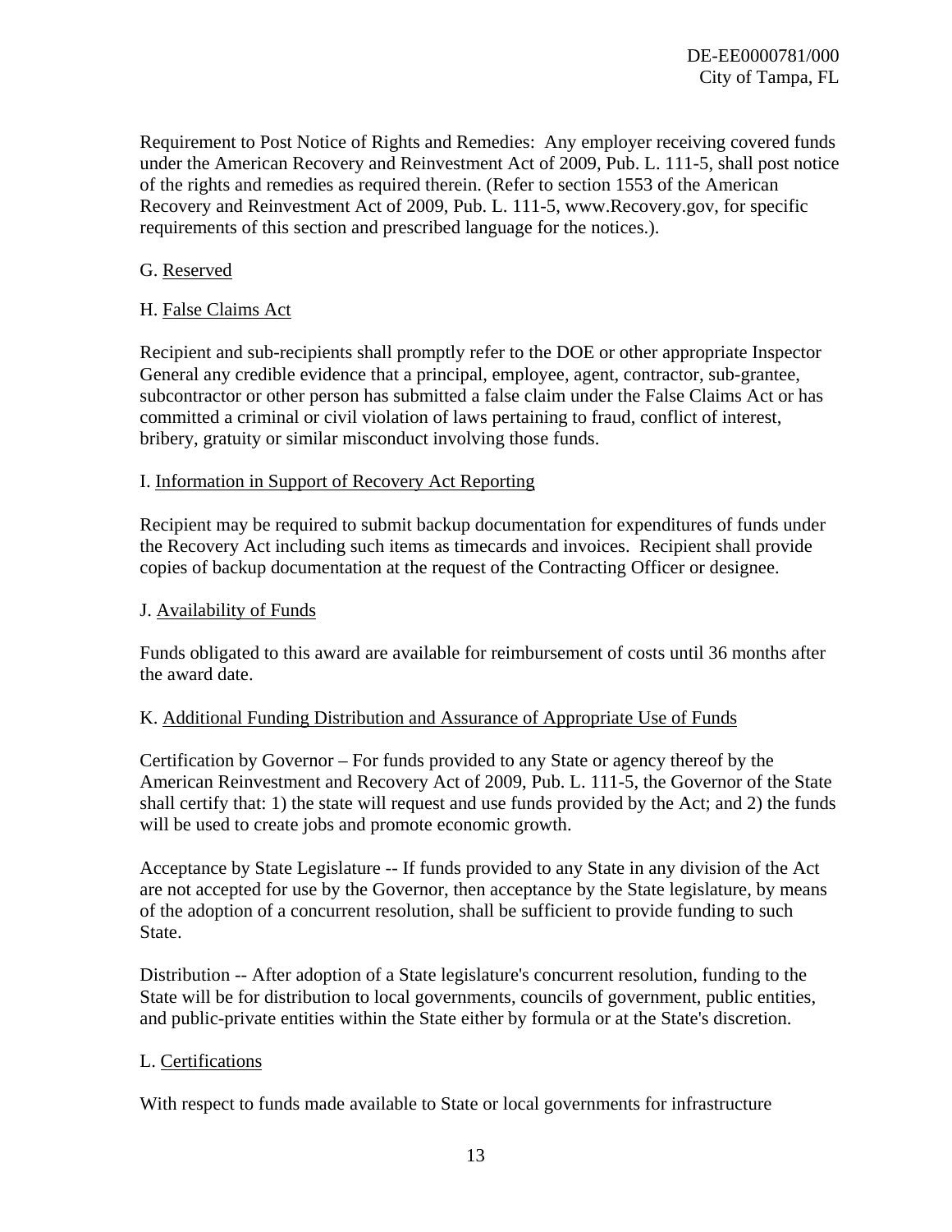Requirement to Post Notice of Rights and Remedies: Any employer receiving covered funds under the American Recovery and Reinvestment Act of 2009, Pub. L. 111-5, shall post notice of the rights and remedies as required therein. (Refer to section 1553 of the American Recovery and Reinvestment Act of 2009, Pub. L. 111-5, www.Recovery.gov, for specific requirements of this section and prescribed language for the notices.).

G. Reserved

H. False Claims Act

Recipient and sub-recipients shall promptly refer to the DOE or other appropriate Inspector General any credible evidence that a principal, employee, agent, contractor, sub-grantee, subcontractor or other person has submitted a false claim under the False Claims Act or has committed a criminal or civil violation of laws pertaining to fraud, conflict of interest, bribery, gratuity or similar misconduct involving those funds.

I. Information in Support of Recovery Act Reporting

Recipient may be required to submit backup documentation for expenditures of funds under the Recovery Act including such items as timecards and invoices. Recipient shall provide copies of backup documentation at the request of the Contracting Officer or designee.

J. Availability of Funds

Funds obligated to this award are available for reimbursement of costs until 36 months after the award date.

K. Additional Funding Distribution and Assurance of Appropriate Use of Funds

Certification by Governor – For funds provided to any State or agency thereof by the American Reinvestment and Recovery Act of 2009, Pub. L. 111-5, the Governor of the State shall certify that: 1) the state will request and use funds provided by the Act; and 2) the funds will be used to create jobs and promote economic growth.

Acceptance by State Legislature -- If funds provided to any State in any division of the Act are not accepted for use by the Governor, then acceptance by the State legislature, by means of the adoption of a concurrent resolution, shall be sufficient to provide funding to such State.

Distribution -- After adoption of a State legislature's concurrent resolution, funding to the State will be for distribution to local governments, councils of government, public entities, and public-private entities within the State either by formula or at the State's discretion.

L. Certifications

With respect to funds made available to State or local governments for infrastructure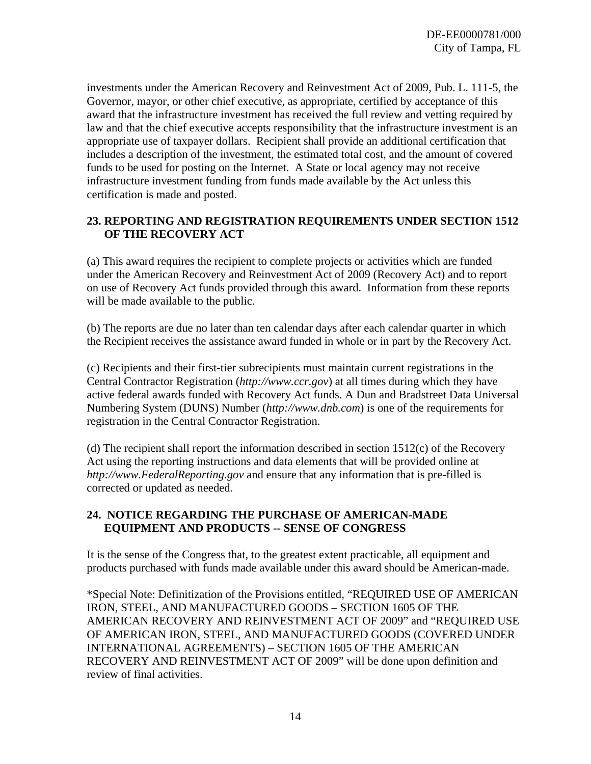investments under the American Recovery and Reinvestment Act of 2009, Pub. L. 111-5, the Governor, mayor, or other chief executive, as appropriate, certified by acceptance of this award that the infrastructure investment has received the full review and vetting required by law and that the chief executive accepts responsibility that the infrastructure investment is an appropriate use of taxpayer dollars. Recipient shall provide an additional certification that includes a description of the investment, the estimated total cost, and the amount of covered funds to be used for posting on the Internet. A State or local agency may not receive infrastructure investment funding from funds made available by the Act unless this certification is made and posted.

## 23. REPORTING AND REGISTRATION REQUIREMENTS UNDER SECTION 1512 OF THE RECOVERY ACT

(a) This award requires the recipient to complete projects or activities which are funded under the American Recovery and Reinvestment Act of 2009 (Recovery Act) and to report on use of Recovery Act funds provided through this award. Information from these reports will be made available to the public.

(b) The reports are due no later than ten calendar days after each calendar quarter in which the Recipient receives the assistance award funded in whole or in part by the Recovery Act.

(c) Recipients and their first-tier subrecipients must maintain current registrations in the Central Contractor Registration (*http://www.ccr.gov*) at all times during which they have active federal awards funded with Recovery Act funds. A Dun and Bradstreet Data Universal Numbering System (DUNS) Number (*http://www.dnb.com*) is one of the requirements for registration in the Central Contractor Registration.

(d) The recipient shall report the information described in section 1512(c) of the Recovery Act using the reporting instructions and data elements that will be provided online at *http://www.FederalReporting.gov* and ensure that any information that is pre-filled is corrected or updated as needed.

## 24. NOTICE REGARDING THE PURCHASE OF AMERICAN-MADE EQUIPMENT AND PRODUCTS -- SENSE OF CONGRESS

It is the sense of the Congress that, to the greatest extent practicable, all equipment and products purchased with funds made available under this award should be American-made.

*Special Note: Definitization of the Provisions entitled, “REQUIRED USE OF AMERICAN IRON, STEEL, AND MANUFACTURED GOODS – SECTION 1605 OF THE AMERICAN RECOVERY AND REINVESTMENT ACT OF 2009” and “REQUIRED USE OF AMERICAN IRON, STEEL, AND MANUFACTURED GOODS (COVERED UNDER INTERNATIONAL AGREEMENTS) – SECTION 1605 OF THE AMERICAN RECOVERY AND REINVESTMENT ACT OF 2009” will be done upon definition and review of final activities.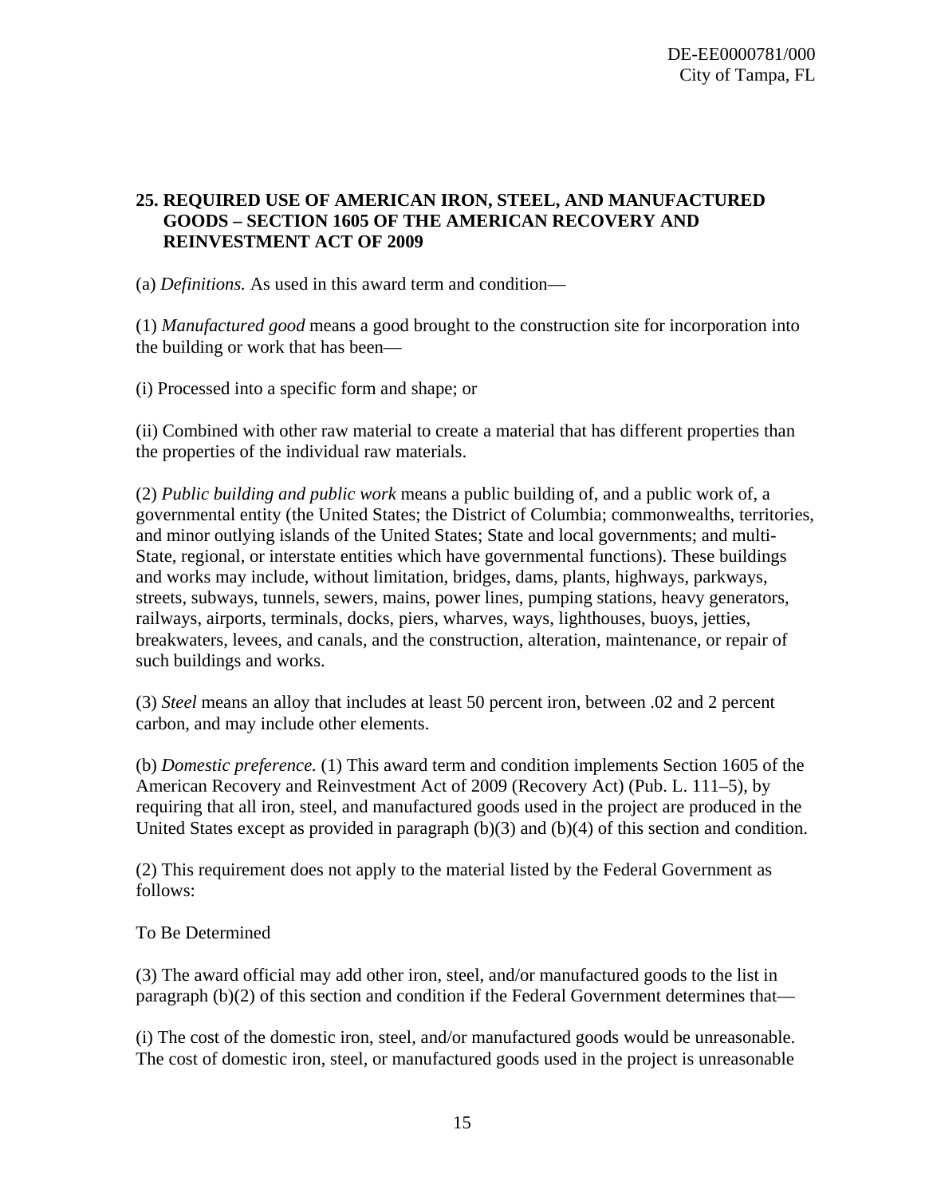## 25. REQUIRED USE OF AMERICAN IRON, STEEL, AND MANUFACTURED GOODS – SECTION 1605 OF THE AMERICAN RECOVERY AND REINVESTMENT ACT OF 2009

(a) *Definitions.* As used in this award term and condition—

(1) *Manufactured good* means a good brought to the construction site for incorporation into the building or work that has been—

(i) Processed into a specific form and shape; or

(ii) Combined with other raw material to create a material that has different properties than the properties of the individual raw materials.

(2) *Public building and public work* means a public building of, and a public work of, a governmental entity (the United States; the District of Columbia; commonwealths, territories, and minor outlying islands of the United States; State and local governments; and multi-State, regional, or interstate entities which have governmental functions). These buildings and works may include, without limitation, bridges, dams, plants, highways, parkways, streets, subways, tunnels, sewers, mains, power lines, pumping stations, heavy generators, railways, airports, terminals, docks, piers, wharves, ways, lighthouses, buoys, jetties, breakwaters, levees, and canals, and the construction, alteration, maintenance, or repair of such buildings and works.

(3) *Steel* means an alloy that includes at least 50 percent iron, between .02 and 2 percent carbon, and may include other elements.

(b) *Domestic preference.* (1) This award term and condition implements Section 1605 of the American Recovery and Reinvestment Act of 2009 (Recovery Act) (Pub. L. 111–5), by requiring that all iron, steel, and manufactured goods used in the project are produced in the United States except as provided in paragraph (b)(3) and (b)(4) of this section and condition.

(2) This requirement does not apply to the material listed by the Federal Government as follows:

To Be Determined

(3) The award official may add other iron, steel, and/or manufactured goods to the list in paragraph (b)(2) of this section and condition if the Federal Government determines that—

(i) The cost of the domestic iron, steel, and/or manufactured goods would be unreasonable. The cost of domestic iron, steel, or manufactured goods used in the project is unreasonable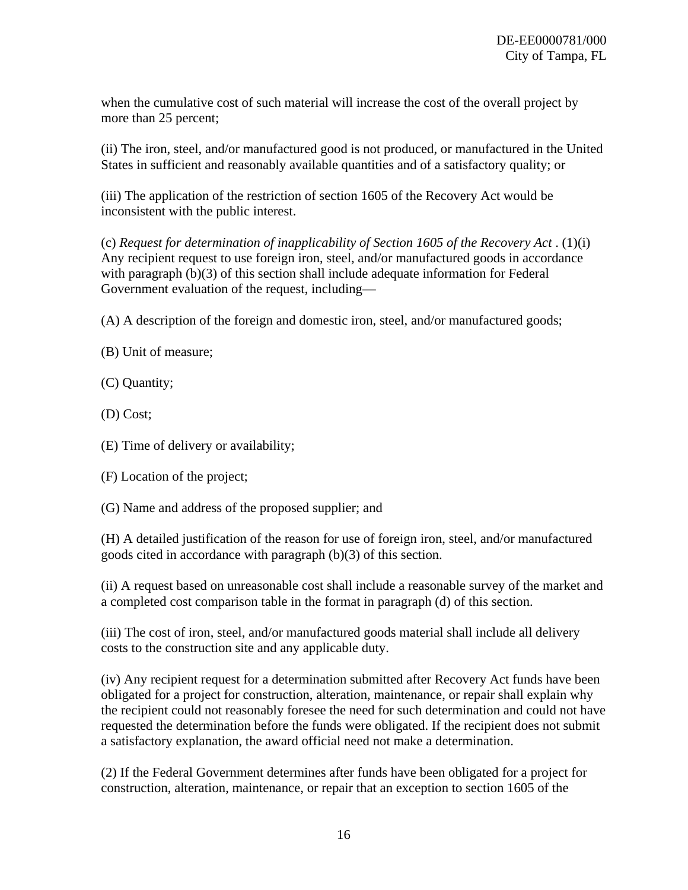when the cumulative cost of such material will increase the cost of the overall project by more than 25 percent;

(ii) The iron, steel, and/or manufactured good is not produced, or manufactured in the United States in sufficient and reasonably available quantities and of a satisfactory quality; or

(iii) The application of the restriction of section 1605 of the Recovery Act would be inconsistent with the public interest.

(c) *Request for determination of inapplicability of Section 1605 of the Recovery Act* . (1)(i) Any recipient request to use foreign iron, steel, and/or manufactured goods in accordance with paragraph (b)(3) of this section shall include adequate information for Federal Government evaluation of the request, including—

(A) A description of the foreign and domestic iron, steel, and/or manufactured goods;

(B) Unit of measure;

(C) Quantity;

(D) Cost;

(E) Time of delivery or availability;

(F) Location of the project;

(G) Name and address of the proposed supplier; and

(H) A detailed justification of the reason for use of foreign iron, steel, and/or manufactured goods cited in accordance with paragraph (b)(3) of this section.

(ii) A request based on unreasonable cost shall include a reasonable survey of the market and a completed cost comparison table in the format in paragraph (d) of this section.

(iii) The cost of iron, steel, and/or manufactured goods material shall include all delivery costs to the construction site and any applicable duty.

(iv) Any recipient request for a determination submitted after Recovery Act funds have been obligated for a project for construction, alteration, maintenance, or repair shall explain why the recipient could not reasonably foresee the need for such determination and could not have requested the determination before the funds were obligated. If the recipient does not submit a satisfactory explanation, the award official need not make a determination.

(2) If the Federal Government determines after funds have been obligated for a project for construction, alteration, maintenance, or repair that an exception to section 1605 of the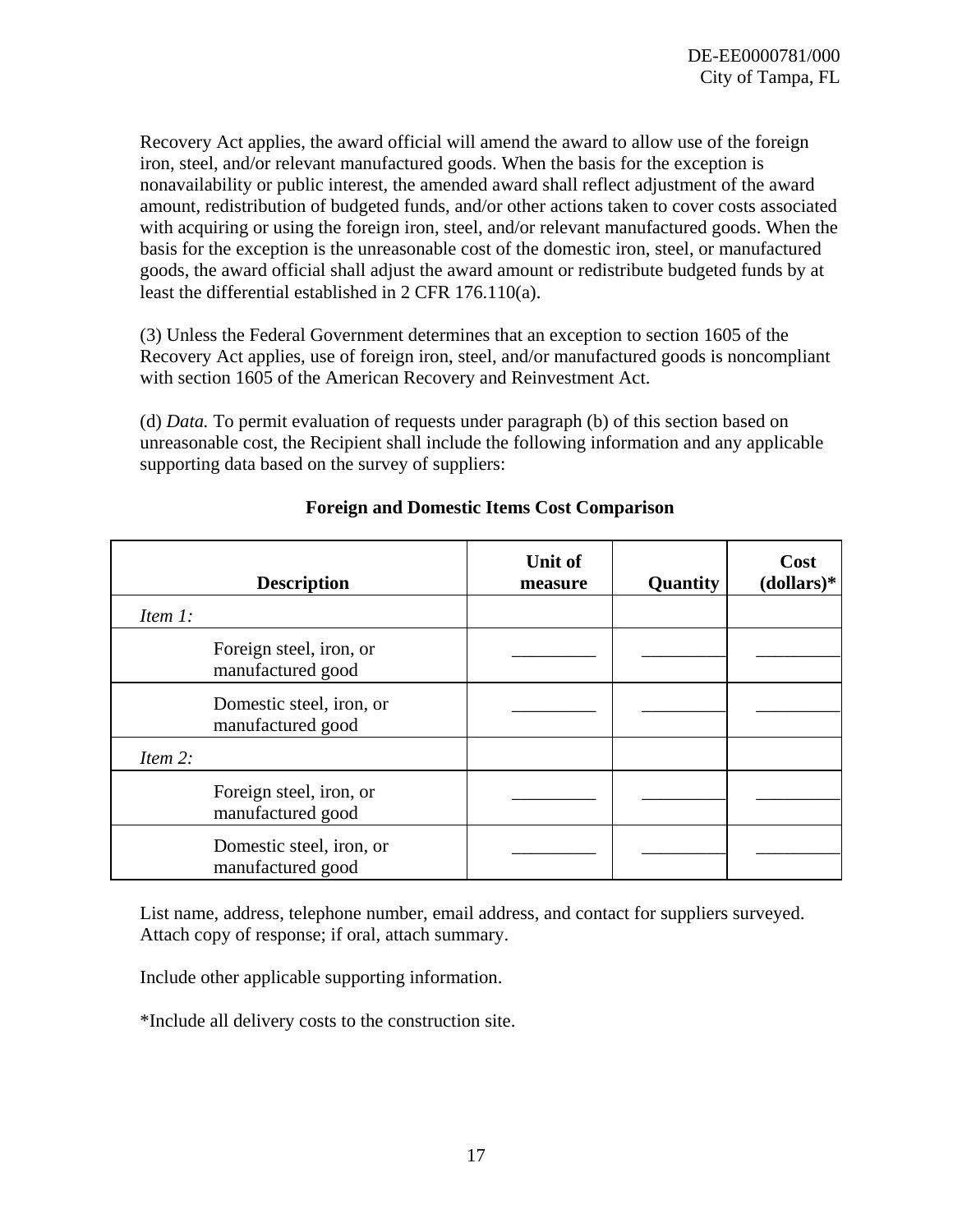Recovery Act applies, the award official will amend the award to allow use of the foreign iron, steel, and/or relevant manufactured goods. When the basis for the exception is nonavailability or public interest, the amended award shall reflect adjustment of the award amount, redistribution of budgeted funds, and/or other actions taken to cover costs associated with acquiring or using the foreign iron, steel, and/or relevant manufactured goods. When the basis for the exception is the unreasonable cost of the domestic iron, steel, or manufactured goods, the award official shall adjust the award amount or redistribute budgeted funds by at least the differential established in 2 CFR 176.110(a).

(3) Unless the Federal Government determines that an exception to section 1605 of the Recovery Act applies, use of foreign iron, steel, and/or manufactured goods is noncompliant with section 1605 of the American Recovery and Reinvestment Act.

(d) *Data.* To permit evaluation of requests under paragraph (b) of this section based on unreasonable cost, the Recipient shall include the following information and any applicable supporting data based on the survey of suppliers:

**Foreign and Domestic Items Cost Comparison**

| Description | Unit of measure | Quantity | Cost (dollars)* |
|---|---|---|---|
| *Item 1:* | | | |
| Foreign steel, iron, or manufactured good | _________ | _________ | _________ |
| Domestic steel, iron, or manufactured good | _________ | _________ | _________ |
| *Item 2:* | | | |
| Foreign steel, iron, or manufactured good | _________ | _________ | _________ |
| Domestic steel, iron, or manufactured good | _________ | _________ | _________ |

List name, address, telephone number, email address, and contact for suppliers surveyed. Attach copy of response; if oral, attach summary.

Include other applicable supporting information.

*Include all delivery costs to the construction site.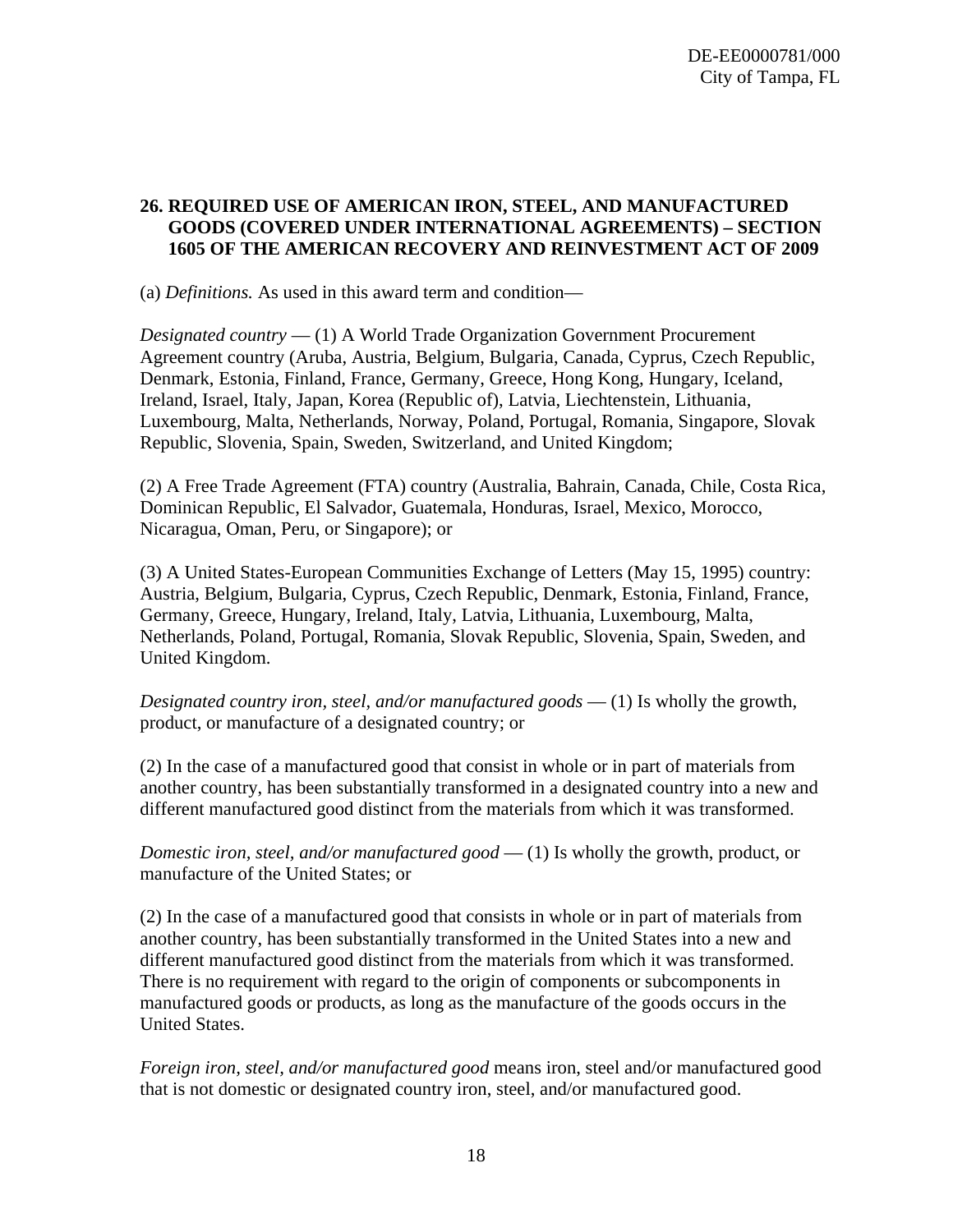## 26. REQUIRED USE OF AMERICAN IRON, STEEL, AND MANUFACTURED GOODS (COVERED UNDER INTERNATIONAL AGREEMENTS) – SECTION 1605 OF THE AMERICAN RECOVERY AND REINVESTMENT ACT OF 2009

(a) *Definitions.* As used in this award term and condition—

*Designated country* — (1) A World Trade Organization Government Procurement Agreement country (Aruba, Austria, Belgium, Bulgaria, Canada, Cyprus, Czech Republic, Denmark, Estonia, Finland, France, Germany, Greece, Hong Kong, Hungary, Iceland, Ireland, Israel, Italy, Japan, Korea (Republic of), Latvia, Liechtenstein, Lithuania, Luxembourg, Malta, Netherlands, Norway, Poland, Portugal, Romania, Singapore, Slovak Republic, Slovenia, Spain, Sweden, Switzerland, and United Kingdom;

(2) A Free Trade Agreement (FTA) country (Australia, Bahrain, Canada, Chile, Costa Rica, Dominican Republic, El Salvador, Guatemala, Honduras, Israel, Mexico, Morocco, Nicaragua, Oman, Peru, or Singapore); or

(3) A United States-European Communities Exchange of Letters (May 15, 1995) country: Austria, Belgium, Bulgaria, Cyprus, Czech Republic, Denmark, Estonia, Finland, France, Germany, Greece, Hungary, Ireland, Italy, Latvia, Lithuania, Luxembourg, Malta, Netherlands, Poland, Portugal, Romania, Slovak Republic, Slovenia, Spain, Sweden, and United Kingdom.

*Designated country iron, steel, and/or manufactured goods* — (1) Is wholly the growth, product, or manufacture of a designated country; or

(2) In the case of a manufactured good that consist in whole or in part of materials from another country, has been substantially transformed in a designated country into a new and different manufactured good distinct from the materials from which it was transformed.

*Domestic iron, steel, and/or manufactured good* — (1) Is wholly the growth, product, or manufacture of the United States; or

(2) In the case of a manufactured good that consists in whole or in part of materials from another country, has been substantially transformed in the United States into a new and different manufactured good distinct from the materials from which it was transformed. There is no requirement with regard to the origin of components or subcomponents in manufactured goods or products, as long as the manufacture of the goods occurs in the United States.

*Foreign iron, steel, and/or manufactured good* means iron, steel and/or manufactured good that is not domestic or designated country iron, steel, and/or manufactured good.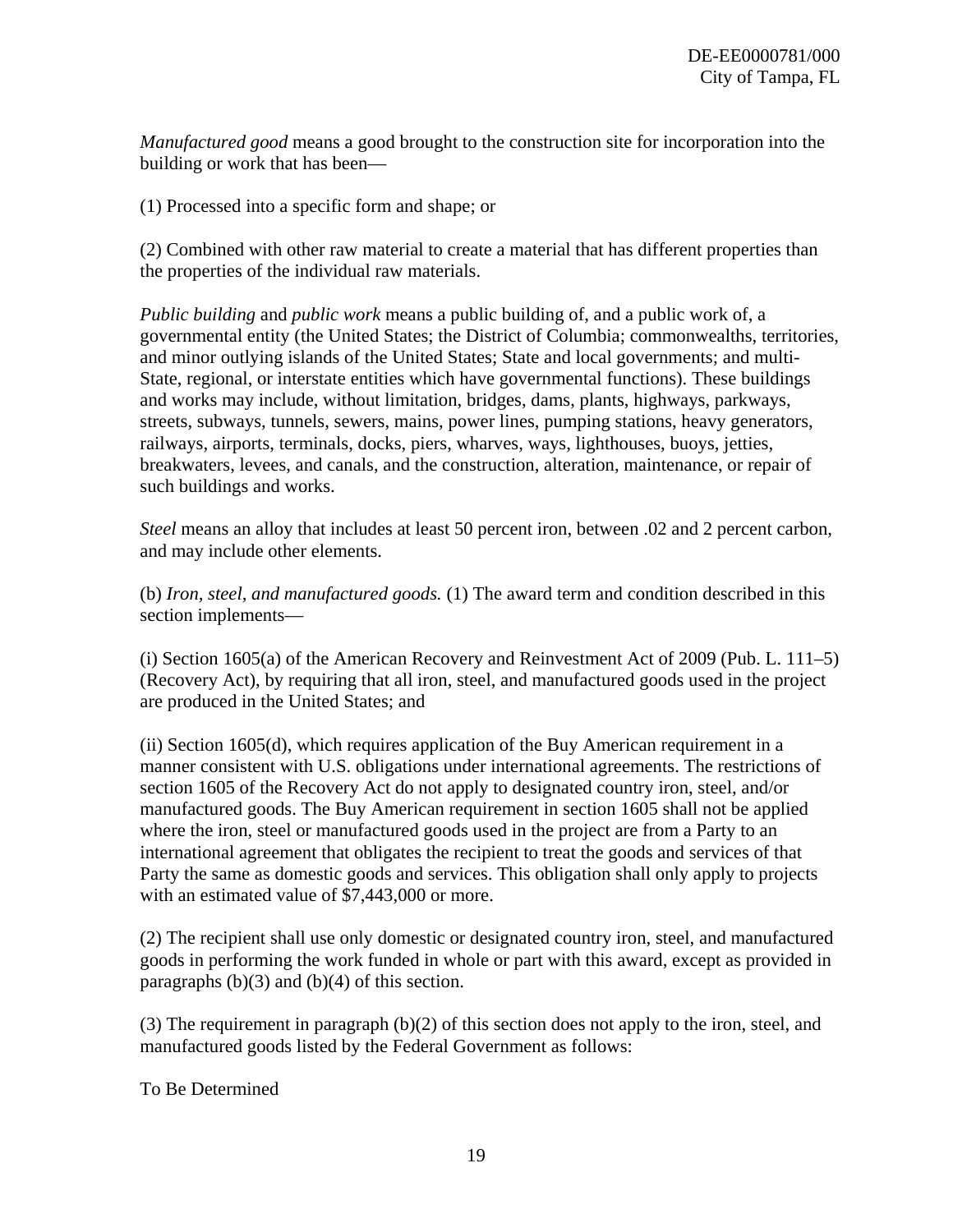*Manufactured good* means a good brought to the construction site for incorporation into the building or work that has been—

(1) Processed into a specific form and shape; or

(2) Combined with other raw material to create a material that has different properties than the properties of the individual raw materials.

*Public building* and *public work* means a public building of, and a public work of, a governmental entity (the United States; the District of Columbia; commonwealths, territories, and minor outlying islands of the United States; State and local governments; and multi-State, regional, or interstate entities which have governmental functions). These buildings and works may include, without limitation, bridges, dams, plants, highways, parkways, streets, subways, tunnels, sewers, mains, power lines, pumping stations, heavy generators, railways, airports, terminals, docks, piers, wharves, ways, lighthouses, buoys, jetties, breakwaters, levees, and canals, and the construction, alteration, maintenance, or repair of such buildings and works.

*Steel* means an alloy that includes at least 50 percent iron, between .02 and 2 percent carbon, and may include other elements.

(b) *Iron, steel, and manufactured goods.* (1) The award term and condition described in this section implements—

(i) Section 1605(a) of the American Recovery and Reinvestment Act of 2009 (Pub. L. 111–5) (Recovery Act), by requiring that all iron, steel, and manufactured goods used in the project are produced in the United States; and

(ii) Section 1605(d), which requires application of the Buy American requirement in a manner consistent with U.S. obligations under international agreements. The restrictions of section 1605 of the Recovery Act do not apply to designated country iron, steel, and/or manufactured goods. The Buy American requirement in section 1605 shall not be applied where the iron, steel or manufactured goods used in the project are from a Party to an international agreement that obligates the recipient to treat the goods and services of that Party the same as domestic goods and services. This obligation shall only apply to projects with an estimated value of $7,443,000 or more.

(2) The recipient shall use only domestic or designated country iron, steel, and manufactured goods in performing the work funded in whole or part with this award, except as provided in paragraphs (b)(3) and (b)(4) of this section.

(3) The requirement in paragraph (b)(2) of this section does not apply to the iron, steel, and manufactured goods listed by the Federal Government as follows:

To Be Determined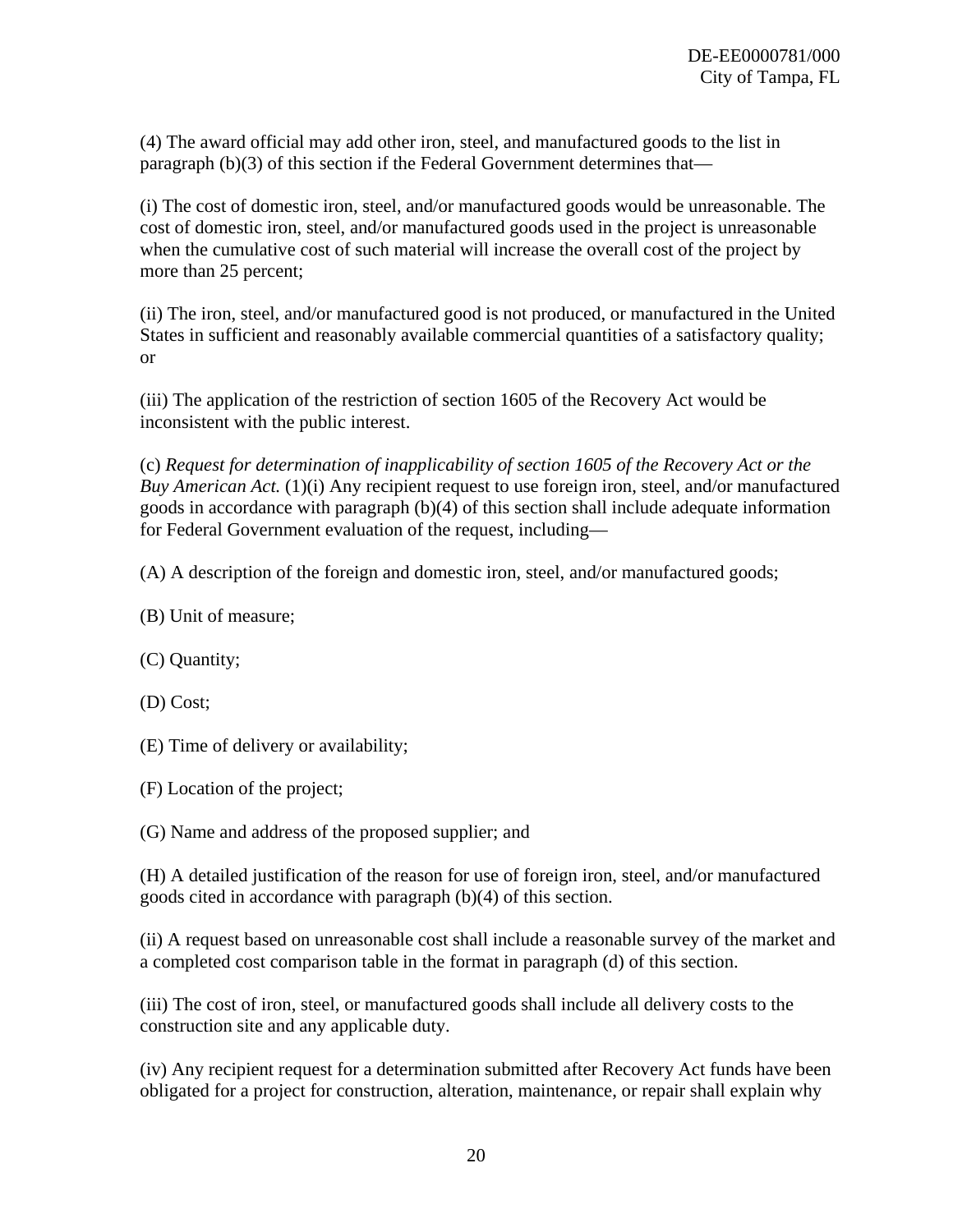(4) The award official may add other iron, steel, and manufactured goods to the list in paragraph (b)(3) of this section if the Federal Government determines that—

(i) The cost of domestic iron, steel, and/or manufactured goods would be unreasonable. The cost of domestic iron, steel, and/or manufactured goods used in the project is unreasonable when the cumulative cost of such material will increase the overall cost of the project by more than 25 percent;

(ii) The iron, steel, and/or manufactured good is not produced, or manufactured in the United States in sufficient and reasonably available commercial quantities of a satisfactory quality; or

(iii) The application of the restriction of section 1605 of the Recovery Act would be inconsistent with the public interest.

(c) *Request for determination of inapplicability of section 1605 of the Recovery Act or the Buy American Act.* (1)(i) Any recipient request to use foreign iron, steel, and/or manufactured goods in accordance with paragraph (b)(4) of this section shall include adequate information for Federal Government evaluation of the request, including—

(A) A description of the foreign and domestic iron, steel, and/or manufactured goods;

(B) Unit of measure;

(C) Quantity;

(D) Cost;

(E) Time of delivery or availability;

(F) Location of the project;

(G) Name and address of the proposed supplier; and

(H) A detailed justification of the reason for use of foreign iron, steel, and/or manufactured goods cited in accordance with paragraph (b)(4) of this section.

(ii) A request based on unreasonable cost shall include a reasonable survey of the market and a completed cost comparison table in the format in paragraph (d) of this section.

(iii) The cost of iron, steel, or manufactured goods shall include all delivery costs to the construction site and any applicable duty.

(iv) Any recipient request for a determination submitted after Recovery Act funds have been obligated for a project for construction, alteration, maintenance, or repair shall explain why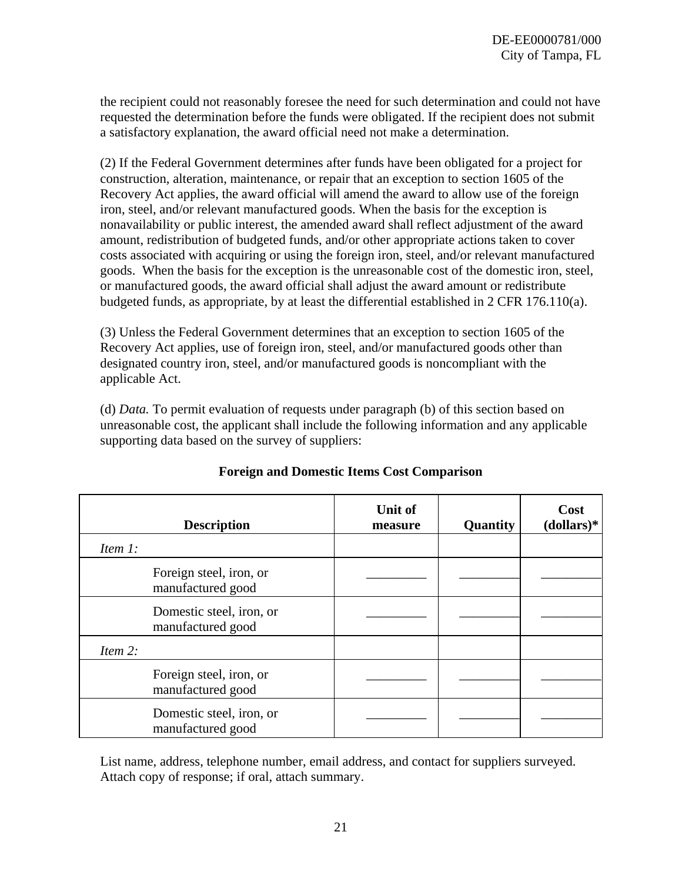the recipient could not reasonably foresee the need for such determination and could not have requested the determination before the funds were obligated. If the recipient does not submit a satisfactory explanation, the award official need not make a determination.

(2) If the Federal Government determines after funds have been obligated for a project for construction, alteration, maintenance, or repair that an exception to section 1605 of the Recovery Act applies, the award official will amend the award to allow use of the foreign iron, steel, and/or relevant manufactured goods. When the basis for the exception is nonavailability or public interest, the amended award shall reflect adjustment of the award amount, redistribution of budgeted funds, and/or other appropriate actions taken to cover costs associated with acquiring or using the foreign iron, steel, and/or relevant manufactured goods. When the basis for the exception is the unreasonable cost of the domestic iron, steel, or manufactured goods, the award official shall adjust the award amount or redistribute budgeted funds, as appropriate, by at least the differential established in 2 CFR 176.110(a).

(3) Unless the Federal Government determines that an exception to section 1605 of the Recovery Act applies, use of foreign iron, steel, and/or manufactured goods other than designated country iron, steel, and/or manufactured goods is noncompliant with the applicable Act.

(d) *Data.* To permit evaluation of requests under paragraph (b) of this section based on unreasonable cost, the applicant shall include the following information and any applicable supporting data based on the survey of suppliers:

**Foreign and Domestic Items Cost Comparison**

| Description | Unit of measure | Quantity | Cost (dollars)* |
|---|---|---|---|
| *Item 1:* | | | |
| Foreign steel, iron, or manufactured good | _________ | _________ | _________ |
| Domestic steel, iron, or manufactured good | _________ | _________ | _________ |
| *Item 2:* | | | |
| Foreign steel, iron, or manufactured good | _________ | _________ | _________ |
| Domestic steel, iron, or manufactured good | _________ | _________ | _________ |

List name, address, telephone number, email address, and contact for suppliers surveyed. Attach copy of response; if oral, attach summary.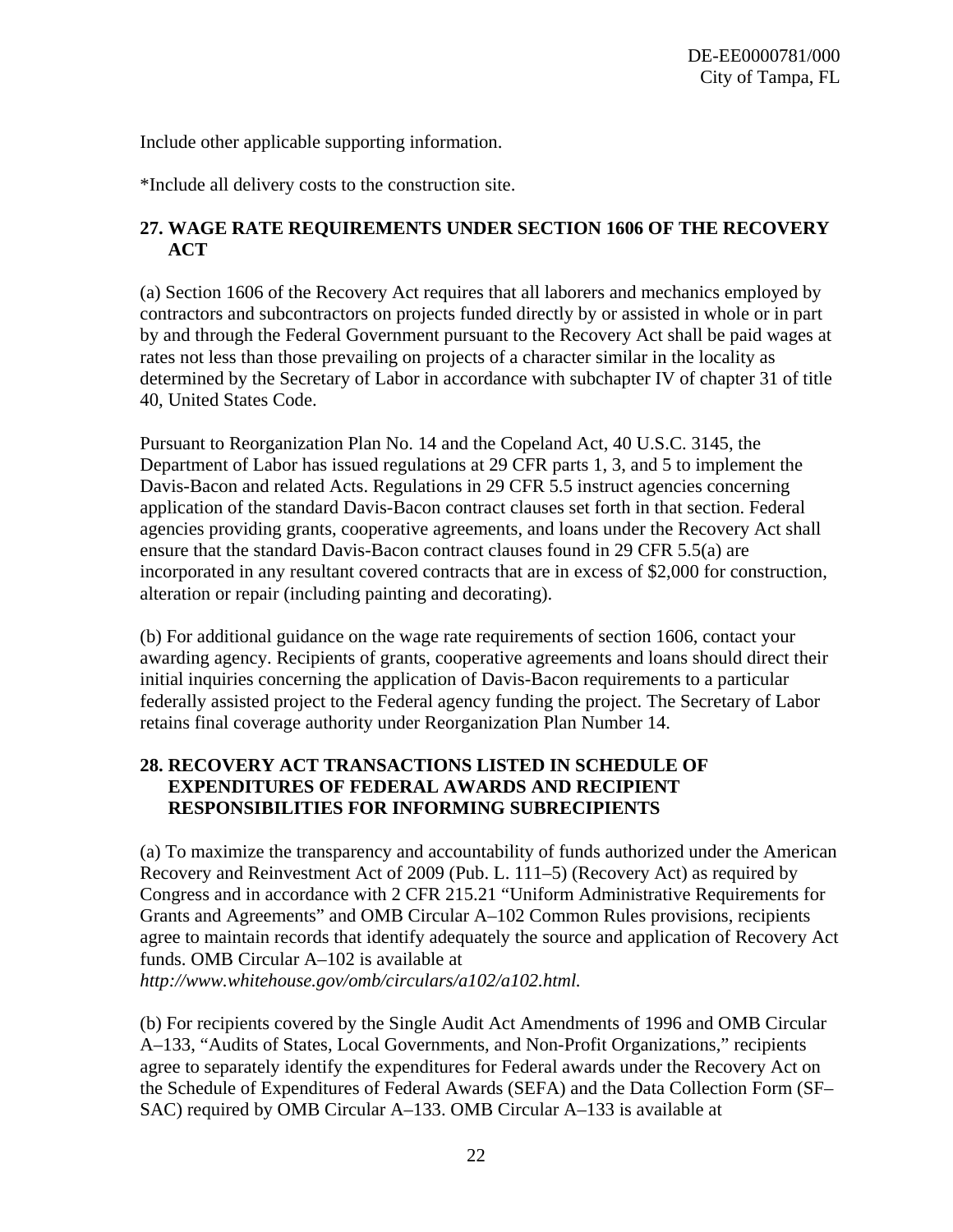Include other applicable supporting information.

*Include all delivery costs to the construction site.

## 27. WAGE RATE REQUIREMENTS UNDER SECTION 1606 OF THE RECOVERY ACT

(a) Section 1606 of the Recovery Act requires that all laborers and mechanics employed by contractors and subcontractors on projects funded directly by or assisted in whole or in part by and through the Federal Government pursuant to the Recovery Act shall be paid wages at rates not less than those prevailing on projects of a character similar in the locality as determined by the Secretary of Labor in accordance with subchapter IV of chapter 31 of title 40, United States Code.

Pursuant to Reorganization Plan No. 14 and the Copeland Act, 40 U.S.C. 3145, the Department of Labor has issued regulations at 29 CFR parts 1, 3, and 5 to implement the Davis-Bacon and related Acts. Regulations in 29 CFR 5.5 instruct agencies concerning application of the standard Davis-Bacon contract clauses set forth in that section. Federal agencies providing grants, cooperative agreements, and loans under the Recovery Act shall ensure that the standard Davis-Bacon contract clauses found in 29 CFR 5.5(a) are incorporated in any resultant covered contracts that are in excess of $2,000 for construction, alteration or repair (including painting and decorating).

(b) For additional guidance on the wage rate requirements of section 1606, contact your awarding agency. Recipients of grants, cooperative agreements and loans should direct their initial inquiries concerning the application of Davis-Bacon requirements to a particular federally assisted project to the Federal agency funding the project. The Secretary of Labor retains final coverage authority under Reorganization Plan Number 14.

## 28. RECOVERY ACT TRANSACTIONS LISTED IN SCHEDULE OF EXPENDITURES OF FEDERAL AWARDS AND RECIPIENT RESPONSIBILITIES FOR INFORMING SUBRECIPIENTS

(a) To maximize the transparency and accountability of funds authorized under the American Recovery and Reinvestment Act of 2009 (Pub. L. 111–5) (Recovery Act) as required by Congress and in accordance with 2 CFR 215.21 "Uniform Administrative Requirements for Grants and Agreements" and OMB Circular A–102 Common Rules provisions, recipients agree to maintain records that identify adequately the source and application of Recovery Act funds. OMB Circular A–102 is available at *http://www.whitehouse.gov/omb/circulars/a102/a102.html.*

(b) For recipients covered by the Single Audit Act Amendments of 1996 and OMB Circular A–133, "Audits of States, Local Governments, and Non-Profit Organizations," recipients agree to separately identify the expenditures for Federal awards under the Recovery Act on the Schedule of Expenditures of Federal Awards (SEFA) and the Data Collection Form (SF–SAC) required by OMB Circular A–133. OMB Circular A–133 is available at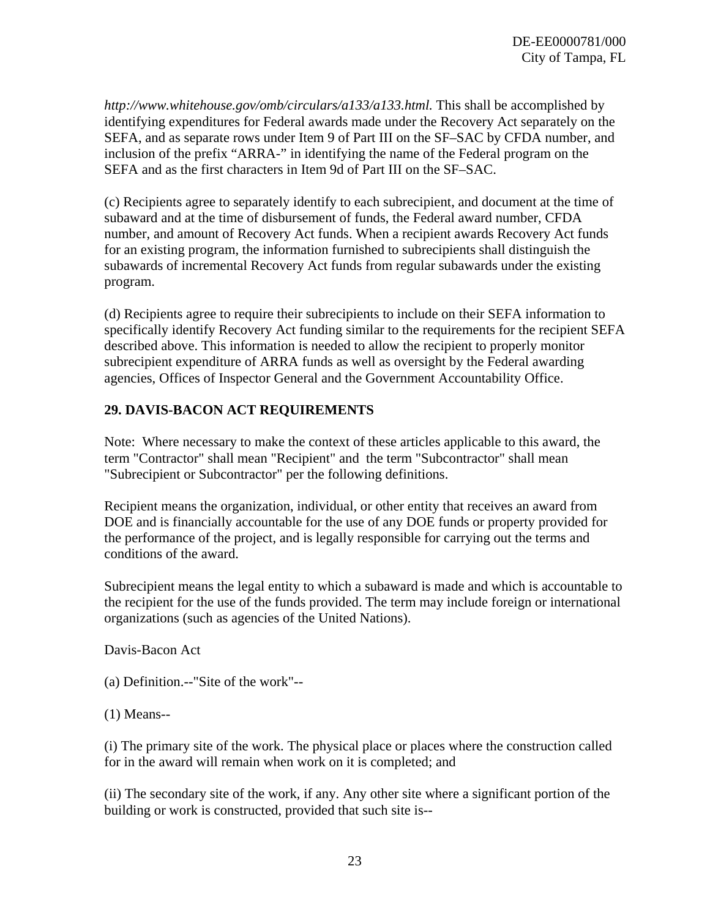*http://www.whitehouse.gov/omb/circulars/a133/a133.html.* This shall be accomplished by identifying expenditures for Federal awards made under the Recovery Act separately on the SEFA, and as separate rows under Item 9 of Part III on the SF–SAC by CFDA number, and inclusion of the prefix "ARRA-" in identifying the name of the Federal program on the SEFA and as the first characters in Item 9d of Part III on the SF–SAC.

(c) Recipients agree to separately identify to each subrecipient, and document at the time of subaward and at the time of disbursement of funds, the Federal award number, CFDA number, and amount of Recovery Act funds. When a recipient awards Recovery Act funds for an existing program, the information furnished to subrecipients shall distinguish the subawards of incremental Recovery Act funds from regular subawards under the existing program.

(d) Recipients agree to require their subrecipients to include on their SEFA information to specifically identify Recovery Act funding similar to the requirements for the recipient SEFA described above. This information is needed to allow the recipient to properly monitor subrecipient expenditure of ARRA funds as well as oversight by the Federal awarding agencies, Offices of Inspector General and the Government Accountability Office.

**29. DAVIS-BACON ACT REQUIREMENTS**

Note: Where necessary to make the context of these articles applicable to this award, the term "Contractor" shall mean "Recipient" and the term "Subcontractor" shall mean "Subrecipient or Subcontractor" per the following definitions.

Recipient means the organization, individual, or other entity that receives an award from DOE and is financially accountable for the use of any DOE funds or property provided for the performance of the project, and is legally responsible for carrying out the terms and conditions of the award.

Subrecipient means the legal entity to which a subaward is made and which is accountable to the recipient for the use of the funds provided. The term may include foreign or international organizations (such as agencies of the United Nations).

Davis-Bacon Act

(a) Definition.--"Site of the work"--

(1) Means--

(i) The primary site of the work. The physical place or places where the construction called for in the award will remain when work on it is completed; and

(ii) The secondary site of the work, if any. Any other site where a significant portion of the building or work is constructed, provided that such site is--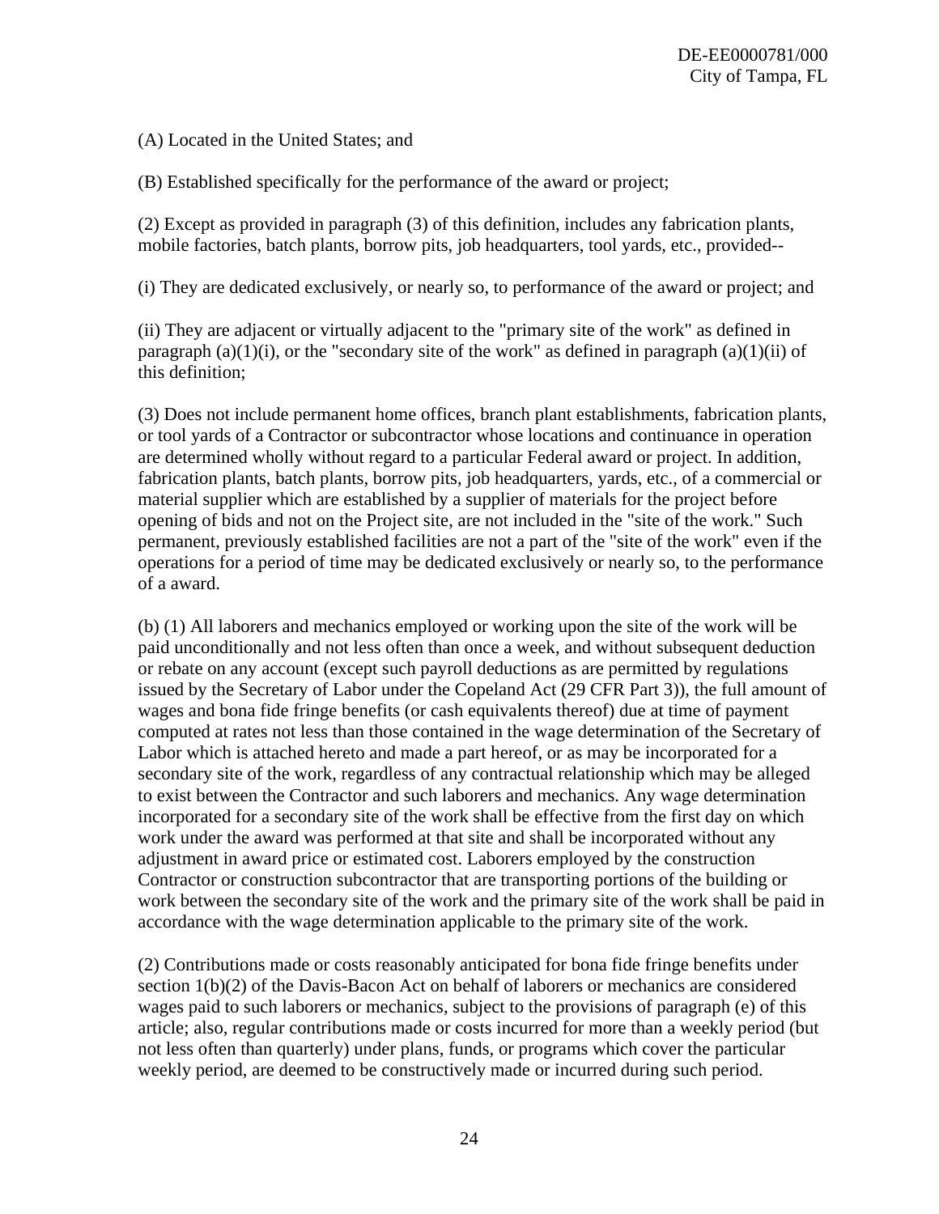(A) Located in the United States; and

(B) Established specifically for the performance of the award or project;

(2) Except as provided in paragraph (3) of this definition, includes any fabrication plants, mobile factories, batch plants, borrow pits, job headquarters, tool yards, etc., provided--

(i) They are dedicated exclusively, or nearly so, to performance of the award or project; and

(ii) They are adjacent or virtually adjacent to the "primary site of the work" as defined in paragraph (a)(1)(i), or the "secondary site of the work" as defined in paragraph (a)(1)(ii) of this definition;

(3) Does not include permanent home offices, branch plant establishments, fabrication plants, or tool yards of a Contractor or subcontractor whose locations and continuance in operation are determined wholly without regard to a particular Federal award or project. In addition, fabrication plants, batch plants, borrow pits, job headquarters, yards, etc., of a commercial or material supplier which are established by a supplier of materials for the project before opening of bids and not on the Project site, are not included in the "site of the work." Such permanent, previously established facilities are not a part of the "site of the work" even if the operations for a period of time may be dedicated exclusively or nearly so, to the performance of a award.

(b) (1) All laborers and mechanics employed or working upon the site of the work will be paid unconditionally and not less often than once a week, and without subsequent deduction or rebate on any account (except such payroll deductions as are permitted by regulations issued by the Secretary of Labor under the Copeland Act (29 CFR Part 3)), the full amount of wages and bona fide fringe benefits (or cash equivalents thereof) due at time of payment computed at rates not less than those contained in the wage determination of the Secretary of Labor which is attached hereto and made a part hereof, or as may be incorporated for a secondary site of the work, regardless of any contractual relationship which may be alleged to exist between the Contractor and such laborers and mechanics. Any wage determination incorporated for a secondary site of the work shall be effective from the first day on which work under the award was performed at that site and shall be incorporated without any adjustment in award price or estimated cost. Laborers employed by the construction Contractor or construction subcontractor that are transporting portions of the building or work between the secondary site of the work and the primary site of the work shall be paid in accordance with the wage determination applicable to the primary site of the work.

(2) Contributions made or costs reasonably anticipated for bona fide fringe benefits under section 1(b)(2) of the Davis-Bacon Act on behalf of laborers or mechanics are considered wages paid to such laborers or mechanics, subject to the provisions of paragraph (e) of this article; also, regular contributions made or costs incurred for more than a weekly period (but not less often than quarterly) under plans, funds, or programs which cover the particular weekly period, are deemed to be constructively made or incurred during such period.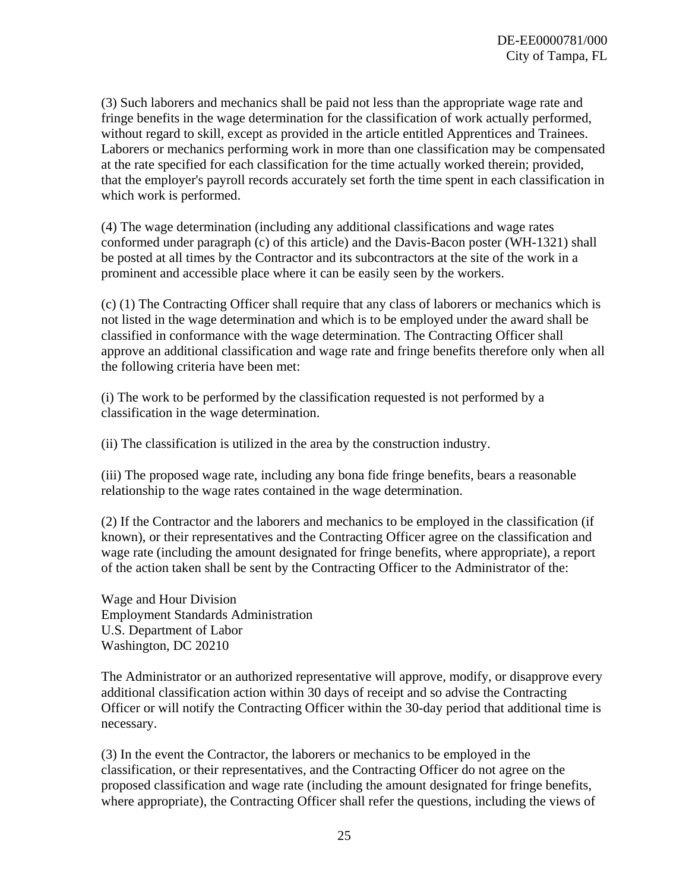(3) Such laborers and mechanics shall be paid not less than the appropriate wage rate and fringe benefits in the wage determination for the classification of work actually performed, without regard to skill, except as provided in the article entitled Apprentices and Trainees. Laborers or mechanics performing work in more than one classification may be compensated at the rate specified for each classification for the time actually worked therein; provided, that the employer's payroll records accurately set forth the time spent in each classification in which work is performed.

(4) The wage determination (including any additional classifications and wage rates conformed under paragraph (c) of this article) and the Davis-Bacon poster (WH-1321) shall be posted at all times by the Contractor and its subcontractors at the site of the work in a prominent and accessible place where it can be easily seen by the workers.

(c) (1) The Contracting Officer shall require that any class of laborers or mechanics which is not listed in the wage determination and which is to be employed under the award shall be classified in conformance with the wage determination. The Contracting Officer shall approve an additional classification and wage rate and fringe benefits therefore only when all the following criteria have been met:

(i) The work to be performed by the classification requested is not performed by a classification in the wage determination.

(ii) The classification is utilized in the area by the construction industry.

(iii) The proposed wage rate, including any bona fide fringe benefits, bears a reasonable relationship to the wage rates contained in the wage determination.

(2) If the Contractor and the laborers and mechanics to be employed in the classification (if known), or their representatives and the Contracting Officer agree on the classification and wage rate (including the amount designated for fringe benefits, where appropriate), a report of the action taken shall be sent by the Contracting Officer to the Administrator of the:

Wage and Hour Division
Employment Standards Administration
U.S. Department of Labor
Washington, DC 20210

The Administrator or an authorized representative will approve, modify, or disapprove every additional classification action within 30 days of receipt and so advise the Contracting Officer or will notify the Contracting Officer within the 30-day period that additional time is necessary.

(3) In the event the Contractor, the laborers or mechanics to be employed in the classification, or their representatives, and the Contracting Officer do not agree on the proposed classification and wage rate (including the amount designated for fringe benefits, where appropriate), the Contracting Officer shall refer the questions, including the views of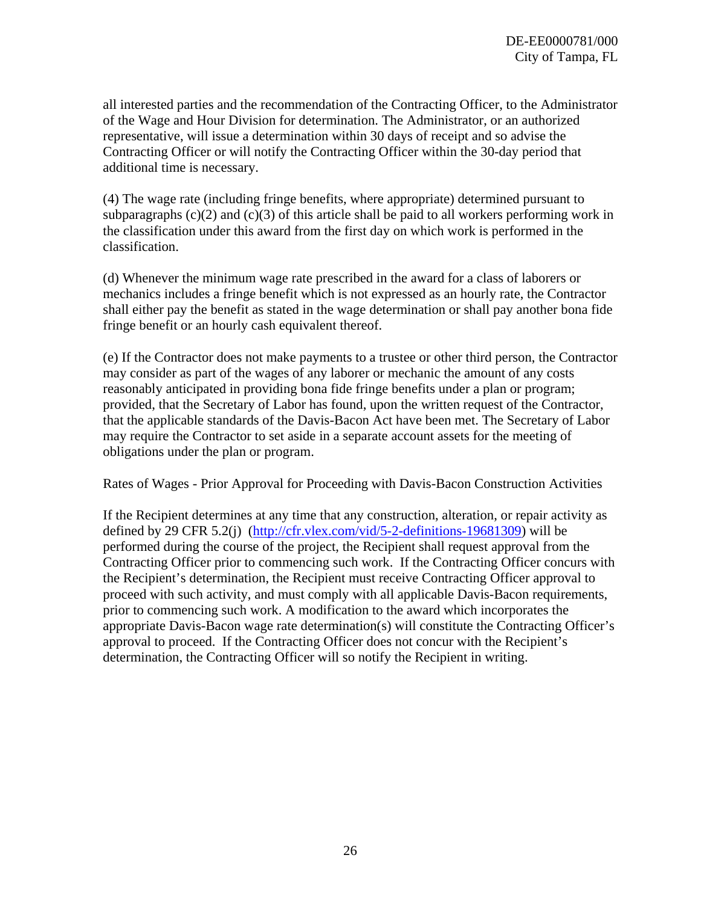all interested parties and the recommendation of the Contracting Officer, to the Administrator of the Wage and Hour Division for determination. The Administrator, or an authorized representative, will issue a determination within 30 days of receipt and so advise the Contracting Officer or will notify the Contracting Officer within the 30-day period that additional time is necessary.

(4) The wage rate (including fringe benefits, where appropriate) determined pursuant to subparagraphs (c)(2) and (c)(3) of this article shall be paid to all workers performing work in the classification under this award from the first day on which work is performed in the classification.

(d) Whenever the minimum wage rate prescribed in the award for a class of laborers or mechanics includes a fringe benefit which is not expressed as an hourly rate, the Contractor shall either pay the benefit as stated in the wage determination or shall pay another bona fide fringe benefit or an hourly cash equivalent thereof.

(e) If the Contractor does not make payments to a trustee or other third person, the Contractor may consider as part of the wages of any laborer or mechanic the amount of any costs reasonably anticipated in providing bona fide fringe benefits under a plan or program; provided, that the Secretary of Labor has found, upon the written request of the Contractor, that the applicable standards of the Davis-Bacon Act have been met. The Secretary of Labor may require the Contractor to set aside in a separate account assets for the meeting of obligations under the plan or program.

Rates of Wages - Prior Approval for Proceeding with Davis-Bacon Construction Activities

If the Recipient determines at any time that any construction, alteration, or repair activity as defined by 29 CFR 5.2(j) (http://cfr.vlex.com/vid/5-2-definitions-19681309) will be performed during the course of the project, the Recipient shall request approval from the Contracting Officer prior to commencing such work. If the Contracting Officer concurs with the Recipient's determination, the Recipient must receive Contracting Officer approval to proceed with such activity, and must comply with all applicable Davis-Bacon requirements, prior to commencing such work. A modification to the award which incorporates the appropriate Davis-Bacon wage rate determination(s) will constitute the Contracting Officer's approval to proceed. If the Contracting Officer does not concur with the Recipient's determination, the Contracting Officer will so notify the Recipient in writing.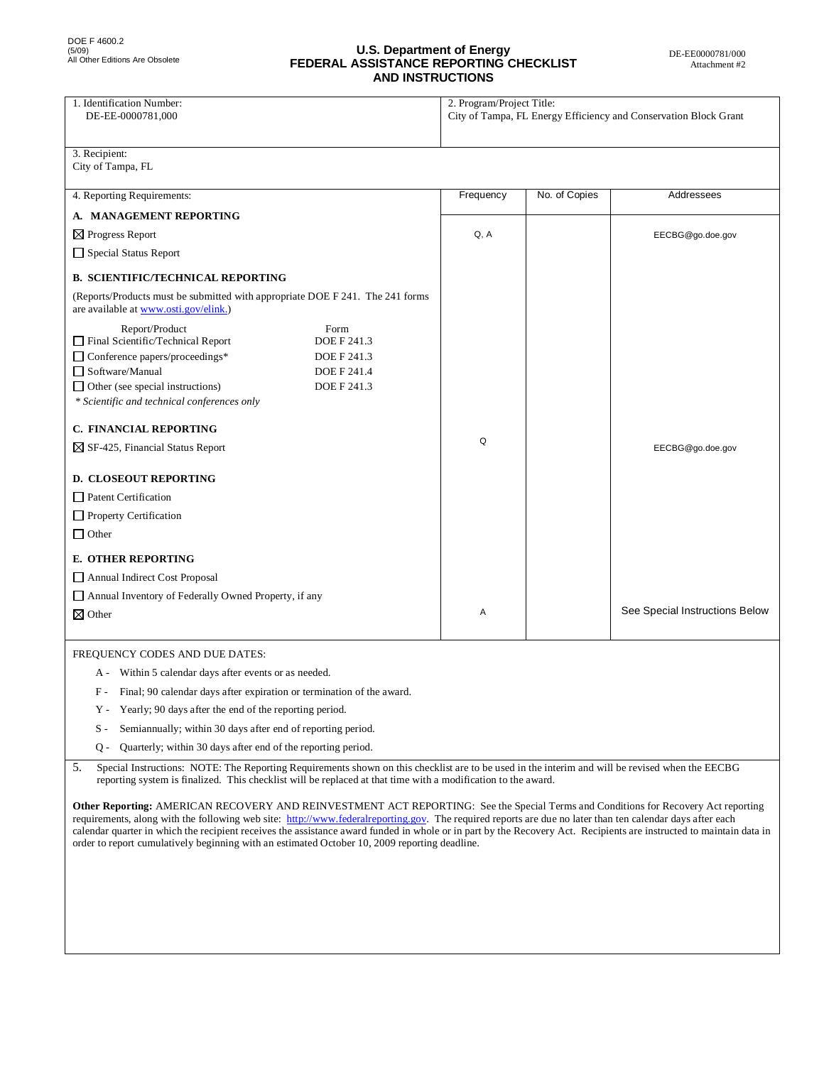DOE F 4600.2
(5/09)
All Other Editions Are Obsolete

# U.S. Department of Energy
# FEDERAL ASSISTANCE REPORTING CHECKLIST AND INSTRUCTIONS

DE-EE0000781/000
Attachment #2

| 1. Identification Number: DE-EE-0000781,000 | 2. Program/Project Title: City of Tampa, FL Energy Efficiency and Conservation Block Grant | | |
|---|---|---|---|
| 3. Recipient: City of Tampa, FL | | | |
| 4. Reporting Requirements: | Frequency | No. of Copies | Addressees |
| **A. MANAGEMENT REPORTING** | | | |
| ☒ Progress Report | Q, A | | EECBG@go.doe.gov |
| ☐ Special Status Report | | | |
| **B. SCIENTIFIC/TECHNICAL REPORTING** | | | |
| (Reports/Products must be submitted with appropriate DOE F 241. The 241 forms are available at www.osti.gov/elink.) | | | |
| Report/Product — Form | | | |
| ☐ Final Scientific/Technical Report — DOE F 241.3 | | | |
| ☐ Conference papers/proceedings* — DOE F 241.3 | | | |
| ☐ Software/Manual — DOE F 241.4 | | | |
| ☐ Other (see special instructions) — DOE F 241.3 | | | |
| *\* Scientific and technical conferences only* | | | |
| **C. FINANCIAL REPORTING** | | | |
| ☒ SF-425, Financial Status Report | Q | | EECBG@go.doe.gov |
| **D. CLOSEOUT REPORTING** | | | |
| ☐ Patent Certification | | | |
| ☐ Property Certification | | | |
| ☐ Other | | | |
| **E. OTHER REPORTING** | | | |
| ☐ Annual Indirect Cost Proposal | | | |
| ☐ Annual Inventory of Federally Owned Property, if any | | | |
| ☒ Other | A | | See Special Instructions Below |

FREQUENCY CODES AND DUE DATES:

- A - Within 5 calendar days after events or as needed.
- F - Final; 90 calendar days after expiration or termination of the award.
- Y - Yearly; 90 days after the end of the reporting period.
- S - Semiannually; within 30 days after end of reporting period.
- Q - Quarterly; within 30 days after end of the reporting period.

5. Special Instructions: NOTE: The Reporting Requirements shown on this checklist are to be used in the interim and will be revised when the EECBG reporting system is finalized. This checklist will be replaced at that time with a modification to the award.

**Other Reporting:** AMERICAN RECOVERY AND REINVESTMENT ACT REPORTING: See the Special Terms and Conditions for Recovery Act reporting requirements, along with the following web site: http://www.federalreporting.gov. The required reports are due no later than ten calendar days after each calendar quarter in which the recipient receives the assistance award funded in whole or in part by the Recovery Act. Recipients are instructed to maintain data in order to report cumulatively beginning with an estimated October 10, 2009 reporting deadline.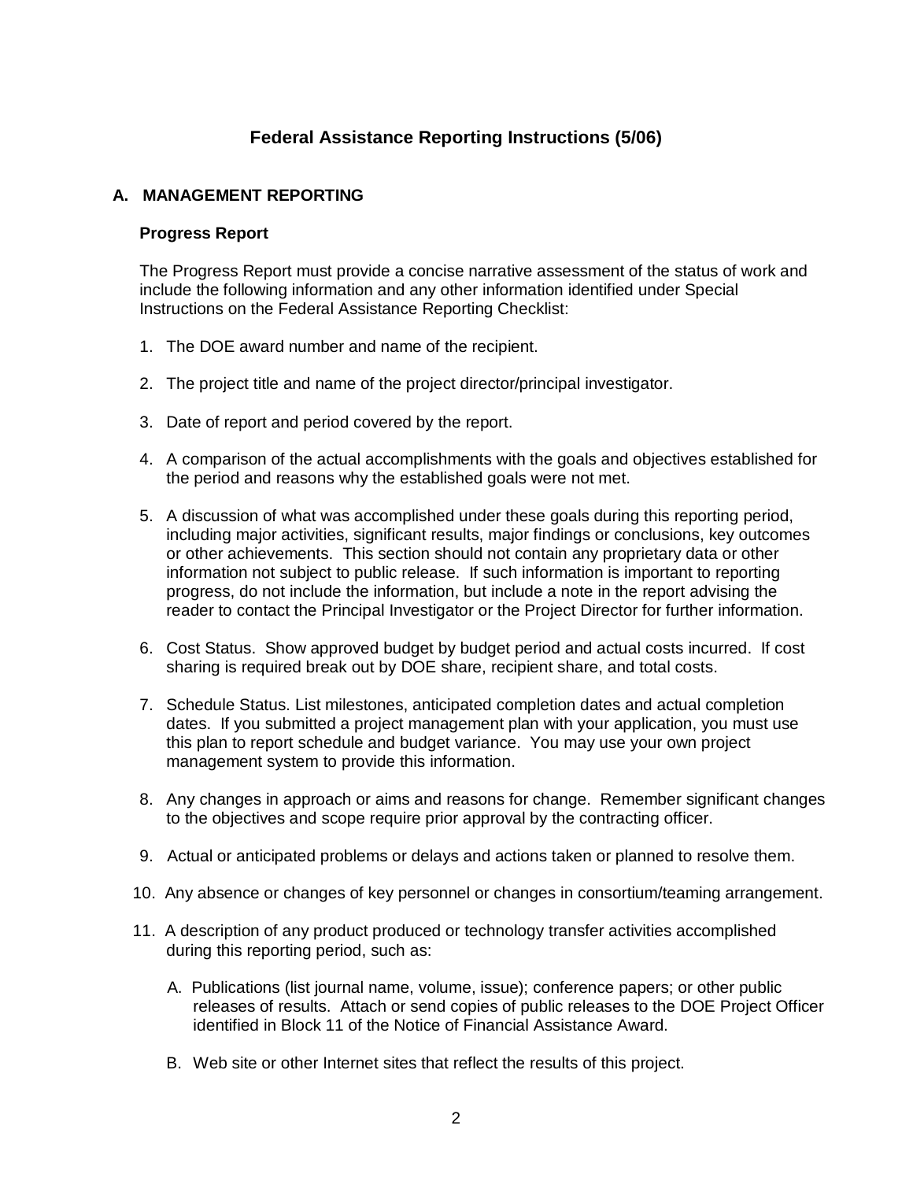# Federal Assistance Reporting Instructions (5/06)

## A. MANAGEMENT REPORTING

### Progress Report

The Progress Report must provide a concise narrative assessment of the status of work and include the following information and any other information identified under Special Instructions on the Federal Assistance Reporting Checklist:

1. The DOE award number and name of the recipient.
2. The project title and name of the project director/principal investigator.
3. Date of report and period covered by the report.
4. A comparison of the actual accomplishments with the goals and objectives established for the period and reasons why the established goals were not met.
5. A discussion of what was accomplished under these goals during this reporting period, including major activities, significant results, major findings or conclusions, key outcomes or other achievements. This section should not contain any proprietary data or other information not subject to public release. If such information is important to reporting progress, do not include the information, but include a note in the report advising the reader to contact the Principal Investigator or the Project Director for further information.
6. Cost Status. Show approved budget by budget period and actual costs incurred. If cost sharing is required break out by DOE share, recipient share, and total costs.
7. Schedule Status. List milestones, anticipated completion dates and actual completion dates. If you submitted a project management plan with your application, you must use this plan to report schedule and budget variance. You may use your own project management system to provide this information.
8. Any changes in approach or aims and reasons for change. Remember significant changes to the objectives and scope require prior approval by the contracting officer.
9. Actual or anticipated problems or delays and actions taken or planned to resolve them.
10. Any absence or changes of key personnel or changes in consortium/teaming arrangement.
11. A description of any product produced or technology transfer activities accomplished during this reporting period, such as:

    A. Publications (list journal name, volume, issue); conference papers; or other public releases of results. Attach or send copies of public releases to the DOE Project Officer identified in Block 11 of the Notice of Financial Assistance Award.

    B. Web site or other Internet sites that reflect the results of this project.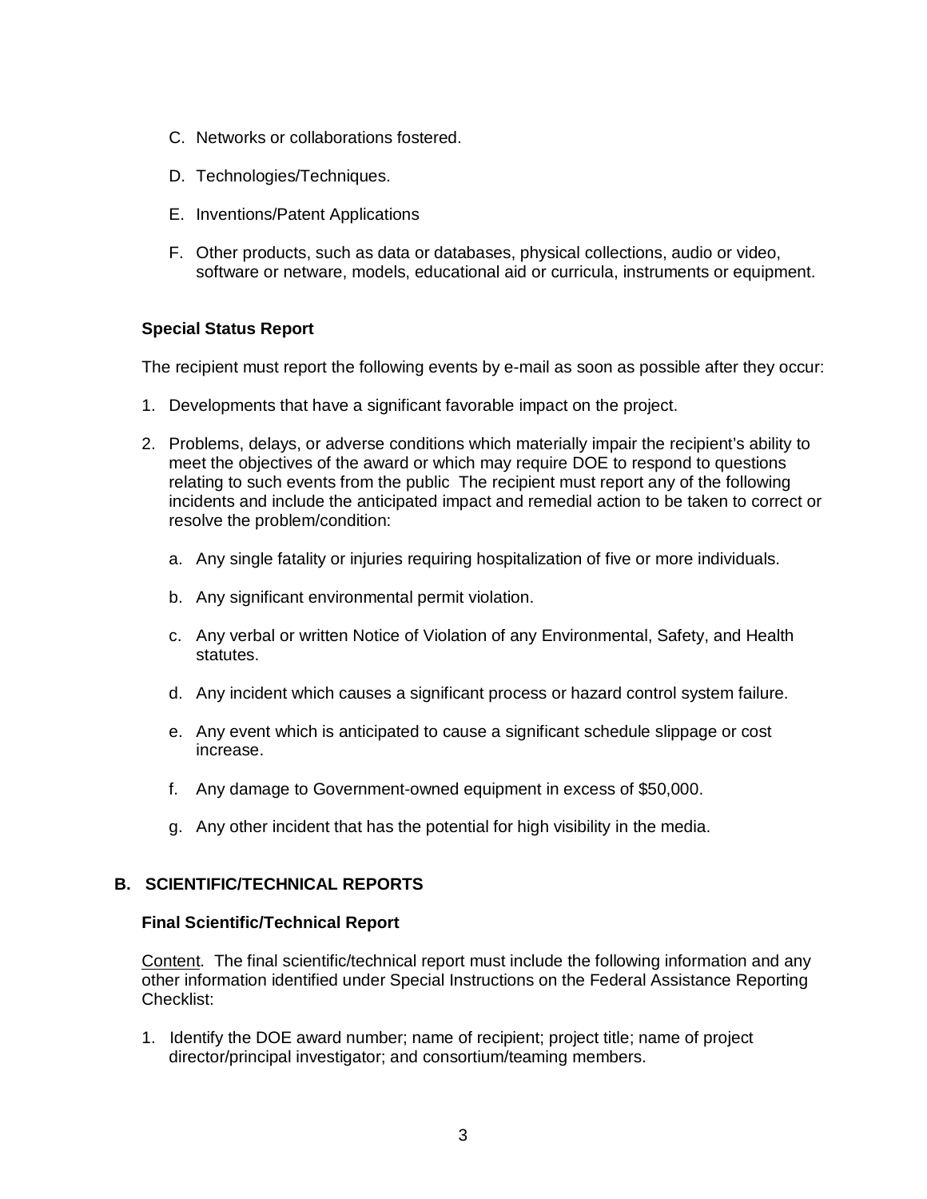C. Networks or collaborations fostered.

D. Technologies/Techniques.

E. Inventions/Patent Applications

F. Other products, such as data or databases, physical collections, audio or video, software or netware, models, educational aid or curricula, instruments or equipment.

**Special Status Report**

The recipient must report the following events by e-mail as soon as possible after they occur:

1. Developments that have a significant favorable impact on the project.

2. Problems, delays, or adverse conditions which materially impair the recipient's ability to meet the objectives of the award or which may require DOE to respond to questions relating to such events from the public The recipient must report any of the following incidents and include the anticipated impact and remedial action to be taken to correct or resolve the problem/condition:

   a. Any single fatality or injuries requiring hospitalization of five or more individuals.

   b. Any significant environmental permit violation.

   c. Any verbal or written Notice of Violation of any Environmental, Safety, and Health statutes.

   d. Any incident which causes a significant process or hazard control system failure.

   e. Any event which is anticipated to cause a significant schedule slippage or cost increase.

   f. Any damage to Government-owned equipment in excess of $50,000.

   g. Any other incident that has the potential for high visibility in the media.

## B. SCIENTIFIC/TECHNICAL REPORTS

**Final Scientific/Technical Report**

Content. The final scientific/technical report must include the following information and any other information identified under Special Instructions on the Federal Assistance Reporting Checklist:

1. Identify the DOE award number; name of recipient; project title; name of project director/principal investigator; and consortium/teaming members.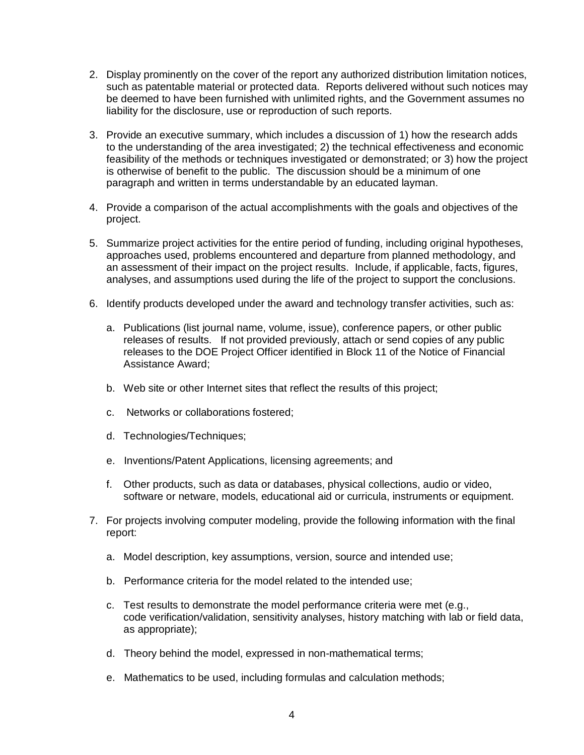2. Display prominently on the cover of the report any authorized distribution limitation notices, such as patentable material or protected data. Reports delivered without such notices may be deemed to have been furnished with unlimited rights, and the Government assumes no liability for the disclosure, use or reproduction of such reports.

3. Provide an executive summary, which includes a discussion of 1) how the research adds to the understanding of the area investigated; 2) the technical effectiveness and economic feasibility of the methods or techniques investigated or demonstrated; or 3) how the project is otherwise of benefit to the public. The discussion should be a minimum of one paragraph and written in terms understandable by an educated layman.

4. Provide a comparison of the actual accomplishments with the goals and objectives of the project.

5. Summarize project activities for the entire period of funding, including original hypotheses, approaches used, problems encountered and departure from planned methodology, and an assessment of their impact on the project results. Include, if applicable, facts, figures, analyses, and assumptions used during the life of the project to support the conclusions.

6. Identify products developed under the award and technology transfer activities, such as:

   a. Publications (list journal name, volume, issue), conference papers, or other public releases of results. If not provided previously, attach or send copies of any public releases to the DOE Project Officer identified in Block 11 of the Notice of Financial Assistance Award;

   b. Web site or other Internet sites that reflect the results of this project;

   c. Networks or collaborations fostered;

   d. Technologies/Techniques;

   e. Inventions/Patent Applications, licensing agreements; and

   f. Other products, such as data or databases, physical collections, audio or video, software or netware, models, educational aid or curricula, instruments or equipment.

7. For projects involving computer modeling, provide the following information with the final report:

   a. Model description, key assumptions, version, source and intended use;

   b. Performance criteria for the model related to the intended use;

   c. Test results to demonstrate the model performance criteria were met (e.g., code verification/validation, sensitivity analyses, history matching with lab or field data, as appropriate);

   d. Theory behind the model, expressed in non-mathematical terms;

   e. Mathematics to be used, including formulas and calculation methods;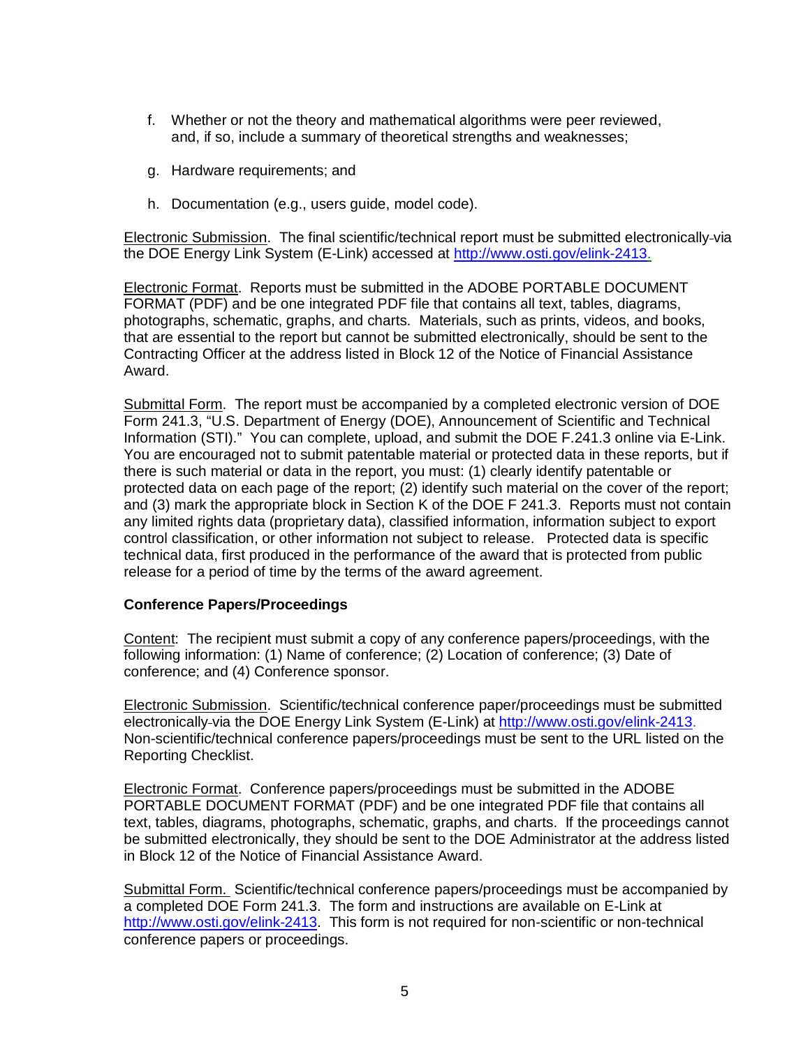f. Whether or not the theory and mathematical algorithms were peer reviewed, and, if so, include a summary of theoretical strengths and weaknesses;

g. Hardware requirements; and

h. Documentation (e.g., users guide, model code).

Electronic Submission. The final scientific/technical report must be submitted electronically via the DOE Energy Link System (E-Link) accessed at http://www.osti.gov/elink-2413.

Electronic Format. Reports must be submitted in the ADOBE PORTABLE DOCUMENT FORMAT (PDF) and be one integrated PDF file that contains all text, tables, diagrams, photographs, schematic, graphs, and charts. Materials, such as prints, videos, and books, that are essential to the report but cannot be submitted electronically, should be sent to the Contracting Officer at the address listed in Block 12 of the Notice of Financial Assistance Award.

Submittal Form. The report must be accompanied by a completed electronic version of DOE Form 241.3, "U.S. Department of Energy (DOE), Announcement of Scientific and Technical Information (STI)." You can complete, upload, and submit the DOE F.241.3 online via E-Link. You are encouraged not to submit patentable material or protected data in these reports, but if there is such material or data in the report, you must: (1) clearly identify patentable or protected data on each page of the report; (2) identify such material on the cover of the report; and (3) mark the appropriate block in Section K of the DOE F 241.3. Reports must not contain any limited rights data (proprietary data), classified information, information subject to export control classification, or other information not subject to release. Protected data is specific technical data, first produced in the performance of the award that is protected from public release for a period of time by the terms of the award agreement.

**Conference Papers/Proceedings**

Content: The recipient must submit a copy of any conference papers/proceedings, with the following information: (1) Name of conference; (2) Location of conference; (3) Date of conference; and (4) Conference sponsor.

Electronic Submission. Scientific/technical conference paper/proceedings must be submitted electronically via the DOE Energy Link System (E-Link) at http://www.osti.gov/elink-2413. Non-scientific/technical conference papers/proceedings must be sent to the URL listed on the Reporting Checklist.

Electronic Format. Conference papers/proceedings must be submitted in the ADOBE PORTABLE DOCUMENT FORMAT (PDF) and be one integrated PDF file that contains all text, tables, diagrams, photographs, schematic, graphs, and charts. If the proceedings cannot be submitted electronically, they should be sent to the DOE Administrator at the address listed in Block 12 of the Notice of Financial Assistance Award.

Submittal Form. Scientific/technical conference papers/proceedings must be accompanied by a completed DOE Form 241.3. The form and instructions are available on E-Link at http://www.osti.gov/elink-2413. This form is not required for non-scientific or non-technical conference papers or proceedings.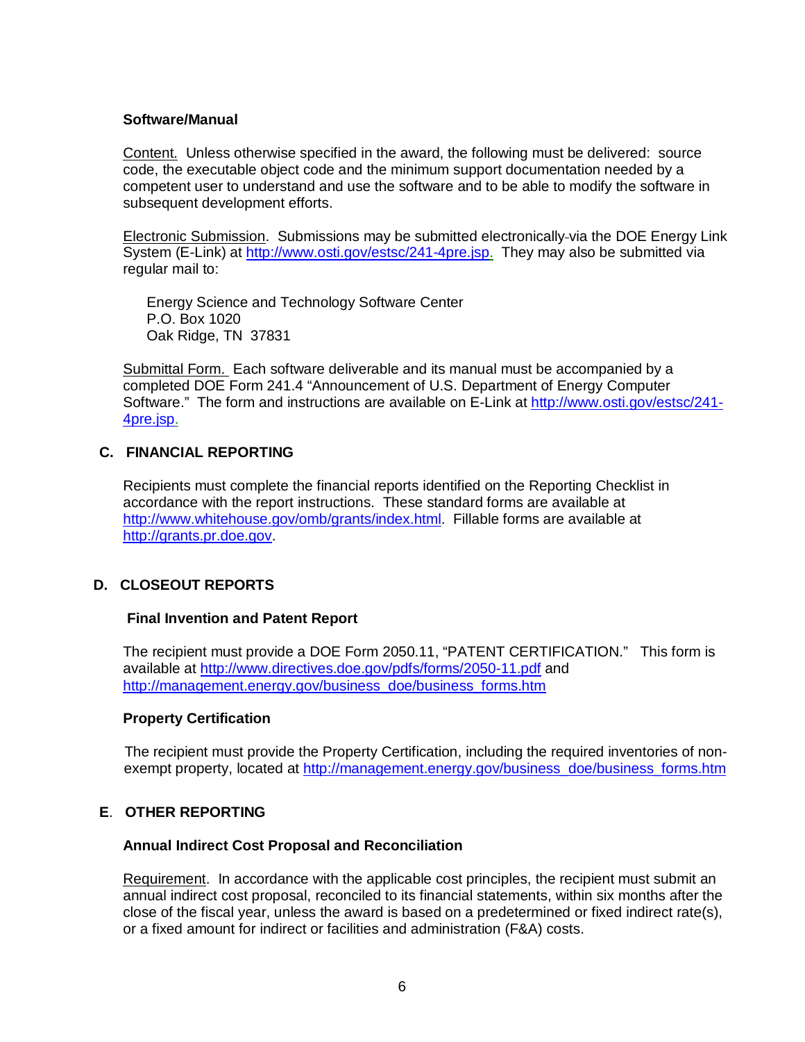**Software/Manual**

Content. Unless otherwise specified in the award, the following must be delivered: source code, the executable object code and the minimum support documentation needed by a competent user to understand and use the software and to be able to modify the software in subsequent development efforts.

Electronic Submission. Submissions may be submitted electronically via the DOE Energy Link System (E-Link) at http://www.osti.gov/estsc/241-4pre.jsp. They may also be submitted via regular mail to:

Energy Science and Technology Software Center
P.O. Box 1020
Oak Ridge, TN 37831

Submittal Form. Each software deliverable and its manual must be accompanied by a completed DOE Form 241.4 "Announcement of U.S. Department of Energy Computer Software." The form and instructions are available on E-Link at http://www.osti.gov/estsc/241-4pre.jsp.

## C. FINANCIAL REPORTING

Recipients must complete the financial reports identified on the Reporting Checklist in accordance with the report instructions. These standard forms are available at http://www.whitehouse.gov/omb/grants/index.html. Fillable forms are available at http://grants.pr.doe.gov.

## D. CLOSEOUT REPORTS

**Final Invention and Patent Report**

The recipient must provide a DOE Form 2050.11, "PATENT CERTIFICATION." This form is available at http://www.directives.doe.gov/pdfs/forms/2050-11.pdf and http://management.energy.gov/business_doe/business_forms.htm

**Property Certification**

The recipient must provide the Property Certification, including the required inventories of non-exempt property, located at http://management.energy.gov/business_doe/business_forms.htm

## E. OTHER REPORTING

**Annual Indirect Cost Proposal and Reconciliation**

Requirement. In accordance with the applicable cost principles, the recipient must submit an annual indirect cost proposal, reconciled to its financial statements, within six months after the close of the fiscal year, unless the award is based on a predetermined or fixed indirect rate(s), or a fixed amount for indirect or facilities and administration (F&A) costs.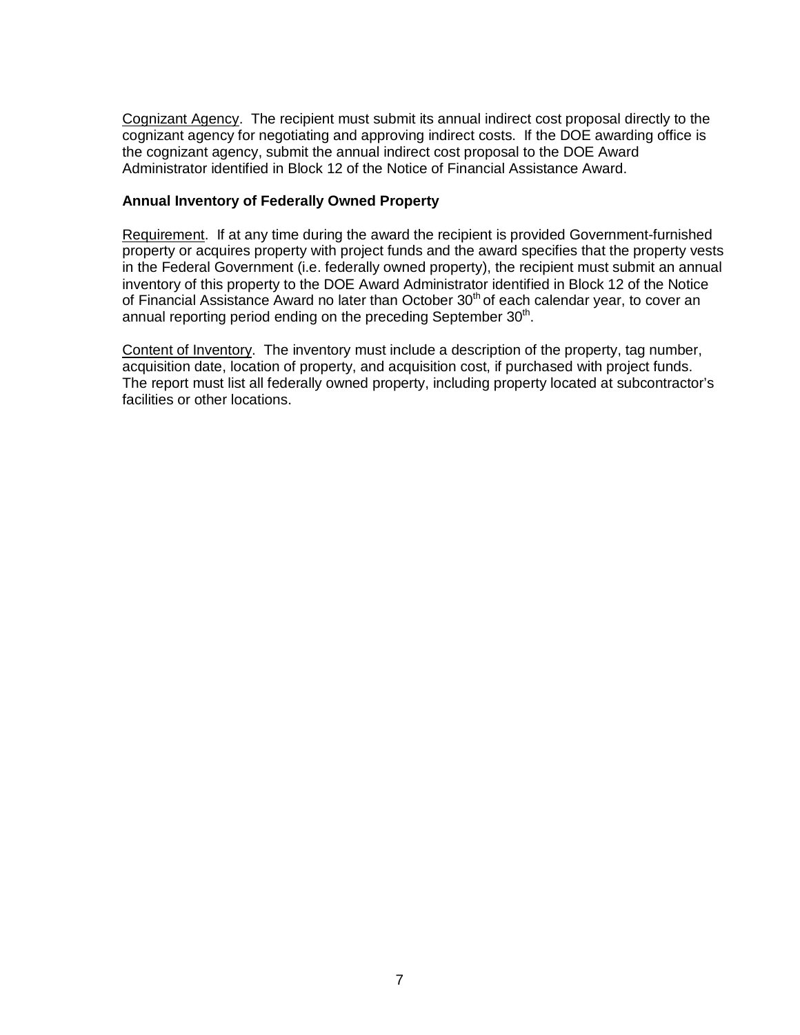Cognizant Agency. The recipient must submit its annual indirect cost proposal directly to the cognizant agency for negotiating and approving indirect costs. If the DOE awarding office is the cognizant agency, submit the annual indirect cost proposal to the DOE Award Administrator identified in Block 12 of the Notice of Financial Assistance Award.

**Annual Inventory of Federally Owned Property**

Requirement. If at any time during the award the recipient is provided Government-furnished property or acquires property with project funds and the award specifies that the property vests in the Federal Government (i.e. federally owned property), the recipient must submit an annual inventory of this property to the DOE Award Administrator identified in Block 12 of the Notice of Financial Assistance Award no later than October 30th of each calendar year, to cover an annual reporting period ending on the preceding September 30th.

Content of Inventory. The inventory must include a description of the property, tag number, acquisition date, location of property, and acquisition cost, if purchased with project funds. The report must list all federally owned property, including property located at subcontractor's facilities or other locations.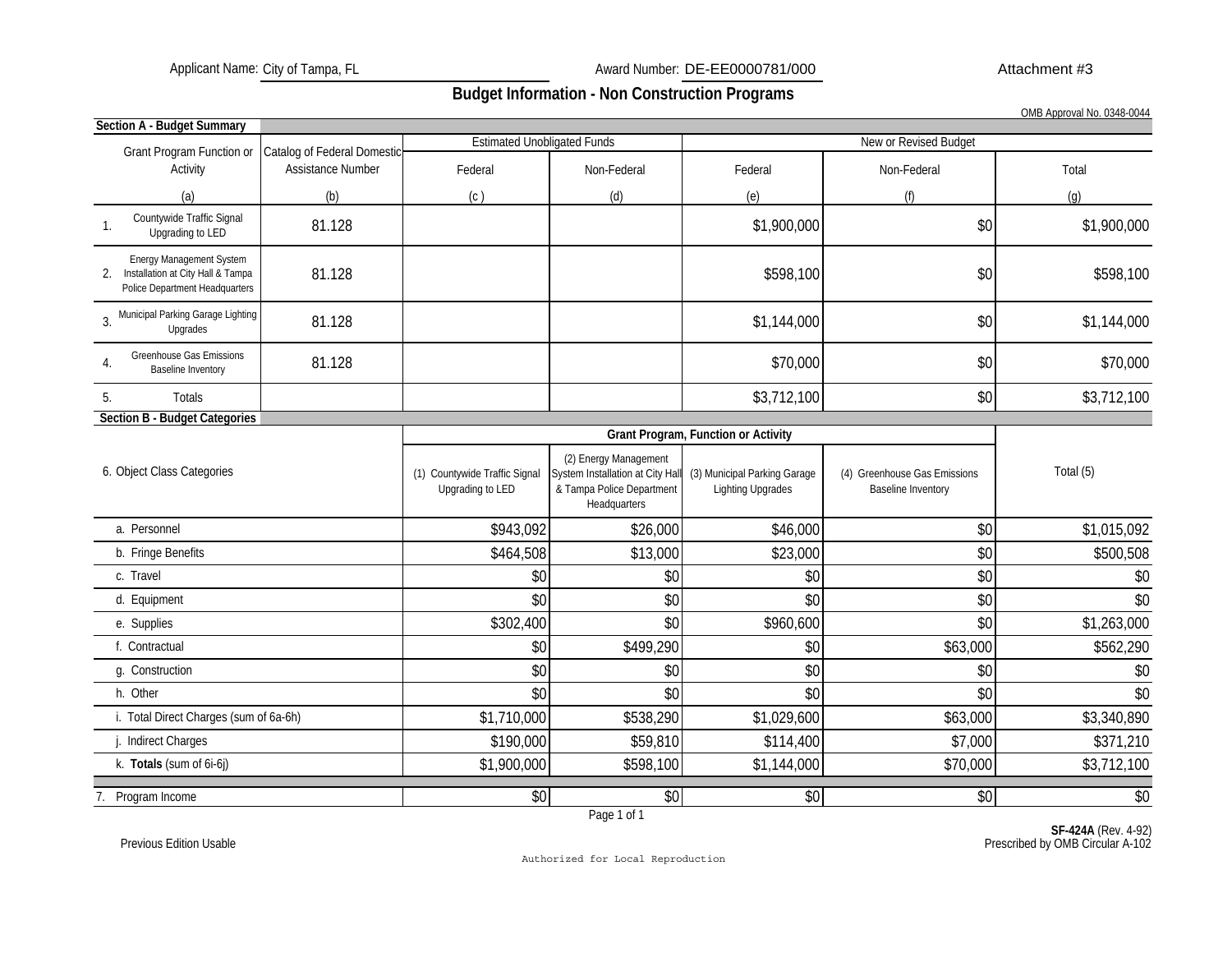Applicant Name: City of Tampa, FL　　Award Number: DE-EE0000781/000　　Attachment #3

# Budget Information - Non Construction Programs

OMB Approval No. 0348-0044

## Section A - Budget Summary

| Grant Program Function or Activity | Catalog of Federal Domestic Assistance Number | Estimated Unobligated Funds | | New or Revised Budget | | |
|---|---|---|---|---|---|---|
| | | Federal | Non-Federal | Federal | Non-Federal | Total |
| (a) | (b) | (c ) | (d) | (e) | (f) | (g) |
| 1. Countywide Traffic Signal Upgrading to LED | 81.128 | | | $1,900,000 | $0 | $1,900,000 |
| 2. Energy Management System Installation at City Hall & Tampa Police Department Headquarters | 81.128 | | | $598,100 | $0 | $598,100 |
| 3. Municipal Parking Garage Lighting Upgrades | 81.128 | | | $1,144,000 | $0 | $1,144,000 |
| 4. Greenhouse Gas Emissions Baseline Inventory | 81.128 | | | $70,000 | $0 | $70,000 |
| 5. Totals | | | | $3,712,100 | $0 | $3,712,100 |

## Section B - Budget Categories

| 6. Object Class Categories | Grant Program, Function or Activity | | | | Total (5) |
|---|---|---|---|---|---|
| | (1) Countywide Traffic Signal Upgrading to LED | (2) Energy Management System Installation at City Hall & Tampa Police Department Headquarters | (3) Municipal Parking Garage Lighting Upgrades | (4) Greenhouse Gas Emissions Baseline Inventory | |
| a. Personnel | $943,092 | $26,000 | $46,000 | $0 | $1,015,092 |
| b. Fringe Benefits | $464,508 | $13,000 | $23,000 | $0 | $500,508 |
| c. Travel | $0 | $0 | $0 | $0 | $0 |
| d. Equipment | $0 | $0 | $0 | $0 | $0 |
| e. Supplies | $302,400 | $0 | $960,600 | $0 | $1,263,000 |
| f. Contractual | $0 | $499,290 | $0 | $63,000 | $562,290 |
| g. Construction | $0 | $0 | $0 | $0 | $0 |
| h. Other | $0 | $0 | $0 | $0 | $0 |
| i. Total Direct Charges (sum of 6a-6h) | $1,710,000 | $538,290 | $1,029,600 | $63,000 | $3,340,890 |
| j. Indirect Charges | $190,000 | $59,810 | $114,400 | $7,000 | $371,210 |
| k. **Totals** (sum of 6i-6j) | $1,900,000 | $598,100 | $1,144,000 | $70,000 | $3,712,100 |
| 7. Program Income | $0 | $0 | $0 | $0 | $0 |

Previous Edition Usable

**SF-424A** (Rev. 4-92)
Prescribed by OMB Circular A-102

Authorized for Local Reproduction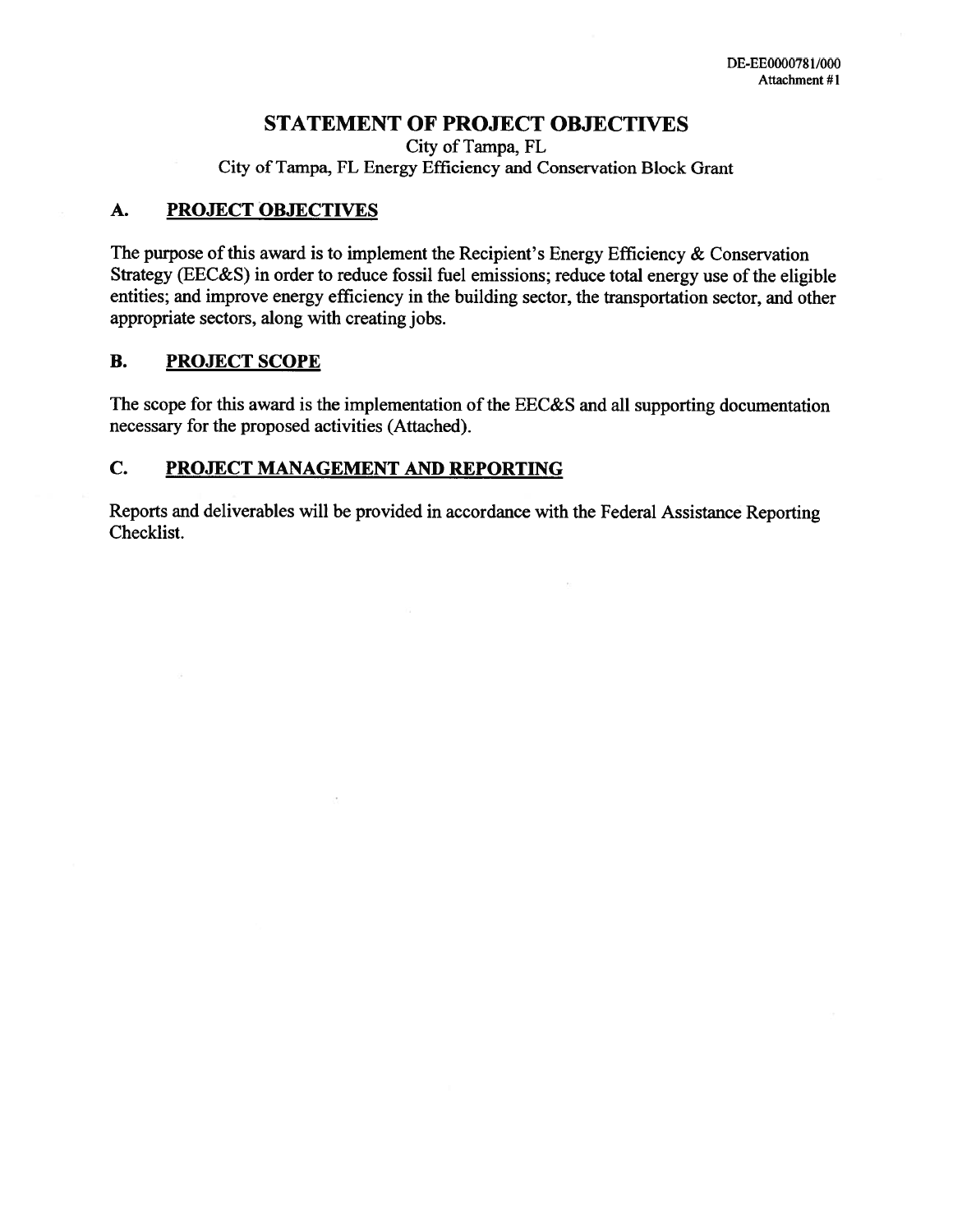DE-EE0000781/000
Attachment #1

# STATEMENT OF PROJECT OBJECTIVES

City of Tampa, FL
City of Tampa, FL Energy Efficiency and Conservation Block Grant

## A. PROJECT OBJECTIVES

The purpose of this award is to implement the Recipient's Energy Efficiency & Conservation Strategy (EEC&S) in order to reduce fossil fuel emissions; reduce total energy use of the eligible entities; and improve energy efficiency in the building sector, the transportation sector, and other appropriate sectors, along with creating jobs.

## B. PROJECT SCOPE

The scope for this award is the implementation of the EEC&S and all supporting documentation necessary for the proposed activities (Attached).

## C. PROJECT MANAGEMENT AND REPORTING

Reports and deliverables will be provided in accordance with the Federal Assistance Reporting Checklist.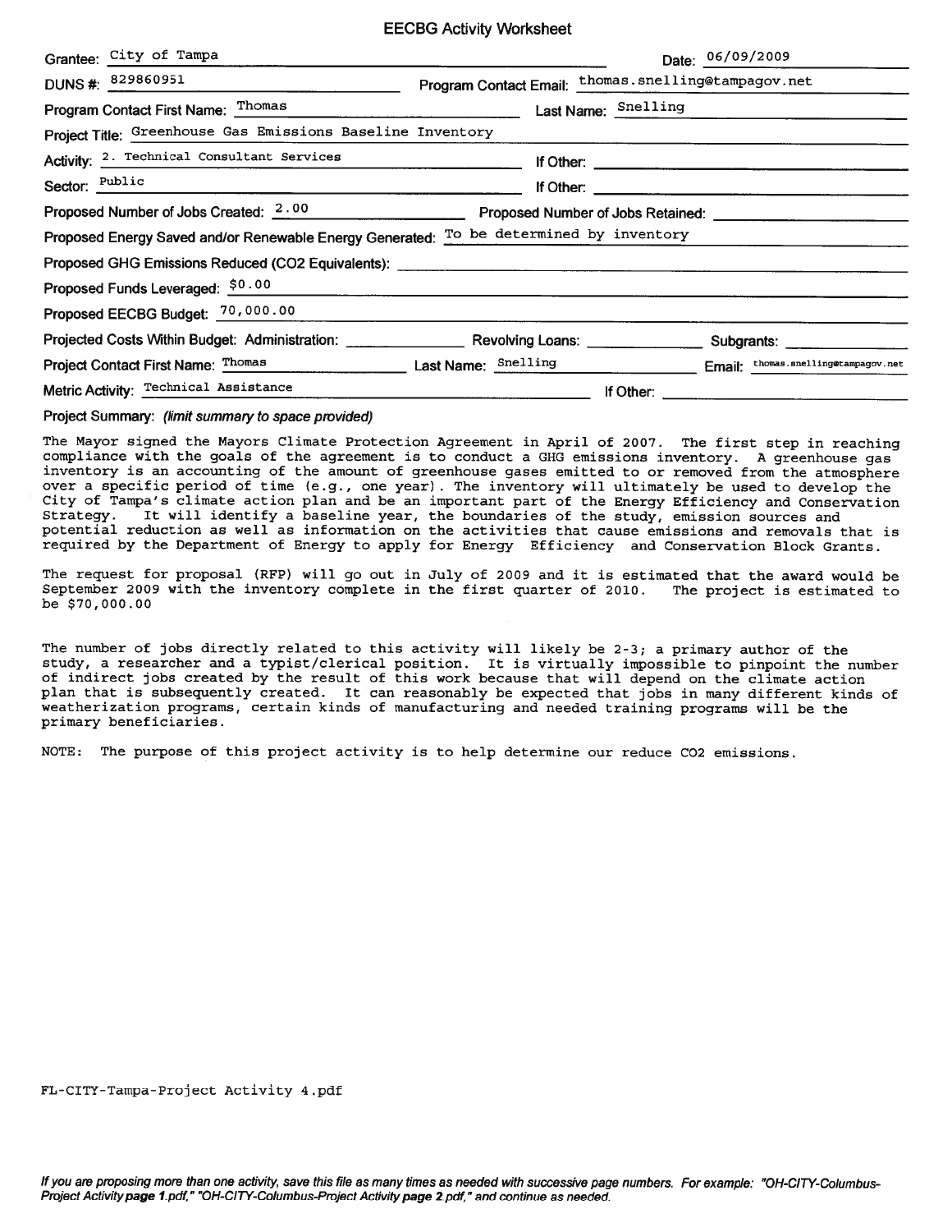# EECBG Activity Worksheet

Grantee: City of Tampa

Date: 06/09/2009

DUNS #: 829860951

Program Contact Email: thomas.snelling@tampagov.net

Program Contact First Name: Thomas

Last Name: Snelling

Project Title: Greenhouse Gas Emissions Baseline Inventory

Activity: 2. Technical Consultant Services

If Other:

Sector: Public

If Other:

Proposed Number of Jobs Created: 2.00

Proposed Number of Jobs Retained:

Proposed Energy Saved and/or Renewable Energy Generated: To be determined by inventory

Proposed GHG Emissions Reduced (CO2 Equivalents):

Proposed Funds Leveraged: $0.00

Proposed EECBG Budget: 70,000.00

Projected Costs Within Budget: Administration:

Revolving Loans:

Subgrants:

Project Contact First Name: Thomas

Last Name: Snelling

Email: thomas.snelling@tampagov.net

Metric Activity: Technical Assistance

If Other:

Project Summary: *(limit summary to space provided)*

The Mayor signed the Mayors Climate Protection Agreement in April of 2007. The first step in reaching compliance with the goals of the agreement is to conduct a GHG emissions inventory. A greenhouse gas inventory is an accounting of the amount of greenhouse gases emitted to or removed from the atmosphere over a specific period of time (e.g., one year). The inventory will ultimately be used to develop the City of Tampa's climate action plan and be an important part of the Energy Efficiency and Conservation Strategy. It will identify a baseline year, the boundaries of the study, emission sources and potential reduction as well as information on the activities that cause emissions and removals that is required by the Department of Energy to apply for Energy Efficiency and Conservation Block Grants.

The request for proposal (RFP) will go out in July of 2009 and it is estimated that the award would be September 2009 with the inventory complete in the first quarter of 2010. The project is estimated to be $70,000.00

The number of jobs directly related to this activity will likely be 2-3; a primary author of the study, a researcher and a typist/clerical position. It is virtually impossible to pinpoint the number of indirect jobs created by the result of this work because that will depend on the climate action plan that is subsequently created. It can reasonably be expected that jobs in many different kinds of weatherization programs, certain kinds of manufacturing and needed training programs will be the primary beneficiaries.

NOTE: The purpose of this project activity is to help determine our reduce CO2 emissions.

FL-CITY-Tampa-Project Activity 4.pdf

*If you are proposing more than one activity, save this file as many times as needed with successive page numbers. For example: "OH-CITY-Columbus-Project Activity **page 1**.pdf," "OH-CITY-Columbus-Project Activity **page 2**.pdf," and continue as needed.*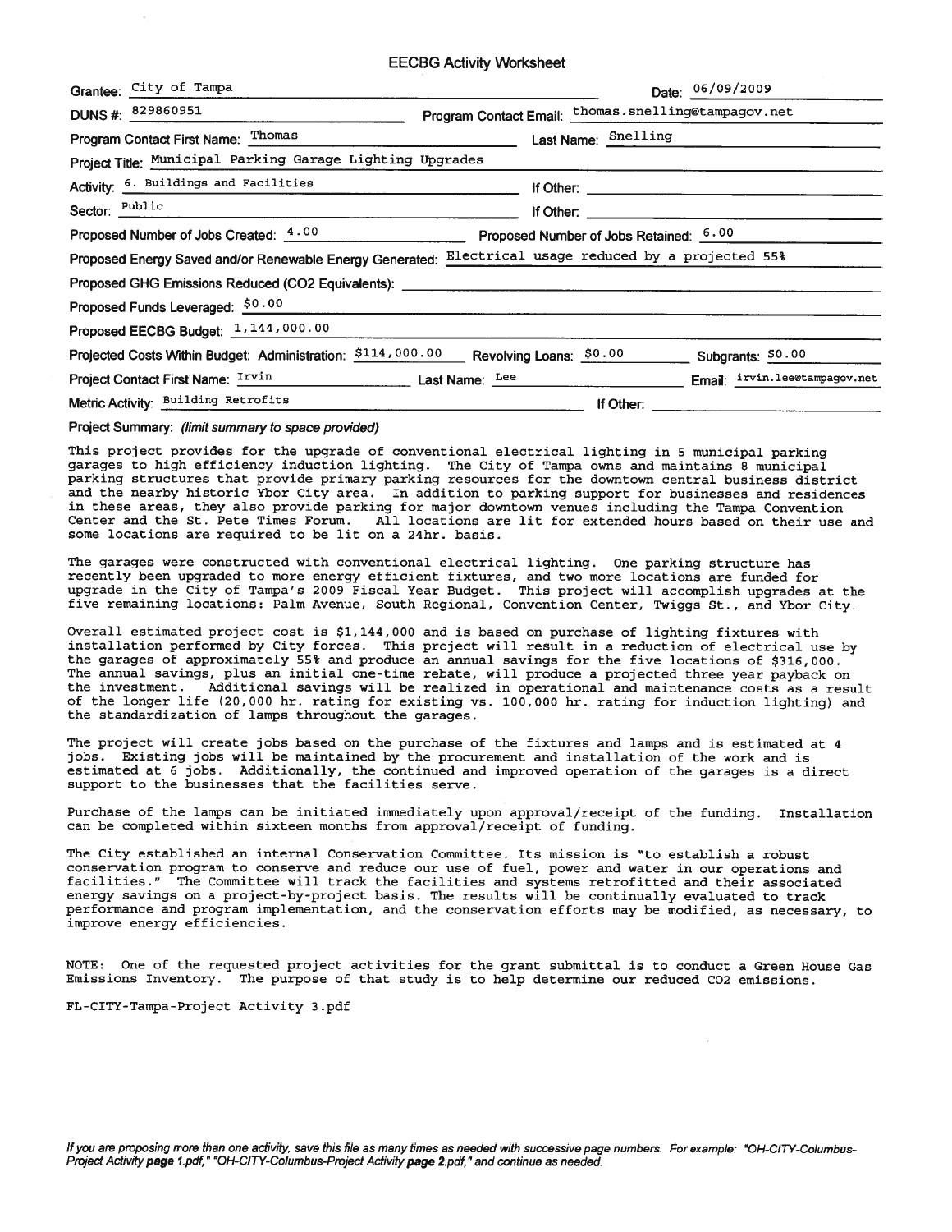# EECBG Activity Worksheet

Grantee: City of Tampa

Date: 06/09/2009

DUNS #: 829860951

Program Contact Email: thomas.snelling@tampagov.net

Program Contact First Name: Thomas

Last Name: Snelling

Project Title: Municipal Parking Garage Lighting Upgrades

Activity: 6. Buildings and Facilities

If Other:

Sector: Public

If Other:

Proposed Number of Jobs Created: 4.00

Proposed Number of Jobs Retained: 6.00

Proposed Energy Saved and/or Renewable Energy Generated: Electrical usage reduced by a projected 55%

Proposed GHG Emissions Reduced (CO2 Equivalents):

Proposed Funds Leveraged: $0.00

Proposed EECBG Budget: 1,144,000.00

Projected Costs Within Budget: Administration: $114,000.00

Revolving Loans: $0.00

Subgrants: $0.00

Project Contact First Name: Irvin

Last Name: Lee

Email: irvin.lee@tampagov.net

Metric Activity: Building Retrofits

If Other:

Project Summary: *(limit summary to space provided)*

This project provides for the upgrade of conventional electrical lighting in 5 municipal parking garages to high efficiency induction lighting. The City of Tampa owns and maintains 8 municipal parking structures that provide primary parking resources for the downtown central business district and the nearby historic Ybor City area. In addition to parking support for businesses and residences in these areas, they also provide parking for major downtown venues including the Tampa Convention Center and the St. Pete Times Forum. All locations are lit for extended hours based on their use and some locations are required to be lit on a 24hr. basis.

The garages were constructed with conventional electrical lighting. One parking structure has recently been upgraded to more energy efficient fixtures, and two more locations are funded for upgrade in the City of Tampa's 2009 Fiscal Year Budget. This project will accomplish upgrades at the five remaining locations: Palm Avenue, South Regional, Convention Center, Twiggs St., and Ybor City.

Overall estimated project cost is $1,144,000 and is based on purchase of lighting fixtures with installation performed by City forces. This project will result in a reduction of electrical use by the garages of approximately 55% and produce an annual savings for the five locations of $316,000. The annual savings, plus an initial one-time rebate, will produce a projected three year payback on the investment. Additional savings will be realized in operational and maintenance costs as a result of the longer life (20,000 hr. rating for existing vs. 100,000 hr. rating for induction lighting) and the standardization of lamps throughout the garages.

The project will create jobs based on the purchase of the fixtures and lamps and is estimated at 4 jobs. Existing jobs will be maintained by the procurement and installation of the work and is estimated at 6 jobs. Additionally, the continued and improved operation of the garages is a direct support to the businesses that the facilities serve.

Purchase of the lamps can be initiated immediately upon approval/receipt of the funding. Installation can be completed within sixteen months from approval/receipt of funding.

The City established an internal Conservation Committee. Its mission is "to establish a robust conservation program to conserve and reduce our use of fuel, power and water in our operations and facilities." The Committee will track the facilities and systems retrofitted and their associated energy savings on a project-by-project basis. The results will be continually evaluated to track performance and program implementation, and the conservation efforts may be modified, as necessary, to improve energy efficiencies.

NOTE: One of the requested project activities for the grant submittal is to conduct a Green House Gas Emissions Inventory. The purpose of that study is to help determine our reduced CO2 emissions.

FL-CITY-Tampa-Project Activity 3.pdf

*If you are proposing more than one activity, save this file as many times as needed with successive page numbers. For example: "OH-CITY-Columbus-Project Activity **page** 1.pdf," "OH-CITY-Columbus-Project Activity **page** 2.pdf," and continue as needed.*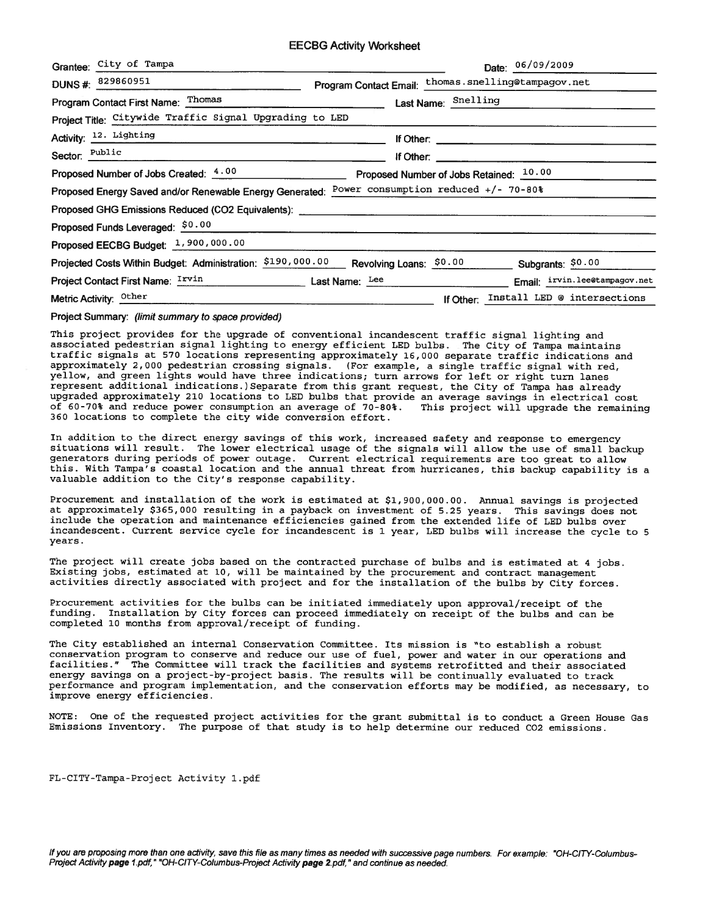# EECBG Activity Worksheet

Grantee: City of Tampa

Date: 06/09/2009

DUNS #: 829860951

Program Contact Email: thomas.snelling@tampagov.net

Program Contact First Name: Thomas

Last Name: Snelling

Project Title: Citywide Traffic Signal Upgrading to LED

Activity: 12. Lighting

If Other:

Sector: Public

If Other:

Proposed Number of Jobs Created: 4.00

Proposed Number of Jobs Retained: 10.00

Proposed Energy Saved and/or Renewable Energy Generated: Power consumption reduced +/- 70-80%

Proposed GHG Emissions Reduced (CO2 Equivalents):

Proposed Funds Leveraged: $0.00

Proposed EECBG Budget: 1,900,000.00

Projected Costs Within Budget: Administration: $190,000.00

Revolving Loans: $0.00

Subgrants: $0.00

Project Contact First Name: Irvin

Last Name: Lee

Email: irvin.lee@tampagov.net

Metric Activity: Other

If Other: Install LED @ intersections

Project Summary: *(limit summary to space provided)*

This project provides for the upgrade of conventional incandescent traffic signal lighting and associated pedestrian signal lighting to energy efficient LED bulbs. The City of Tampa maintains traffic signals at 570 locations representing approximately 16,000 separate traffic indications and approximately 2,000 pedestrian crossing signals. (For example, a single traffic signal with red, yellow, and green lights would have three indications; turn arrows for left or right turn lanes represent additional indications.) Separate from this grant request, the City of Tampa has already upgraded approximately 210 locations to LED bulbs that provide an average savings in electrical cost of 60-70% and reduce power consumption an average of 70-80%. This project will upgrade the remaining 360 locations to complete the city wide conversion effort.

In addition to the direct energy savings of this work, increased safety and response to emergency situations will result. The lower electrical usage of the signals will allow the use of small backup generators during periods of power outage. Current electrical requirements are too great to allow this. With Tampa's coastal location and the annual threat from hurricanes, this backup capability is a valuable addition to the City's response capability.

Procurement and installation of the work is estimated at $1,900,000.00. Annual savings is projected at approximately $365,000 resulting in a payback on investment of 5.25 years. This savings does not include the operation and maintenance efficiencies gained from the extended life of LED bulbs over incandescent. Current service cycle for incandescent is 1 year, LED bulbs will increase the cycle to 5 years.

The project will create jobs based on the contracted purchase of bulbs and is estimated at 4 jobs. Existing jobs, estimated at 10, will be maintained by the procurement and contract management activities directly associated with project and for the installation of the bulbs by City forces.

Procurement activities for the bulbs can be initiated immediately upon approval/receipt of the funding. Installation by City forces can proceed immediately on receipt of the bulbs and can be completed 10 months from approval/receipt of funding.

The City established an internal Conservation Committee. Its mission is "to establish a robust conservation program to conserve and reduce our use of fuel, power and water in our operations and facilities." The Committee will track the facilities and systems retrofitted and their associated energy savings on a project-by-project basis. The results will be continually evaluated to track performance and program implementation, and the conservation efforts may be modified, as necessary, to improve energy efficiencies.

NOTE: One of the requested project activities for the grant submittal is to conduct a Green House Gas Emissions Inventory. The purpose of that study is to help determine our reduced $CO_2$ emissions.

FL-CITY-Tampa-Project Activity 1.pdf

*If you are proposing more than one activity, save this file as many times as needed with successive page numbers. For example: "OH-CITY-Columbus-Project Activity **page** 1.pdf," "OH-CITY-Columbus-Project Activity **page 2**.pdf," and continue as needed.*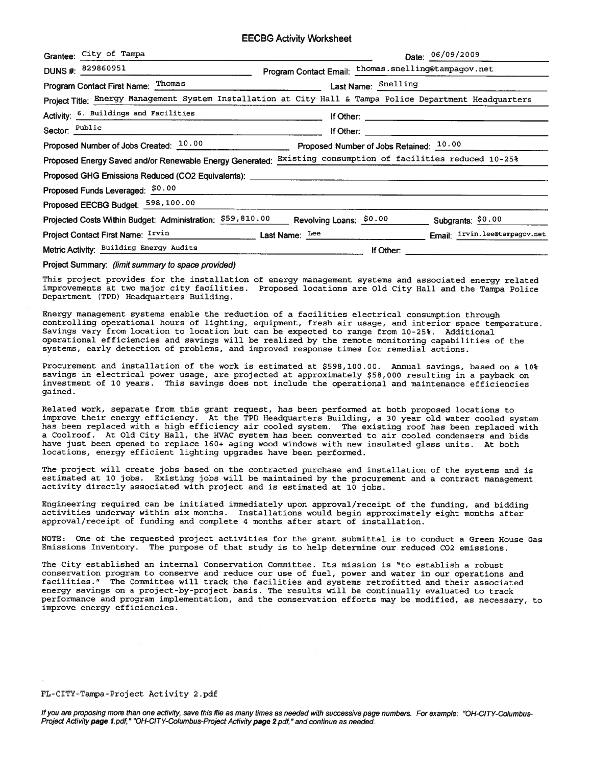# EECBG Activity Worksheet

Grantee: City of Tampa

Date: 06/09/2009

DUNS #: 829860951

Program Contact Email: thomas.snelling@tampagov.net

Program Contact First Name: Thomas

Last Name: Snelling

Project Title: Energy Management System Installation at City Hall & Tampa Police Department Headquarters

Activity: 6. Buildings and Facilities

If Other:

Sector: Public

If Other:

Proposed Number of Jobs Created: 10.00

Proposed Number of Jobs Retained: 10.00

Proposed Energy Saved and/or Renewable Energy Generated: Existing consumption of facilities reduced 10-25%

Proposed GHG Emissions Reduced (CO2 Equivalents):

Proposed Funds Leveraged: $0.00

Proposed EECBG Budget: 598,100.00

Projected Costs Within Budget: Administration: $59,810.00

Revolving Loans: $0.00

Subgrants: $0.00

Project Contact First Name: Irvin

Last Name: Lee

Email: irvin.lee@tampagov.net

Metric Activity: Building Energy Audits

If Other:

Project Summary: *(limit summary to space provided)*

This project provides for the installation of energy management systems and associated energy related improvements at two major city facilities. Proposed locations are Old City Hall and the Tampa Police Department (TPD) Headquarters Building.

Energy management systems enable the reduction of a facilities electrical consumption through controlling operational hours of lighting, equipment, fresh air usage, and interior space temperature. Savings vary from location to location but can be expected to range from 10-25%. Additional operational efficiencies and savings will be realized by the remote monitoring capabilities of the systems, early detection of problems, and improved response times for remedial actions.

Procurement and installation of the work is estimated at $598,100.00. Annual savings, based on a 10% savings in electrical power usage, are projected at approximately $58,000 resulting in a payback on investment of 10 years. This savings does not include the operational and maintenance efficiencies gained.

Related work, separate from this grant request, has been performed at both proposed locations to improve their energy efficiency. At the TPD Headquarters Building, a 30 year old water cooled system has been replaced with a high efficiency air cooled system. The existing roof has been replaced with a Coolroof. At Old City Hall, the HVAC system has been converted to air cooled condensers and bids have just been opened to replace 160+ aging wood windows with new insulated glass units. At both locations, energy efficient lighting upgrades have been performed.

The project will create jobs based on the contracted purchase and installation of the systems and is estimated at 10 jobs. Existing jobs will be maintained by the procurement and a contract management activity directly associated with project and is estimated at 10 jobs.

Engineering required can be initiated immediately upon approval/receipt of the funding, and bidding activities underway within six months. Installations would begin approximately eight months after approval/receipt of funding and complete 4 months after start of installation.

NOTE: One of the requested project activities for the grant submittal is to conduct a Green House Gas Emissions Inventory. The purpose of that study is to help determine our reduced CO2 emissions.

The City established an internal Conservation Committee. Its mission is "to establish a robust conservation program to conserve and reduce our use of fuel, power and water in our operations and facilities." The Committee will track the facilities and systems retrofitted and their associated energy savings on a project-by-project basis. The results will be continually evaluated to track performance and program implementation, and the conservation efforts may be modified, as necessary, to improve energy efficiencies.

FL-CITY-Tampa-Project Activity 2.pdf

*If you are proposing more than one activity, save this file as many times as needed with successive page numbers. For example: "OH-CITY-Columbus-Project Activity **page 1**.pdf," "OH-CITY-Columbus-Project Activity **page 2**.pdf," and continue as needed.*